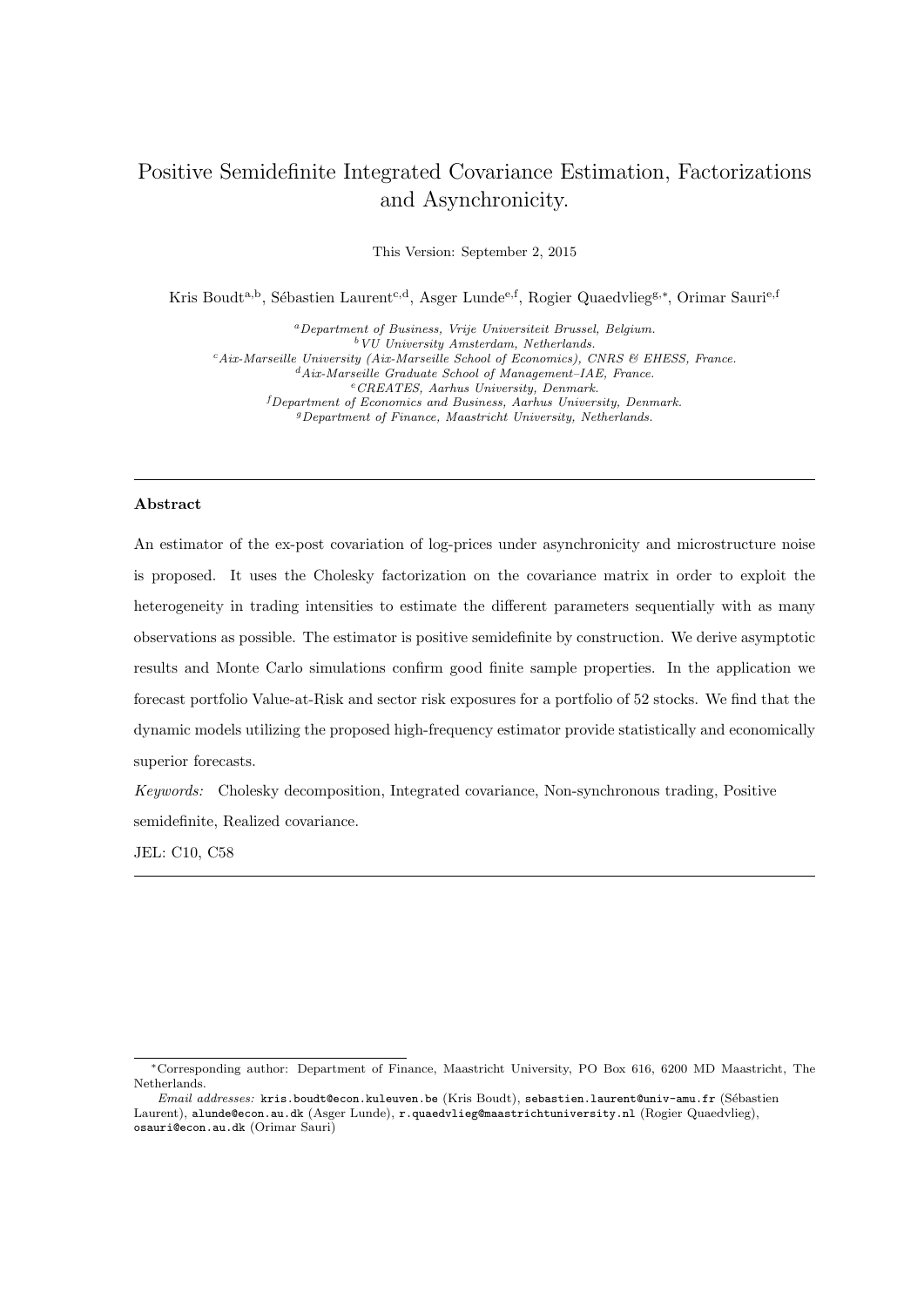# Positive Semidefinite Integrated Covariance Estimation, Factorizations and Asynchronicity.

This Version: September 2, 2015

Kris Boudt[a,b], Sébastien Laurent[c,d], Asger Lunde[e,f], Rogier Quaedvlieg[g,*], Orimar Sauri[e,f]

[a]*Department of Business, Vrije Universiteit Brussel, Belgium.*
[b]*VU University Amsterdam, Netherlands.*
[c]*Aix-Marseille University (Aix-Marseille School of Economics), CNRS & EHESS, France.*
[d]*Aix-Marseille Graduate School of Management–IAE, France.*
[e]*CREATES, Aarhus University, Denmark.*
[f]*Department of Economics and Business, Aarhus University, Denmark.*
[g]*Department of Finance, Maastricht University, Netherlands.*

---

**Abstract**

An estimator of the ex-post covariation of log-prices under asynchronicity and microstructure noise is proposed. It uses the Cholesky factorization on the covariance matrix in order to exploit the heterogeneity in trading intensities to estimate the different parameters sequentially with as many observations as possible. The estimator is positive semidefinite by construction. We derive asymptotic results and Monte Carlo simulations confirm good finite sample properties. In the application we forecast portfolio Value-at-Risk and sector risk exposures for a portfolio of 52 stocks. We find that the dynamic models utilizing the proposed high-frequency estimator provide statistically and economically superior forecasts.

*Keywords:* Cholesky decomposition, Integrated covariance, Non-synchronous trading, Positive semidefinite, Realized covariance.

JEL: C10, C58

---

*Corresponding author: Department of Finance, Maastricht University, PO Box 616, 6200 MD Maastricht, The Netherlands.

*Email addresses:* kris.boudt@econ.kuleuven.be (Kris Boudt), sebastien.laurent@univ-amu.fr (Sébastien Laurent), alunde@econ.au.dk (Asger Lunde), r.quaedvlieg@maastrichtuniversity.nl (Rogier Quaedvlieg), osauri@econ.au.dk (Orimar Sauri)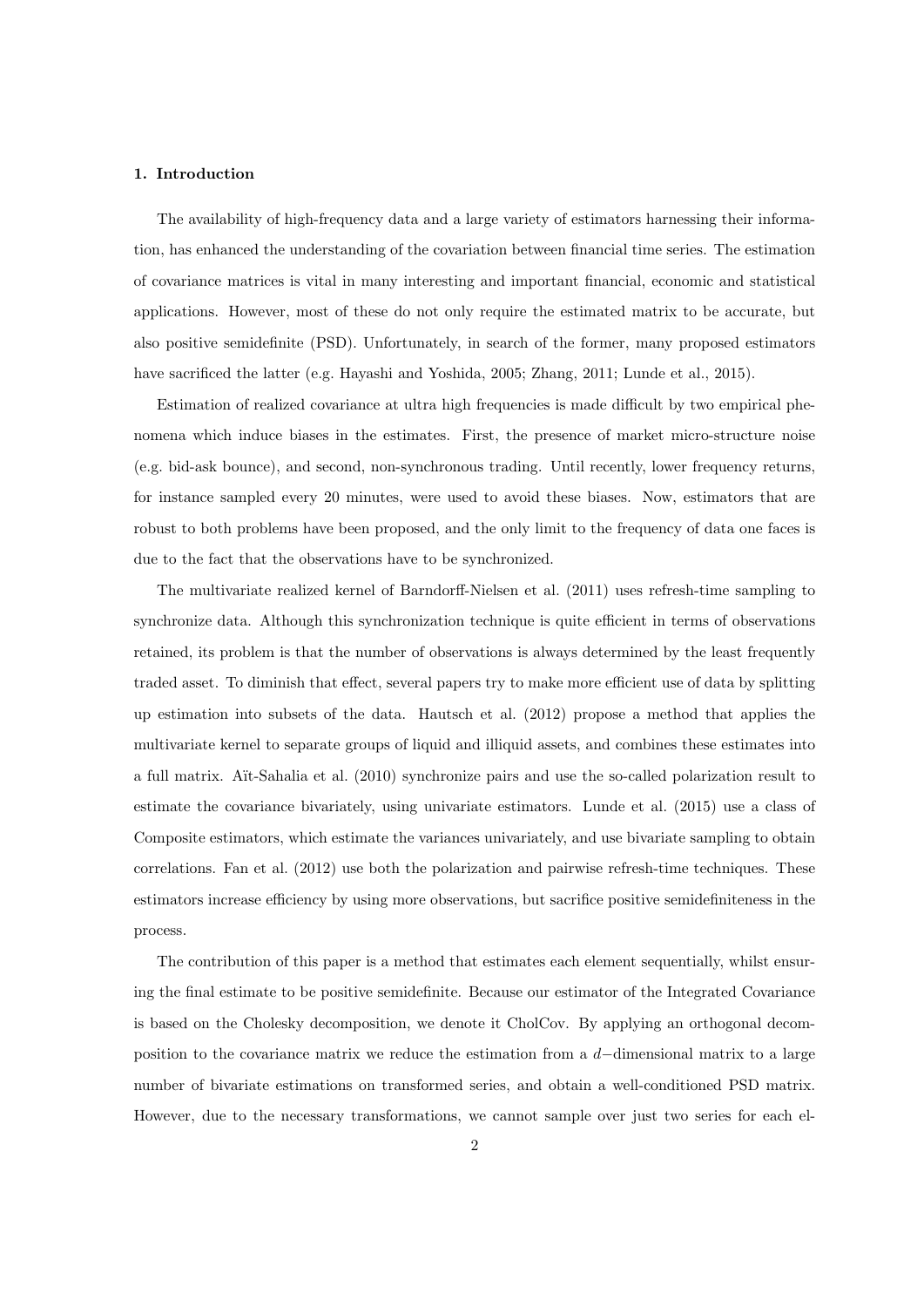## 1. Introduction

The availability of high-frequency data and a large variety of estimators harnessing their information, has enhanced the understanding of the covariation between financial time series. The estimation of covariance matrices is vital in many interesting and important financial, economic and statistical applications. However, most of these do not only require the estimated matrix to be accurate, but also positive semidefinite (PSD). Unfortunately, in search of the former, many proposed estimators have sacrificed the latter (e.g. Hayashi and Yoshida, 2005; Zhang, 2011; Lunde et al., 2015).

Estimation of realized covariance at ultra high frequencies is made difficult by two empirical phenomena which induce biases in the estimates. First, the presence of market micro-structure noise (e.g. bid-ask bounce), and second, non-synchronous trading. Until recently, lower frequency returns, for instance sampled every 20 minutes, were used to avoid these biases. Now, estimators that are robust to both problems have been proposed, and the only limit to the frequency of data one faces is due to the fact that the observations have to be synchronized.

The multivariate realized kernel of Barndorff-Nielsen et al. (2011) uses refresh-time sampling to synchronize data. Although this synchronization technique is quite efficient in terms of observations retained, its problem is that the number of observations is always determined by the least frequently traded asset. To diminish that effect, several papers try to make more efficient use of data by splitting up estimation into subsets of the data. Hautsch et al. (2012) propose a method that applies the multivariate kernel to separate groups of liquid and illiquid assets, and combines these estimates into a full matrix. Aït-Sahalia et al. (2010) synchronize pairs and use the so-called polarization result to estimate the covariance bivariately, using univariate estimators. Lunde et al. (2015) use a class of Composite estimators, which estimate the variances univariately, and use bivariate sampling to obtain correlations. Fan et al. (2012) use both the polarization and pairwise refresh-time techniques. These estimators increase efficiency by using more observations, but sacrifice positive semidefiniteness in the process.

The contribution of this paper is a method that estimates each element sequentially, whilst ensuring the final estimate to be positive semidefinite. Because our estimator of the Integrated Covariance is based on the Cholesky decomposition, we denote it CholCov. By applying an orthogonal decomposition to the covariance matrix we reduce the estimation from a $d-$dimensional matrix to a large number of bivariate estimations on transformed series, and obtain a well-conditioned PSD matrix. However, due to the necessary transformations, we cannot sample over just two series for each el-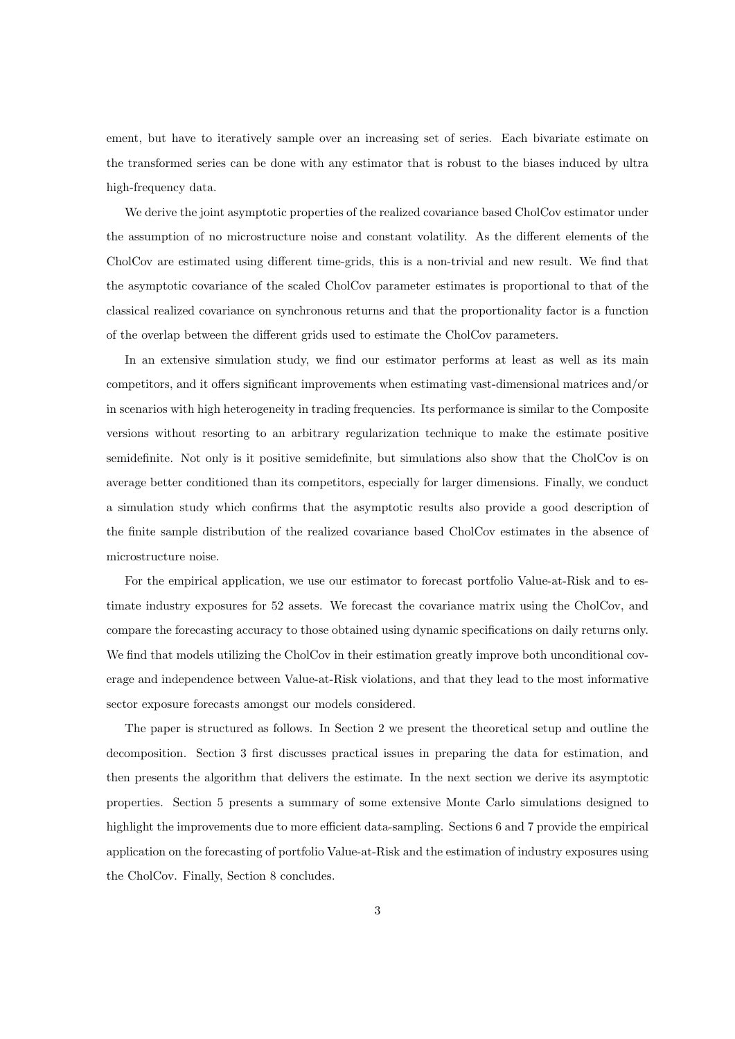ement, but have to iteratively sample over an increasing set of series. Each bivariate estimate on the transformed series can be done with any estimator that is robust to the biases induced by ultra high-frequency data.

We derive the joint asymptotic properties of the realized covariance based CholCov estimator under the assumption of no microstructure noise and constant volatility. As the different elements of the CholCov are estimated using different time-grids, this is a non-trivial and new result. We find that the asymptotic covariance of the scaled CholCov parameter estimates is proportional to that of the classical realized covariance on synchronous returns and that the proportionality factor is a function of the overlap between the different grids used to estimate the CholCov parameters.

In an extensive simulation study, we find our estimator performs at least as well as its main competitors, and it offers significant improvements when estimating vast-dimensional matrices and/or in scenarios with high heterogeneity in trading frequencies. Its performance is similar to the Composite versions without resorting to an arbitrary regularization technique to make the estimate positive semidefinite. Not only is it positive semidefinite, but simulations also show that the CholCov is on average better conditioned than its competitors, especially for larger dimensions. Finally, we conduct a simulation study which confirms that the asymptotic results also provide a good description of the finite sample distribution of the realized covariance based CholCov estimates in the absence of microstructure noise.

For the empirical application, we use our estimator to forecast portfolio Value-at-Risk and to estimate industry exposures for 52 assets. We forecast the covariance matrix using the CholCov, and compare the forecasting accuracy to those obtained using dynamic specifications on daily returns only. We find that models utilizing the CholCov in their estimation greatly improve both unconditional coverage and independence between Value-at-Risk violations, and that they lead to the most informative sector exposure forecasts amongst our models considered.

The paper is structured as follows. In Section 2 we present the theoretical setup and outline the decomposition. Section 3 first discusses practical issues in preparing the data for estimation, and then presents the algorithm that delivers the estimate. In the next section we derive its asymptotic properties. Section 5 presents a summary of some extensive Monte Carlo simulations designed to highlight the improvements due to more efficient data-sampling. Sections 6 and 7 provide the empirical application on the forecasting of portfolio Value-at-Risk and the estimation of industry exposures using the CholCov. Finally, Section 8 concludes.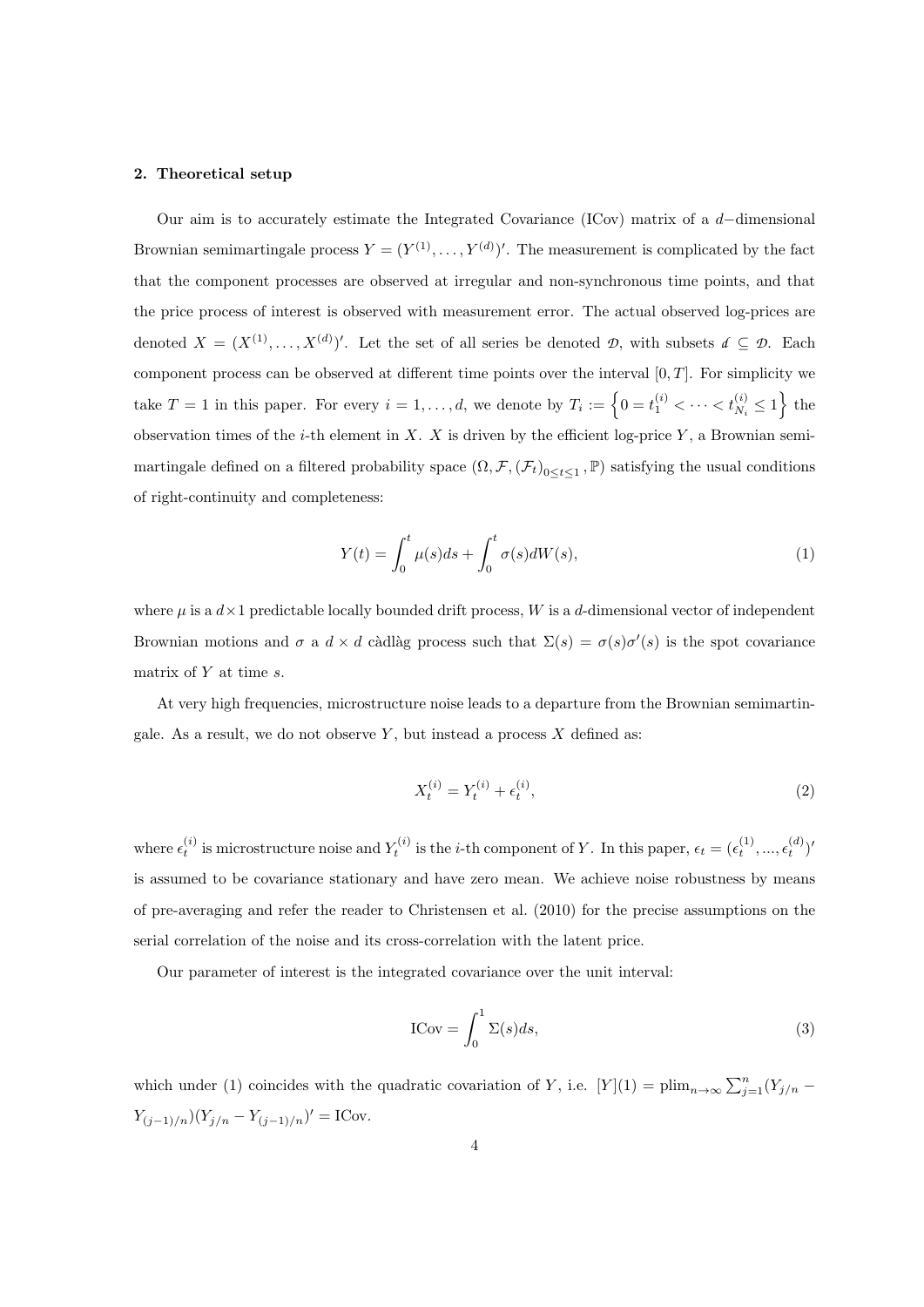## 2. Theoretical setup

Our aim is to accurately estimate the Integrated Covariance (ICov) matrix of a $d-$dimensional Brownian semimartingale process $Y = (Y^{(1)}, \ldots, Y^{(d)})'$. The measurement is complicated by the fact that the component processes are observed at irregular and non-synchronous time points, and that the price process of interest is observed with measurement error. The actual observed log-prices are denoted $X = (X^{(1)}, \ldots, X^{(d)})'$. Let the set of all series be denoted $\mathcal{D}$, with subsets $\mathcal{d} \subseteq \mathcal{D}$. Each component process can be observed at different time points over the interval $[0, T]$. For simplicity we take $T = 1$ in this paper. For every $i = 1, \ldots, d$, we denote by $T_i := \left\{0 = t_1^{(i)} < \cdots < t_{N_i}^{(i)} \leq 1\right\}$ the observation times of the $i$-th element in $X$. $X$ is driven by the efficient log-price $Y$, a Brownian semimartingale defined on a filtered probability space $(\Omega, \mathcal{F}, (\mathcal{F}_t)_{0 \leq t \leq 1}, \mathbb{P})$ satisfying the usual conditions of right-continuity and completeness:

$$Y(t) = \int_0^t \mu(s)ds + \int_0^t \sigma(s)dW(s), \tag{1}$$

where $\mu$ is a $d \times 1$ predictable locally bounded drift process, $W$ is a $d$-dimensional vector of independent Brownian motions and $\sigma$ a $d \times d$ càdlàg process such that $\Sigma(s) = \sigma(s)\sigma'(s)$ is the spot covariance matrix of $Y$ at time $s$.

At very high frequencies, microstructure noise leads to a departure from the Brownian semimartingale. As a result, we do not observe $Y$, but instead a process $X$ defined as:

$$X_t^{(i)} = Y_t^{(i)} + \epsilon_t^{(i)}, \tag{2}$$

where $\epsilon_t^{(i)}$ is microstructure noise and $Y_t^{(i)}$ is the $i$-th component of $Y$. In this paper, $\epsilon_t = (\epsilon_t^{(1)}, ..., \epsilon_t^{(d)})'$ is assumed to be covariance stationary and have zero mean. We achieve noise robustness by means of pre-averaging and refer the reader to Christensen et al. (2010) for the precise assumptions on the serial correlation of the noise and its cross-correlation with the latent price.

Our parameter of interest is the integrated covariance over the unit interval:

$$\text{ICov} = \int_0^1 \Sigma(s)ds, \tag{3}$$

which under (1) coincides with the quadratic covariation of $Y$, i.e. $[Y](1) = \text{plim}_{n \to \infty} \sum_{j=1}^{n} (Y_{j/n} - Y_{(j-1)/n})(Y_{j/n} - Y_{(j-1)/n})' = \text{ICov}$.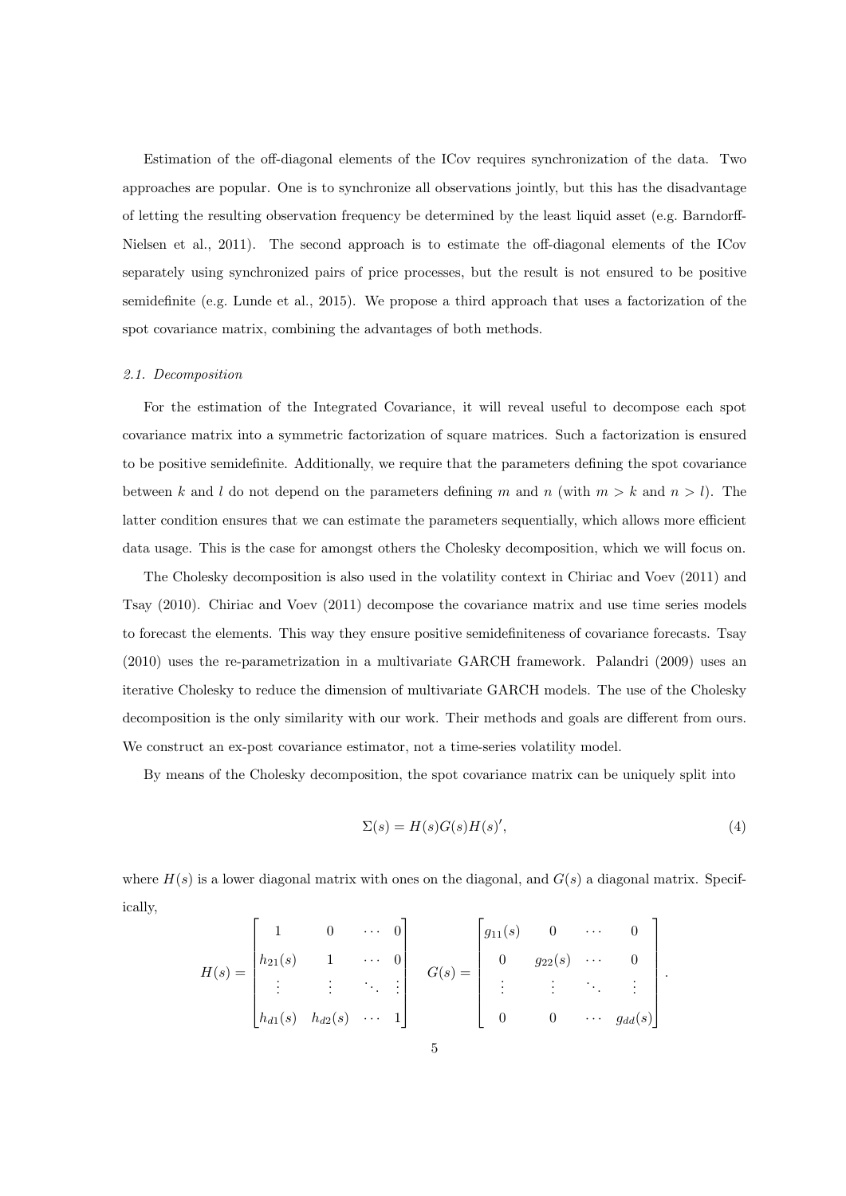Estimation of the off-diagonal elements of the ICov requires synchronization of the data. Two approaches are popular. One is to synchronize all observations jointly, but this has the disadvantage of letting the resulting observation frequency be determined by the least liquid asset (e.g. Barndorff-Nielsen et al., 2011). The second approach is to estimate the off-diagonal elements of the ICov separately using synchronized pairs of price processes, but the result is not ensured to be positive semidefinite (e.g. Lunde et al., 2015). We propose a third approach that uses a factorization of the spot covariance matrix, combining the advantages of both methods.

### *2.1. Decomposition*

For the estimation of the Integrated Covariance, it will reveal useful to decompose each spot covariance matrix into a symmetric factorization of square matrices. Such a factorization is ensured to be positive semidefinite. Additionally, we require that the parameters defining the spot covariance between $k$ and $l$ do not depend on the parameters defining $m$ and $n$ (with $m > k$ and $n > l$). The latter condition ensures that we can estimate the parameters sequentially, which allows more efficient data usage. This is the case for amongst others the Cholesky decomposition, which we will focus on.

The Cholesky decomposition is also used in the volatility context in Chiriac and Voev (2011) and Tsay (2010). Chiriac and Voev (2011) decompose the covariance matrix and use time series models to forecast the elements. This way they ensure positive semidefiniteness of covariance forecasts. Tsay (2010) uses the re-parametrization in a multivariate GARCH framework. Palandri (2009) uses an iterative Cholesky to reduce the dimension of multivariate GARCH models. The use of the Cholesky decomposition is the only similarity with our work. Their methods and goals are different from ours. We construct an ex-post covariance estimator, not a time-series volatility model.

By means of the Cholesky decomposition, the spot covariance matrix can be uniquely split into

$$\Sigma(s) = H(s)G(s)H(s)', \tag{4}$$

where $H(s)$ is a lower diagonal matrix with ones on the diagonal, and $G(s)$ a diagonal matrix. Specifically,

$$H(s) = \begin{bmatrix} 1 & 0 & \cdots & 0 \\ h_{21}(s) & 1 & \cdots & 0 \\ \vdots & \vdots & \ddots & \vdots \\ h_{d1}(s) & h_{d2}(s) & \cdots & 1 \end{bmatrix} \quad G(s) = \begin{bmatrix} g_{11}(s) & 0 & \cdots & 0 \\ 0 & g_{22}(s) & \cdots & 0 \\ \vdots & \vdots & \ddots & \vdots \\ 0 & 0 & \cdots & g_{dd}(s) \end{bmatrix}.$$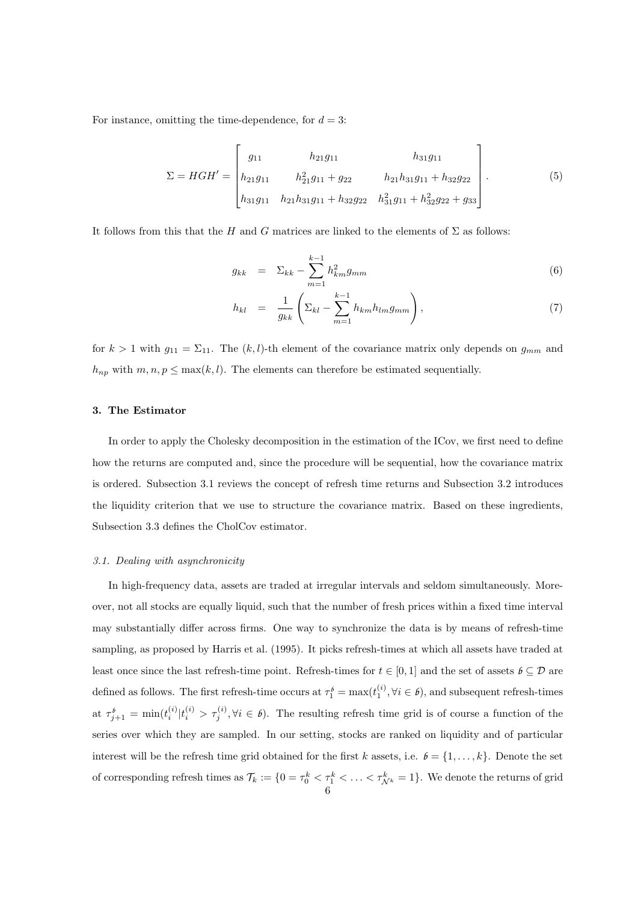For instance, omitting the time-dependence, for $d = 3$:

$$\Sigma = HGH' = \begin{bmatrix} g_{11} & h_{21}g_{11} & h_{31}g_{11} \\ h_{21}g_{11} & h_{21}^2 g_{11} + g_{22} & h_{21}h_{31}g_{11} + h_{32}g_{22} \\ h_{31}g_{11} & h_{21}h_{31}g_{11} + h_{32}g_{22} & h_{31}^2 g_{11} + h_{32}^2 g_{22} + g_{33} \end{bmatrix}. \tag{5}$$

It follows from this that the $H$ and $G$ matrices are linked to the elements of $\Sigma$ as follows:

$$g_{kk} = \Sigma_{kk} - \sum_{m=1}^{k-1} h_{km}^2 g_{mm} \tag{6}$$

$$h_{kl} = \frac{1}{g_{kk}} \left( \Sigma_{kl} - \sum_{m=1}^{k-1} h_{km} h_{lm} g_{mm} \right), \tag{7}$$

for $k > 1$ with $g_{11} = \Sigma_{11}$. The $(k,l)$-th element of the covariance matrix only depends on $g_{mm}$ and $h_{np}$ with $m, n, p \leq \max(k, l)$. The elements can therefore be estimated sequentially.

## 3. The Estimator

In order to apply the Cholesky decomposition in the estimation of the ICov, we first need to define how the returns are computed and, since the procedure will be sequential, how the covariance matrix is ordered. Subsection 3.1 reviews the concept of refresh time returns and Subsection 3.2 introduces the liquidity criterion that we use to structure the covariance matrix. Based on these ingredients, Subsection 3.3 defines the CholCov estimator.

### *3.1. Dealing with asynchronicity*

In high-frequency data, assets are traded at irregular intervals and seldom simultaneously. Moreover, not all stocks are equally liquid, such that the number of fresh prices within a fixed time interval may substantially differ across firms. One way to synchronize the data is by means of refresh-time sampling, as proposed by Harris et al. (1995). It picks refresh-times at which all assets have traded at least once since the last refresh-time point. Refresh-times for $t \in [0,1]$ and the set of assets $\mathscr{b} \subseteq \mathcal{D}$ are defined as follows. The first refresh-time occurs at $\tau_1^{\mathscr{b}} = \max(t_1^{(i)}, \forall i \in \mathscr{b})$, and subsequent refresh-times at $\tau_{j+1}^{\mathscr{b}} = \min(t_i^{(i)} | t_i^{(i)} > \tau_j^{(i)}, \forall i \in \mathscr{b})$. The resulting refresh time grid is of course a function of the series over which they are sampled. In our setting, stocks are ranked on liquidity and of particular interest will be the refresh time grid obtained for the first $k$ assets, i.e. $\mathscr{b} = \{1, \ldots, k\}$. Denote the set of corresponding refresh times as $\mathcal{T}_k := \{0 = \tau_0^k < \tau_1^k < \ldots < \tau_{\mathcal{N}^k}^k = 1\}$. We denote the returns of grid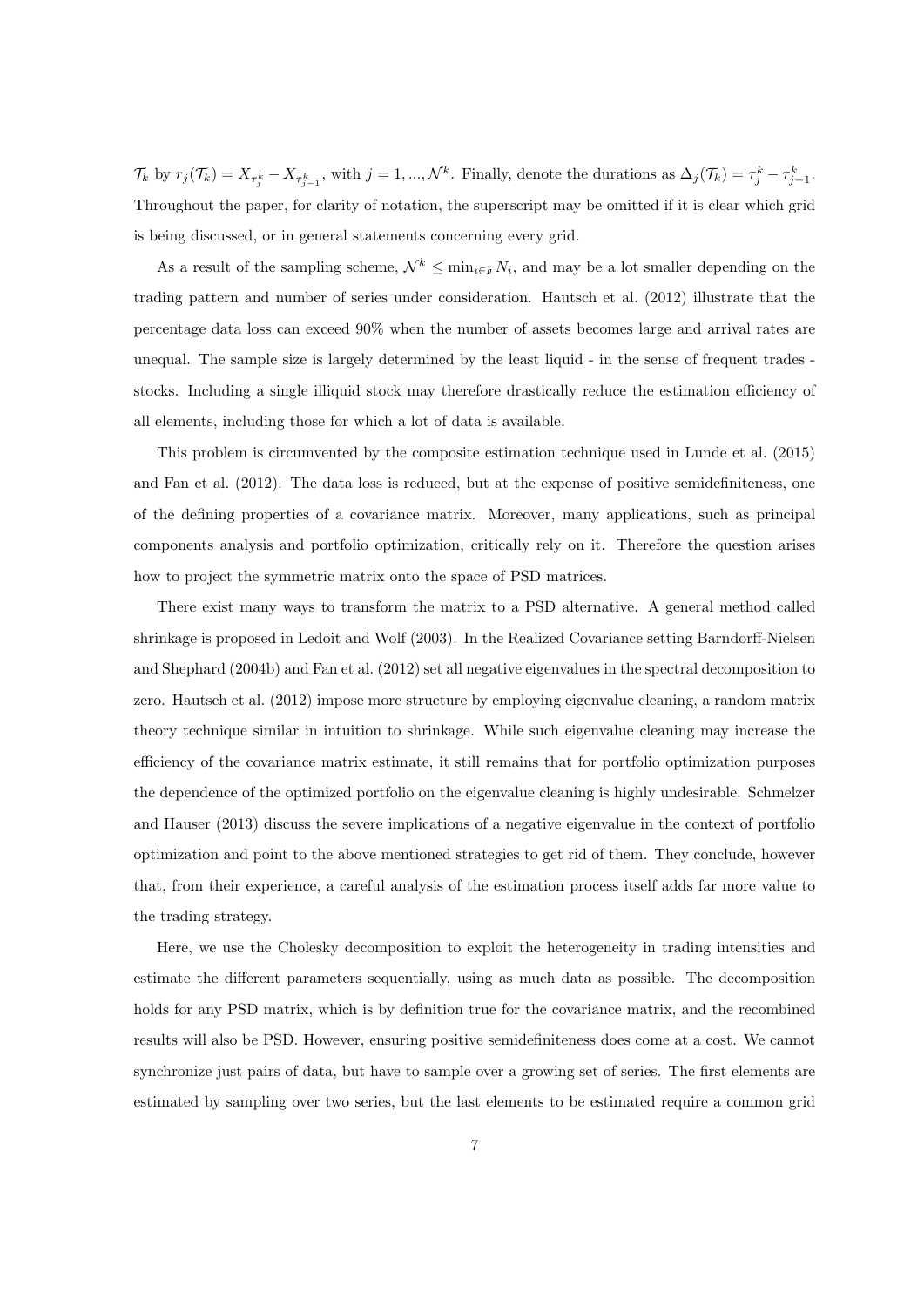$\mathcal{T}_k$ by $r_j(\mathcal{T}_k) = X_{\tau_j^k} - X_{\tau_{j-1}^k}$, with $j = 1, ..., \mathcal{N}^k$. Finally, denote the durations as $\Delta_j(\mathcal{T}_k) = \tau_j^k - \tau_{j-1}^k$. Throughout the paper, for clarity of notation, the superscript may be omitted if it is clear which grid is being discussed, or in general statements concerning every grid.

As a result of the sampling scheme, $\mathcal{N}^k \leq \min_{i \in b} N_i$, and may be a lot smaller depending on the trading pattern and number of series under consideration. Hautsch et al. (2012) illustrate that the percentage data loss can exceed 90% when the number of assets becomes large and arrival rates are unequal. The sample size is largely determined by the least liquid - in the sense of frequent trades - stocks. Including a single illiquid stock may therefore drastically reduce the estimation efficiency of all elements, including those for which a lot of data is available.

This problem is circumvented by the composite estimation technique used in Lunde et al. (2015) and Fan et al. (2012). The data loss is reduced, but at the expense of positive semidefiniteness, one of the defining properties of a covariance matrix. Moreover, many applications, such as principal components analysis and portfolio optimization, critically rely on it. Therefore the question arises how to project the symmetric matrix onto the space of PSD matrices.

There exist many ways to transform the matrix to a PSD alternative. A general method called shrinkage is proposed in Ledoit and Wolf (2003). In the Realized Covariance setting Barndorff-Nielsen and Shephard (2004b) and Fan et al. (2012) set all negative eigenvalues in the spectral decomposition to zero. Hautsch et al. (2012) impose more structure by employing eigenvalue cleaning, a random matrix theory technique similar in intuition to shrinkage. While such eigenvalue cleaning may increase the efficiency of the covariance matrix estimate, it still remains that for portfolio optimization purposes the dependence of the optimized portfolio on the eigenvalue cleaning is highly undesirable. Schmelzer and Hauser (2013) discuss the severe implications of a negative eigenvalue in the context of portfolio optimization and point to the above mentioned strategies to get rid of them. They conclude, however that, from their experience, a careful analysis of the estimation process itself adds far more value to the trading strategy.

Here, we use the Cholesky decomposition to exploit the heterogeneity in trading intensities and estimate the different parameters sequentially, using as much data as possible. The decomposition holds for any PSD matrix, which is by definition true for the covariance matrix, and the recombined results will also be PSD. However, ensuring positive semidefiniteness does come at a cost. We cannot synchronize just pairs of data, but have to sample over a growing set of series. The first elements are estimated by sampling over two series, but the last elements to be estimated require a common grid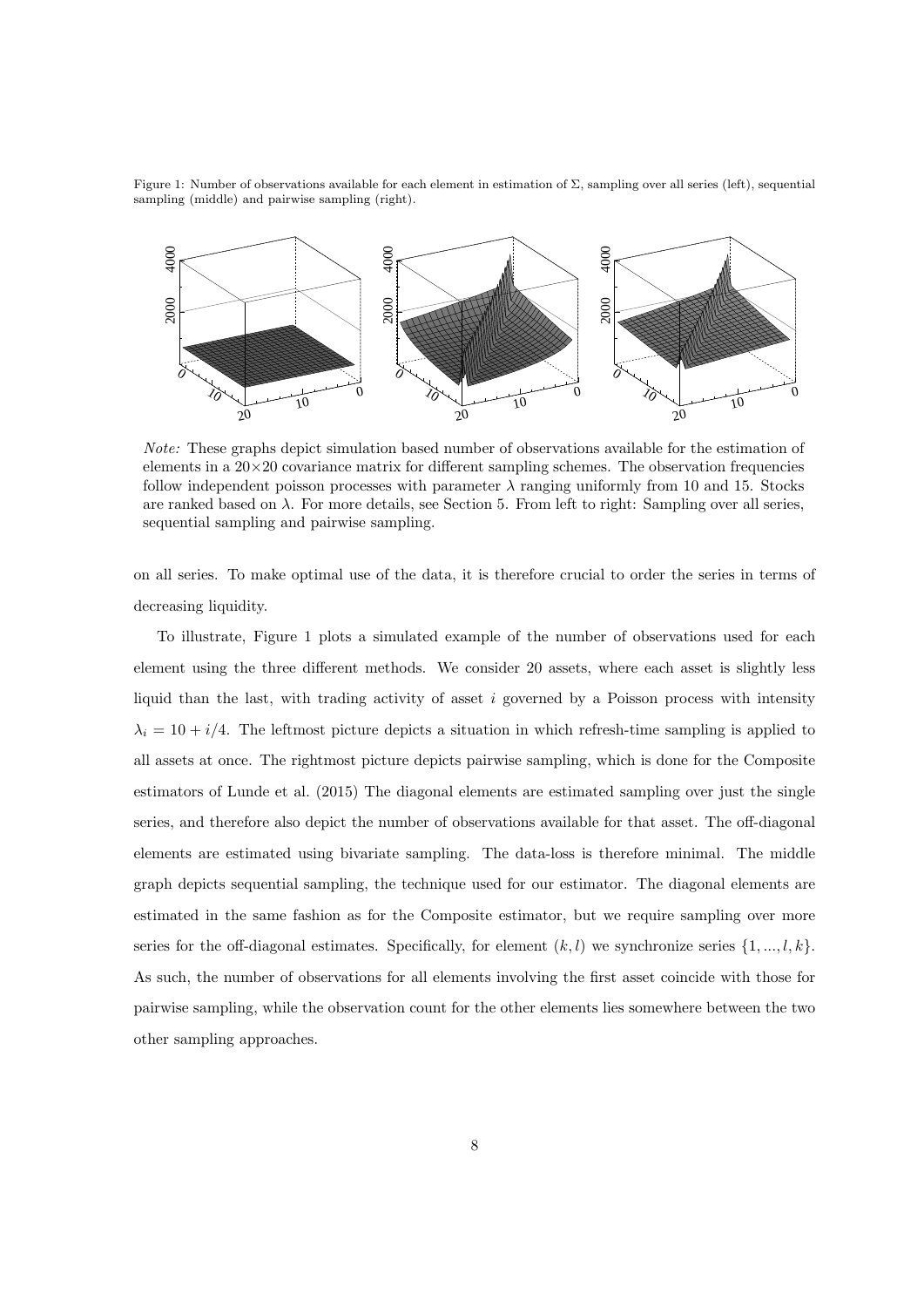Figure 1: Number of observations available for each element in estimation of $\Sigma$, sampling over all series (left), sequential sampling (middle) and pairwise sampling (right).

*Note:* These graphs depict simulation based number of observations available for the estimation of elements in a $20\times20$ covariance matrix for different sampling schemes. The observation frequencies follow independent poisson processes with parameter $\lambda$ ranging uniformly from 10 and 15. Stocks are ranked based on $\lambda$. For more details, see Section 5. From left to right: Sampling over all series, sequential sampling and pairwise sampling.

on all series. To make optimal use of the data, it is therefore crucial to order the series in terms of decreasing liquidity.

To illustrate, Figure 1 plots a simulated example of the number of observations used for each element using the three different methods. We consider 20 assets, where each asset is slightly less liquid than the last, with trading activity of asset $i$ governed by a Poisson process with intensity $\lambda_i = 10 + i/4$. The leftmost picture depicts a situation in which refresh-time sampling is applied to all assets at once. The rightmost picture depicts pairwise sampling, which is done for the Composite estimators of Lunde et al. (2015) The diagonal elements are estimated sampling over just the single series, and therefore also depict the number of observations available for that asset. The off-diagonal elements are estimated using bivariate sampling. The data-loss is therefore minimal. The middle graph depicts sequential sampling, the technique used for our estimator. The diagonal elements are estimated in the same fashion as for the Composite estimator, but we require sampling over more series for the off-diagonal estimates. Specifically, for element $(k, l)$ we synchronize series $\{1, ..., l, k\}$. As such, the number of observations for all elements involving the first asset coincide with those for pairwise sampling, while the observation count for the other elements lies somewhere between the two other sampling approaches.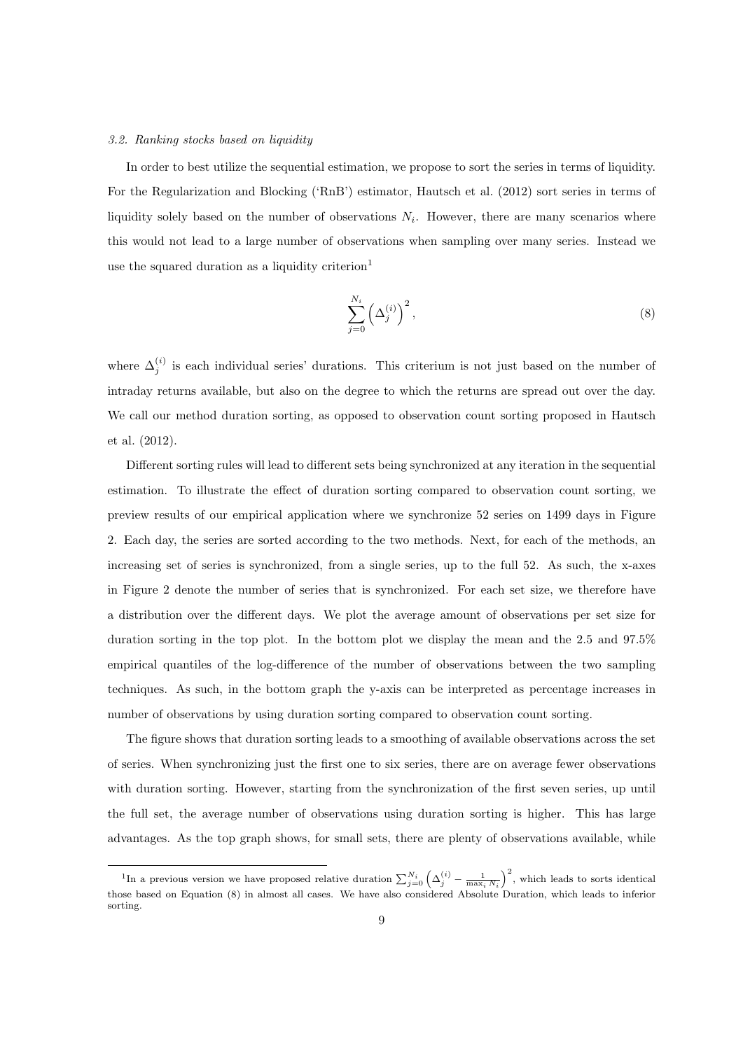### *3.2. Ranking stocks based on liquidity*

In order to best utilize the sequential estimation, we propose to sort the series in terms of liquidity. For the Regularization and Blocking ('RnB') estimator, Hautsch et al. (2012) sort series in terms of liquidity solely based on the number of observations $N_i$. However, there are many scenarios where this would not lead to a large number of observations when sampling over many series. Instead we use the squared duration as a liquidity criterion[1]

$$\sum_{j=0}^{N_i} \left(\Delta_j^{(i)}\right)^2, \tag{8}$$

where $\Delta_j^{(i)}$ is each individual series' durations. This criterium is not just based on the number of intraday returns available, but also on the degree to which the returns are spread out over the day. We call our method duration sorting, as opposed to observation count sorting proposed in Hautsch et al. (2012).

Different sorting rules will lead to different sets being synchronized at any iteration in the sequential estimation. To illustrate the effect of duration sorting compared to observation count sorting, we preview results of our empirical application where we synchronize 52 series on 1499 days in Figure 2. Each day, the series are sorted according to the two methods. Next, for each of the methods, an increasing set of series is synchronized, from a single series, up to the full 52. As such, the x-axes in Figure 2 denote the number of series that is synchronized. For each set size, we therefore have a distribution over the different days. We plot the average amount of observations per set size for duration sorting in the top plot. In the bottom plot we display the mean and the 2.5 and 97.5% empirical quantiles of the log-difference of the number of observations between the two sampling techniques. As such, in the bottom graph the y-axis can be interpreted as percentage increases in number of observations by using duration sorting compared to observation count sorting.

The figure shows that duration sorting leads to a smoothing of available observations across the set of series. When synchronizing just the first one to six series, there are on average fewer observations with duration sorting. However, starting from the synchronization of the first seven series, up until the full set, the average number of observations using duration sorting is higher. This has large advantages. As the top graph shows, for small sets, there are plenty of observations available, while

---

[1] In a previous version we have proposed relative duration $\sum_{j=0}^{N_i} \left(\Delta_j^{(i)} - \frac{1}{\max_i N_i}\right)^2$, which leads to sorts identical those based on Equation (8) in almost all cases. We have also considered Absolute Duration, which leads to inferior sorting.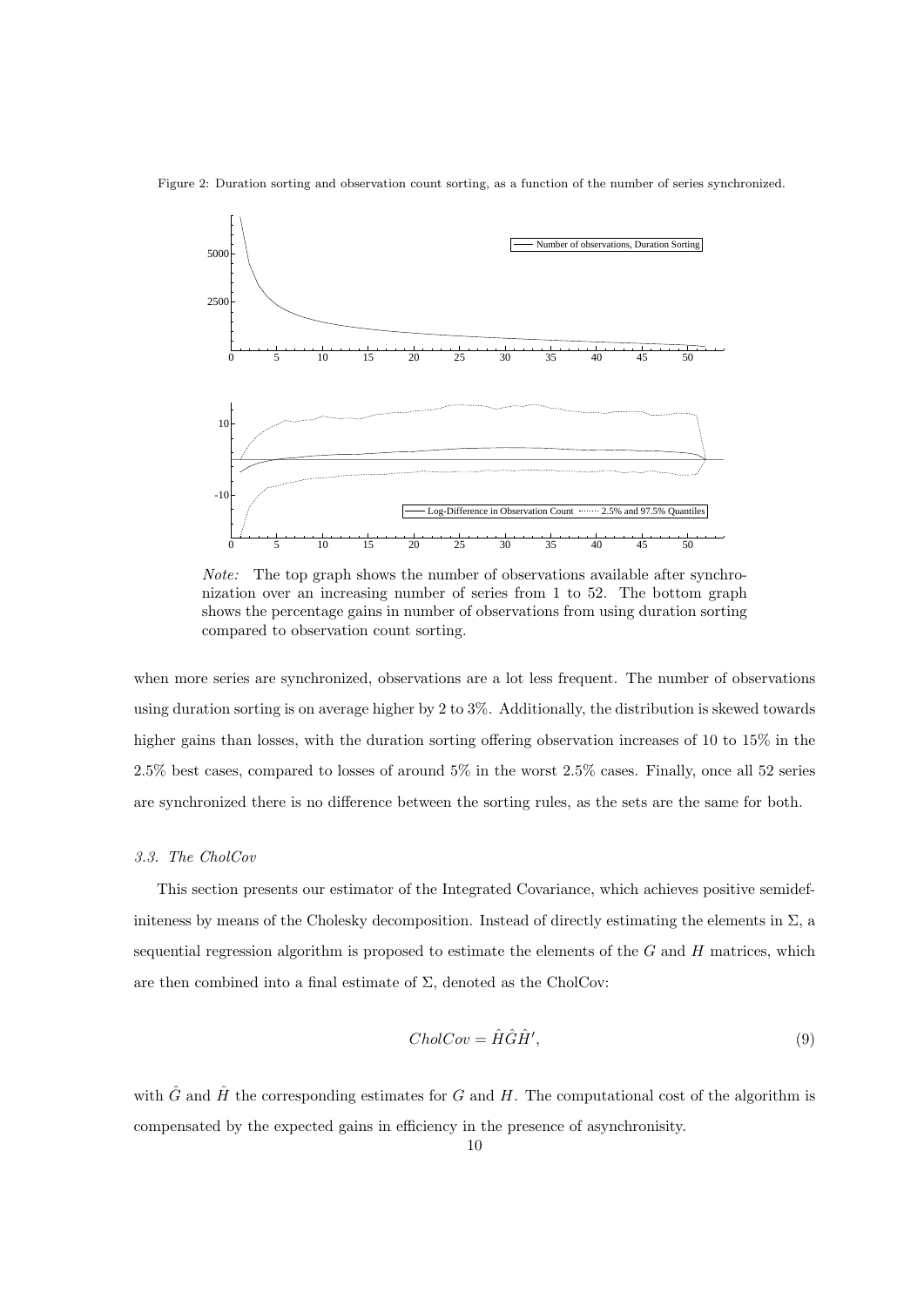Figure 2: Duration sorting and observation count sorting, as a function of the number of series synchronized.

*Note:* The top graph shows the number of observations available after synchronization over an increasing number of series from 1 to 52. The bottom graph shows the percentage gains in number of observations from using duration sorting compared to observation count sorting.

when more series are synchronized, observations are a lot less frequent. The number of observations using duration sorting is on average higher by 2 to 3%. Additionally, the distribution is skewed towards higher gains than losses, with the duration sorting offering observation increases of 10 to 15% in the 2.5% best cases, compared to losses of around 5% in the worst 2.5% cases. Finally, once all 52 series are synchronized there is no difference between the sorting rules, as the sets are the same for both.

### *3.3. The CholCov*

This section presents our estimator of the Integrated Covariance, which achieves positive semidefiniteness by means of the Cholesky decomposition. Instead of directly estimating the elements in $\Sigma$, a sequential regression algorithm is proposed to estimate the elements of the $G$ and $H$ matrices, which are then combined into a final estimate of $\Sigma$, denoted as the CholCov:

$$CholCov = \hat{H}\hat{G}\hat{H}', \tag{9}$$

with $\hat{G}$ and $\hat{H}$ the corresponding estimates for $G$ and $H$. The computational cost of the algorithm is compensated by the expected gains in efficiency in the presence of asynchronisity.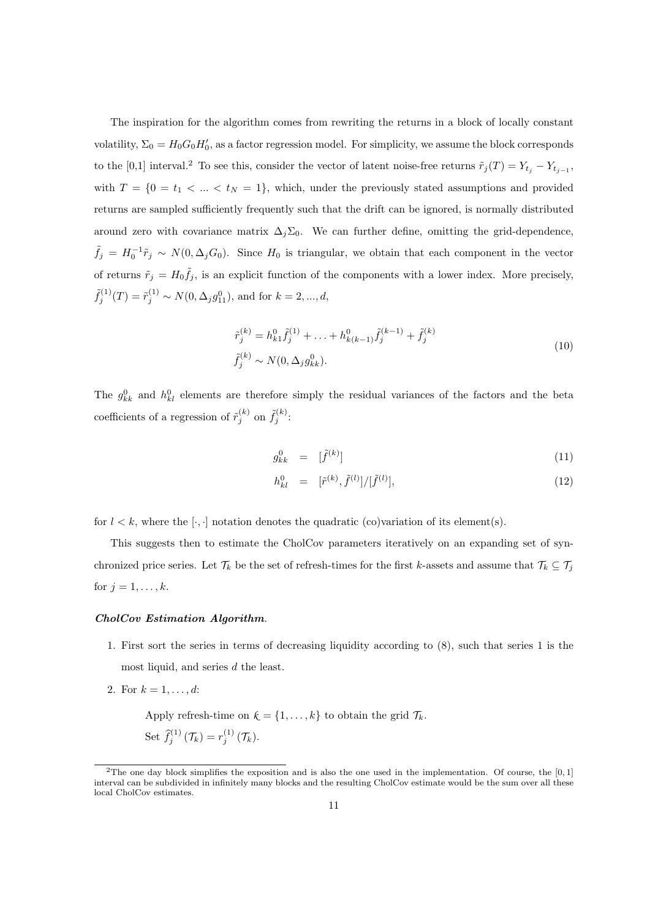The inspiration for the algorithm comes from rewriting the returns in a block of locally constant volatility, $\Sigma_0 = H_0 G_0 H_0'$, as a factor regression model. For simplicity, we assume the block corresponds to the [0,1] interval.[2] To see this, consider the vector of latent noise-free returns $\tilde{r}_j(T) = Y_{t_j} - Y_{t_{j-1}}$, with $T = \{0 = t_1 < ... < t_N = 1\}$, which, under the previously stated assumptions and provided returns are sampled sufficiently frequently such that the drift can be ignored, is normally distributed around zero with covariance matrix $\Delta_j \Sigma_0$. We can further define, omitting the grid-dependence, $\tilde{f}_j = H_0^{-1} \tilde{r}_j \sim N(0, \Delta_j G_0)$. Since $H_0$ is triangular, we obtain that each component in the vector of returns $\tilde{r}_j = H_0 \tilde{f}_j$, is an explicit function of the components with a lower index. More precisely, $\tilde{f}_j^{(1)}(T) = \tilde{r}_j^{(1)} \sim N(0, \Delta_j g_{11}^0)$, and for $k = 2, ..., d$,

$$
\begin{aligned}
\tilde{r}_j^{(k)} &= h_{k1}^0 \tilde{f}_j^{(1)} + \ldots + h_{k(k-1)}^0 \tilde{f}_j^{(k-1)} + \tilde{f}_j^{(k)} \\
\tilde{f}_j^{(k)} &\sim N(0, \Delta_j g_{kk}^0).
\end{aligned}
\tag{10}
$$

The $g_{kk}^0$ and $h_{kl}^0$ elements are therefore simply the residual variances of the factors and the beta coefficients of a regression of $\tilde{r}_j^{(k)}$ on $\tilde{f}_j^{(k)}$:

$$
g_{kk}^0 = [\tilde{f}^{(k)}] \tag{11}
$$

$$
h_{kl}^0 = [\tilde{r}^{(k)}, \tilde{f}^{(l)}]/[\tilde{f}^{(l)}], \tag{12}
$$

for $l < k$, where the $[\cdot, \cdot]$ notation denotes the quadratic (co)variation of its element(s).

This suggests then to estimate the CholCov parameters iteratively on an expanding set of synchronized price series. Let $\mathcal{T}_k$ be the set of refresh-times for the first $k$-assets and assume that $\mathcal{T}_k \subseteq \mathcal{T}_j$ for $j = 1, \ldots, k$.

***CholCov Estimation Algorithm.***

1. First sort the series in terms of decreasing liquidity according to (8), such that series 1 is the most liquid, and series $d$ the least.
2. For $k = 1, \ldots, d$:

   Apply refresh-time on $\mathcal{k} = \{1, \ldots, k\}$ to obtain the grid $\mathcal{T}_k$.

   Set $\widehat{f}_j^{(1)}(\mathcal{T}_k) = r_j^{(1)}(\mathcal{T}_k)$.

[2] The one day block simplifies the exposition and is also the one used in the implementation. Of course, the [0, 1] interval can be subdivided in infinitely many blocks and the resulting CholCov estimate would be the sum over all these local CholCov estimates.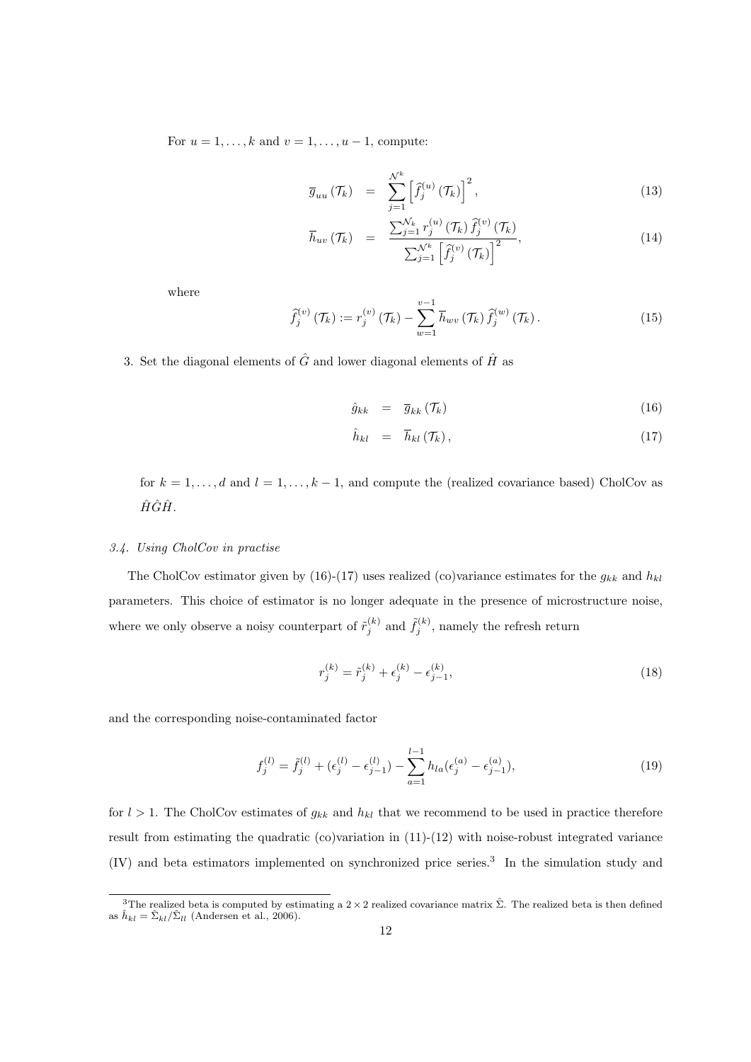For $u = 1, \ldots, k$ and $v = 1, \ldots, u-1$, compute:

$$\overline{g}_{uu}\left(\mathcal{T}_k\right) = \sum_{j=1}^{\mathcal{N}^k} \left[\widehat{f}_j^{(u)}\left(\mathcal{T}_k\right)\right]^2, \tag{13}$$

$$\overline{h}_{uv}\left(\mathcal{T}_k\right) = \frac{\sum_{j=1}^{\mathcal{N}_k} r_j^{(u)}\left(\mathcal{T}_k\right) \widehat{f}_j^{(v)}\left(\mathcal{T}_k\right)}{\sum_{j=1}^{\mathcal{N}^k} \left[\widehat{f}_j^{(v)}\left(\mathcal{T}_k\right)\right]^2}, \tag{14}$$

where

$$\widehat{f}_j^{(v)}\left(\mathcal{T}_k\right) := r_j^{(v)}\left(\mathcal{T}_k\right) - \sum_{w=1}^{v-1} \overline{h}_{wv}\left(\mathcal{T}_k\right) \widehat{f}_j^{(w)}\left(\mathcal{T}_k\right). \tag{15}$$

3. Set the diagonal elements of $\hat{G}$ and lower diagonal elements of $\hat{H}$ as

$$\hat{g}_{kk} = \overline{g}_{kk}\left(\mathcal{T}_k\right) \tag{16}$$

$$\hat{h}_{kl} = \overline{h}_{kl}\left(\mathcal{T}_k\right), \tag{17}$$

for $k = 1, \ldots, d$ and $l = 1, \ldots, k-1$, and compute the (realized covariance based) CholCov as $\hat{H}\hat{G}\hat{H}$.

### 3.4. Using CholCov in practise

The CholCov estimator given by (16)-(17) uses realized (co)variance estimates for the $g_{kk}$ and $h_{kl}$ parameters. This choice of estimator is no longer adequate in the presence of microstructure noise, where we only observe a noisy counterpart of $\tilde{r}_j^{(k)}$ and $\tilde{f}_j^{(k)}$, namely the refresh return

$$r_j^{(k)} = \tilde{r}_j^{(k)} + \epsilon_j^{(k)} - \epsilon_{j-1}^{(k)}, \tag{18}$$

and the corresponding noise-contaminated factor

$$f_j^{(l)} = \tilde{f}_j^{(l)} + (\epsilon_j^{(l)} - \epsilon_{j-1}^{(l)}) - \sum_{a=1}^{l-1} h_{la}(\epsilon_j^{(a)} - \epsilon_{j-1}^{(a)}), \tag{19}$$

for $l > 1$. The CholCov estimates of $g_{kk}$ and $h_{kl}$ that we recommend to be used in practice therefore result from estimating the quadratic (co)variation in (11)-(12) with noise-robust integrated variance (IV) and beta estimators implemented on synchronized price series.[3] In the simulation study and

[3] The realized beta is computed by estimating a $2 \times 2$ realized covariance matrix $\hat{\Sigma}$. The realized beta is then defined as $\hat{h}_{kl} = \hat{\Sigma}_{kl}/\hat{\Sigma}_{ll}$ (Andersen et al., 2006).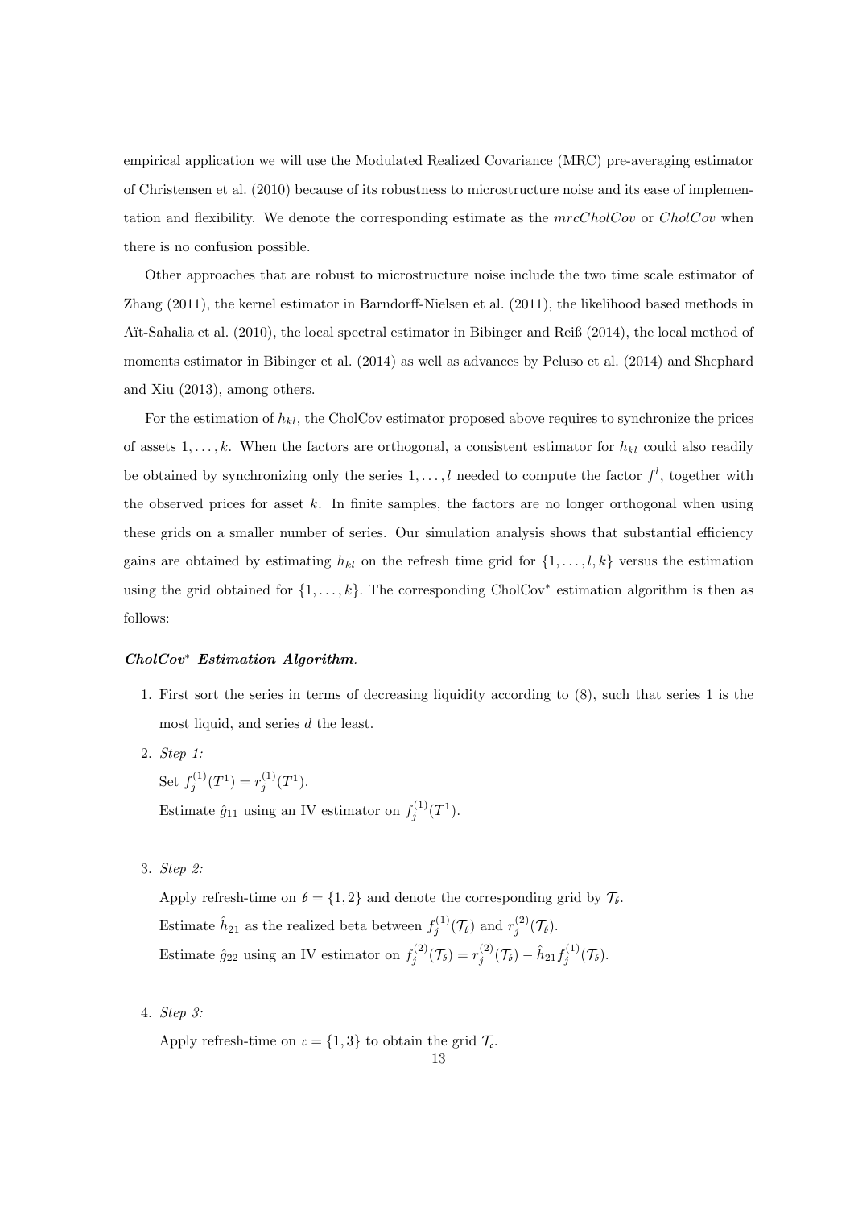empirical application we will use the Modulated Realized Covariance (MRC) pre-averaging estimator of Christensen et al. (2010) because of its robustness to microstructure noise and its ease of implementation and flexibility. We denote the corresponding estimate as the *mrcCholCov* or *CholCov* when there is no confusion possible.

Other approaches that are robust to microstructure noise include the two time scale estimator of Zhang (2011), the kernel estimator in Barndorff-Nielsen et al. (2011), the likelihood based methods in Aït-Sahalia et al. (2010), the local spectral estimator in Bibinger and Reiß (2014), the local method of moments estimator in Bibinger et al. (2014) as well as advances by Peluso et al. (2014) and Shephard and Xiu (2013), among others.

For the estimation of $h_{kl}$, the CholCov estimator proposed above requires to synchronize the prices of assets $1, \ldots, k$. When the factors are orthogonal, a consistent estimator for $h_{kl}$ could also readily be obtained by synchronizing only the series $1, \ldots, l$ needed to compute the factor $f^l$, together with the observed prices for asset $k$. In finite samples, the factors are no longer orthogonal when using these grids on a smaller number of series. Our simulation analysis shows that substantial efficiency gains are obtained by estimating $h_{kl}$ on the refresh time grid for $\{1, \ldots, l, k\}$ versus the estimation using the grid obtained for $\{1, \ldots, k\}$. The corresponding CholCov$^*$ estimation algorithm is then as follows:

***CholCov$^*$ Estimation Algorithm.***

1. First sort the series in terms of decreasing liquidity according to (8), such that series 1 is the most liquid, and series $d$ the least.

2. *Step 1:*

   Set $f_j^{(1)}(T^1) = r_j^{(1)}(T^1)$.

   Estimate $\hat{g}_{11}$ using an IV estimator on $f_j^{(1)}(T^1)$.

3. *Step 2:*

   Apply refresh-time on $\mathfrak{b} = \{1, 2\}$ and denote the corresponding grid by $\mathcal{T}_{\mathfrak{b}}$.

   Estimate $\hat{h}_{21}$ as the realized beta between $f_j^{(1)}(\mathcal{T}_{\mathfrak{b}})$ and $r_j^{(2)}(\mathcal{T}_{\mathfrak{b}})$.

   Estimate $\hat{g}_{22}$ using an IV estimator on $f_j^{(2)}(\mathcal{T}_{\mathfrak{b}}) = r_j^{(2)}(\mathcal{T}_{\mathfrak{b}}) - \hat{h}_{21} f_j^{(1)}(\mathcal{T}_{\mathfrak{b}})$.

4. *Step 3:*

   Apply refresh-time on $\mathfrak{c} = \{1, 3\}$ to obtain the grid $\mathcal{T}_{\mathfrak{c}}$.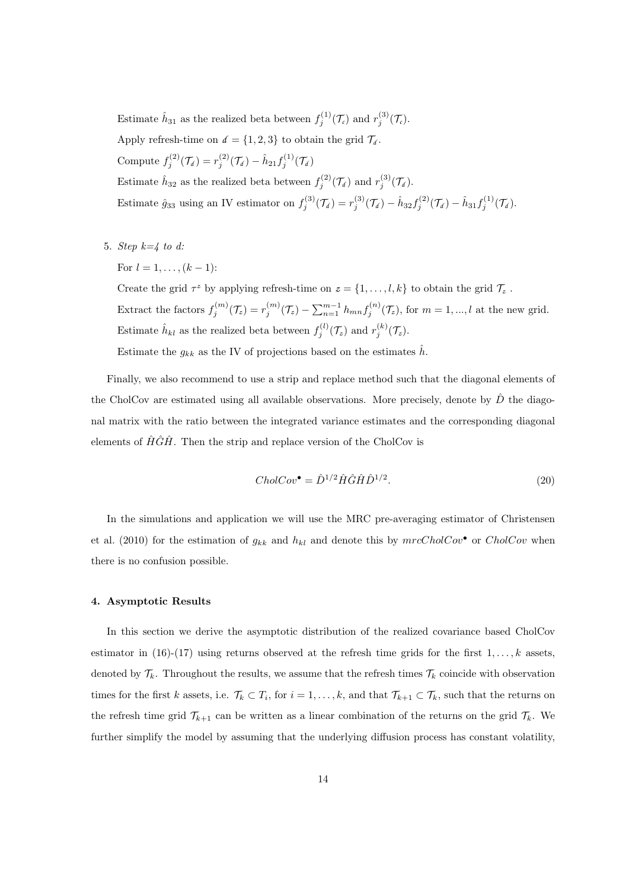Estimate $\hat{h}_{31}$ as the realized beta between $f_j^{(1)}(\mathcal{T}_c)$ and $r_j^{(3)}(\mathcal{T}_c)$.

Apply refresh-time on $d = \{1, 2, 3\}$ to obtain the grid $\mathcal{T}_d$.

Compute $f_j^{(2)}(\mathcal{T}_d) = r_j^{(2)}(\mathcal{T}_d) - \hat{h}_{21} f_j^{(1)}(\mathcal{T}_d)$

Estimate $\hat{h}_{32}$ as the realized beta between $f_j^{(2)}(\mathcal{T}_d)$ and $r_j^{(3)}(\mathcal{T}_d)$.

Estimate $\hat{g}_{33}$ using an IV estimator on $f_j^{(3)}(\mathcal{T}_d) = r_j^{(3)}(\mathcal{T}_d) - \hat{h}_{32} f_j^{(2)}(\mathcal{T}_d) - \hat{h}_{31} f_j^{(1)}(\mathcal{T}_d)$.

5. *Step k=4 to d:*

   For $l = 1, \ldots, (k-1)$:

   Create the grid $\tau^z$ by applying refresh-time on $z = \{1, \ldots, l, k\}$ to obtain the grid $\mathcal{T}_z$ .

   Extract the factors $f_j^{(m)}(\mathcal{T}_z) = r_j^{(m)}(\mathcal{T}_z) - \sum_{n=1}^{m-1} h_{mn} f_j^{(n)}(\mathcal{T}_z)$, for $m = 1, ..., l$ at the new grid.

   Estimate $\hat{h}_{kl}$ as the realized beta between $f_j^{(l)}(\mathcal{T}_z)$ and $r_j^{(k)}(\mathcal{T}_z)$.

   Estimate the $g_{kk}$ as the IV of projections based on the estimates $\hat{h}$.

Finally, we also recommend to use a strip and replace method such that the diagonal elements of the CholCov are estimated using all available observations. More precisely, denote by $\hat{D}$ the diagonal matrix with the ratio between the integrated variance estimates and the corresponding diagonal elements of $\hat{H}\hat{G}\hat{H}$. Then the strip and replace version of the CholCov is

$$CholCov^{\bullet} = \hat{D}^{1/2} \hat{H}\hat{G}\hat{H} \hat{D}^{1/2}. \tag{20}$$

In the simulations and application we will use the MRC pre-averaging estimator of Christensen et al. (2010) for the estimation of $g_{kk}$ and $h_{kl}$ and denote this by $mrcCholCov^{\bullet}$ or $CholCov$ when there is no confusion possible.

## 4. Asymptotic Results

In this section we derive the asymptotic distribution of the realized covariance based CholCov estimator in (16)-(17) using returns observed at the refresh time grids for the first $1, \ldots, k$ assets, denoted by $\mathcal{T}_k$. Throughout the results, we assume that the refresh times $\mathcal{T}_k$ coincide with observation times for the first $k$ assets, i.e. $\mathcal{T}_k \subset T_i$, for $i = 1, \ldots, k$, and that $\mathcal{T}_{k+1} \subset \mathcal{T}_k$, such that the returns on the refresh time grid $\mathcal{T}_{k+1}$ can be written as a linear combination of the returns on the grid $\mathcal{T}_k$. We further simplify the model by assuming that the underlying diffusion process has constant volatility,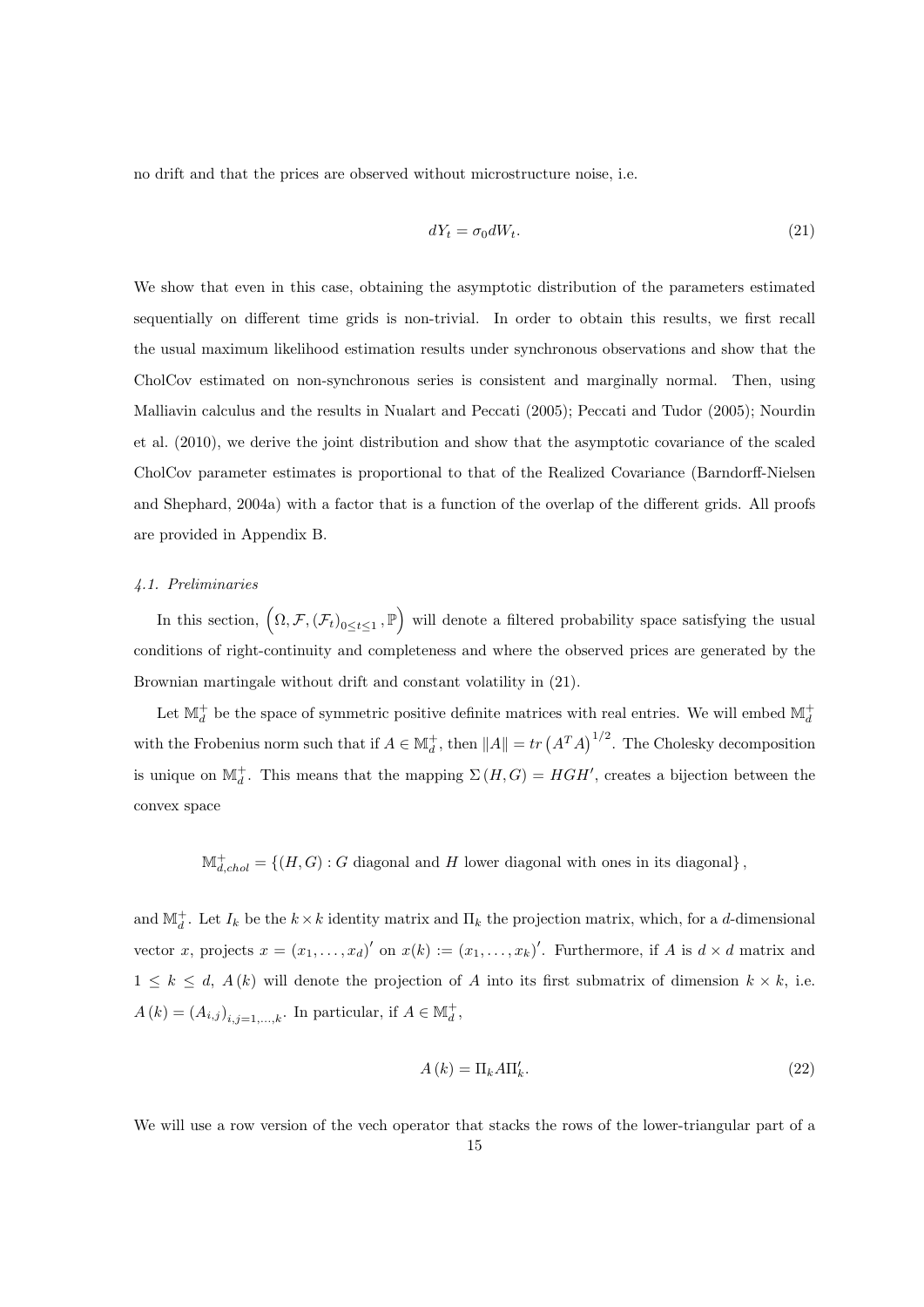no drift and that the prices are observed without microstructure noise, i.e.

$$dY_t = \sigma_0 dW_t. \tag{21}$$

We show that even in this case, obtaining the asymptotic distribution of the parameters estimated sequentially on different time grids is non-trivial. In order to obtain this results, we first recall the usual maximum likelihood estimation results under synchronous observations and show that the CholCov estimated on non-synchronous series is consistent and marginally normal. Then, using Malliavin calculus and the results in Nualart and Peccati (2005); Peccati and Tudor (2005); Nourdin et al. (2010), we derive the joint distribution and show that the asymptotic covariance of the scaled CholCov parameter estimates is proportional to that of the Realized Covariance (Barndorff-Nielsen and Shephard, 2004a) with a factor that is a function of the overlap of the different grids. All proofs are provided in Appendix B.

### *4.1. Preliminaries*

In this section, $\left(\Omega, \mathcal{F}, (\mathcal{F}_t)_{0\leq t\leq 1}, \mathbb{P}\right)$ will denote a filtered probability space satisfying the usual conditions of right-continuity and completeness and where the observed prices are generated by the Brownian martingale without drift and constant volatility in (21).

Let $\mathbb{M}_d^+$ be the space of symmetric positive definite matrices with real entries. We will embed $\mathbb{M}_d^+$ with the Frobenius norm such that if $A \in \mathbb{M}_d^+$, then $\|A\| = tr\left(A^T A\right)^{1/2}$. The Cholesky decomposition is unique on $\mathbb{M}_d^+$. This means that the mapping $\Sigma(H, G) = HGH'$, creates a bijection between the convex space

$$\mathbb{M}_{d,chol}^+ = \{(H, G) : G \text{ diagonal and } H \text{ lower diagonal with ones in its diagonal}\},$$

and $\mathbb{M}_d^+$. Let $I_k$ be the $k \times k$ identity matrix and $\Pi_k$ the projection matrix, which, for a $d$-dimensional vector $x$, projects $x = (x_1, \ldots, x_d)'$ on $x(k) := (x_1, \ldots, x_k)'$. Furthermore, if $A$ is $d \times d$ matrix and $1 \leq k \leq d$, $A(k)$ will denote the projection of $A$ into its first submatrix of dimension $k \times k$, i.e. $A(k) = (A_{i,j})_{i,j=1,\ldots,k}$. In particular, if $A \in \mathbb{M}_d^+$,

$$A(k) = \Pi_k A \Pi_k'. \tag{22}$$

We will use a row version of the vech operator that stacks the rows of the lower-triangular part of a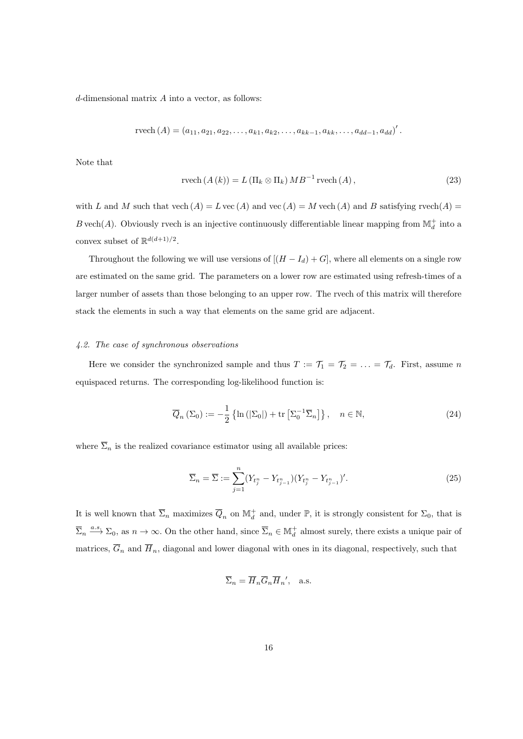$d$-dimensional matrix $A$ into a vector, as follows:

$$\text{rvech}\,(A) = (a_{11}, a_{21}, a_{22}, \ldots, a_{k1}, a_{k2}, \ldots, a_{kk-1}, a_{kk}, \ldots, a_{dd-1}, a_{dd})'.$$

Note that

$$\text{rvech}\,(A\,(k)) = L\,(\Pi_k \otimes \Pi_k)\,MB^{-1}\,\text{rvech}\,(A)\,, \tag{23}$$

with $L$ and $M$ such that $\text{vech}\,(A) = L\,\text{vec}\,(A)$ and $\text{vec}\,(A) = M\,\text{vech}\,(A)$ and $B$ satisfying $\text{rvech}(A) = B\,\text{vech}(A)$. Obviously rvech is an injective continuously differentiable linear mapping from $\mathbb{M}_d^+$ into a convex subset of $\mathbb{R}^{d(d+1)/2}$.

Throughout the following we will use versions of $[(H - I_d) + G]$, where all elements on a single row are estimated on the same grid. The parameters on a lower row are estimated using refresh-times of a larger number of assets than those belonging to an upper row. The rvech of this matrix will therefore stack the elements in such a way that elements on the same grid are adjacent.

### *4.2. The case of synchronous observations*

Here we consider the synchronized sample and thus $T := \mathcal{T}_1 = \mathcal{T}_2 = \ldots = \mathcal{T}_d$. First, assume $n$ equispaced returns. The corresponding log-likelihood function is:

$$\overline{Q}_n\,(\Sigma_0) := -\frac{1}{2}\left\{\ln\left(|\Sigma_0|\right) + \text{tr}\left[\Sigma_0^{-1}\overline{\Sigma}_n\right]\right\}, \quad n \in \mathbb{N}, \tag{24}$$

where $\overline{\Sigma}_n$ is the realized covariance estimator using all available prices:

$$\overline{\Sigma}_n = \overline{\Sigma} := \sum_{j=1}^{n} (Y_{t_j^n} - Y_{t_{j-1}^n})(Y_{t_j^n} - Y_{t_{j-1}^n})'. \tag{25}$$

It is well known that $\overline{\Sigma}_n$ maximizes $\overline{Q}_n$ on $\mathbb{M}_d^+$ and, under $\mathbb{P}$, it is strongly consistent for $\Sigma_0$, that is $\overline{\Sigma}_n \xrightarrow{a.s.} \Sigma_0$, as $n \to \infty$. On the other hand, since $\overline{\Sigma}_n \in \mathbb{M}_d^+$ almost surely, there exists a unique pair of matrices, $\overline{G}_n$ and $\overline{H}_n$, diagonal and lower diagonal with ones in its diagonal, respectively, such that

$$\overline{\Sigma}_n = \overline{H}_n \overline{G}_n \overline{H}_n{}', \quad \text{a.s.}$$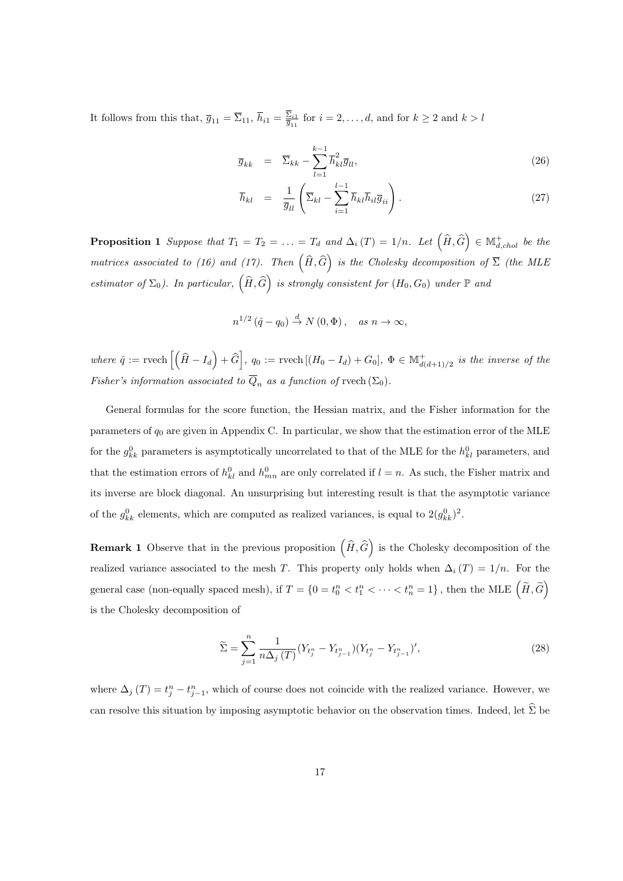It follows from this that, $\overline{g}_{11} = \overline{\Sigma}_{11}$, $\overline{h}_{i1} = \frac{\overline{\Sigma}_{i1}}{\overline{g}_{11}}$ for $i = 2, \ldots, d$, and for $k \geq 2$ and $k > l$

$$\overline{g}_{kk} = \overline{\Sigma}_{kk} - \sum_{l=1}^{k-1} \overline{h}_{kl}^2 \overline{g}_{ll}, \tag{26}$$

$$\overline{h}_{kl} = \frac{1}{\overline{g}_{ll}} \left( \overline{\Sigma}_{kl} - \sum_{i=1}^{l-1} \overline{h}_{kl} \overline{h}_{il} \overline{g}_{ii} \right). \tag{27}$$

**Proposition 1** *Suppose that $T_1 = T_2 = \ldots = T_d$ and $\Delta_i(T) = 1/n$. Let $\left(\widehat{H}, \widehat{G}\right) \in \mathbb{M}_{d,chol}^{+}$ be the matrices associated to (16) and (17). Then $\left(\widehat{H}, \widehat{G}\right)$ is the Cholesky decomposition of $\overline{\Sigma}$ (the MLE estimator of $\Sigma_0$). In particular, $\left(\widehat{H}, \widehat{G}\right)$ is strongly consistent for $(H_0, G_0)$ under $\mathbb{P}$ and*

$$n^{1/2} \left( \hat{q} - q_0 \right) \xrightarrow{d} N\left(0, \Phi\right), \quad \text{as } n \to \infty,$$

*where $\hat{q} := \operatorname{rvech}\left[\left(\widehat{H} - I_d\right) + \widehat{G}\right]$, $q_0 := \operatorname{rvech}\left[(H_0 - I_d) + G_0\right]$, $\Phi \in \mathbb{M}_{d(d+1)/2}^{+}$ is the inverse of the Fisher's information associated to $\overline{Q}_n$ as a function of* $\operatorname{rvech}(\Sigma_0)$.

General formulas for the score function, the Hessian matrix, and the Fisher information for the parameters of $q_0$ are given in Appendix C. In particular, we show that the estimation error of the MLE for the $g_{kk}^0$ parameters is asymptotically uncorrelated to that of the MLE for the $h_{kl}^0$ parameters, and that the estimation errors of $h_{kl}^0$ and $h_{mn}^0$ are only correlated if $l = n$. As such, the Fisher matrix and its inverse are block diagonal. An unsurprising but interesting result is that the asymptotic variance of the $g_{kk}^0$ elements, which are computed as realized variances, is equal to $2(g_{kk}^0)^2$.

**Remark 1** Observe that in the previous proposition $\left(\widehat{H}, \widehat{G}\right)$ is the Cholesky decomposition of the realized variance associated to the mesh $T$. This property only holds when $\Delta_i(T) = 1/n$. For the general case (non-equally spaced mesh), if $T = \{0 = t_0^n < t_1^n < \cdots < t_n^n = 1\}$, then the MLE $\left(\widetilde{H}, \widetilde{G}\right)$ is the Cholesky decomposition of

$$\widetilde{\Sigma} = \sum_{j=1}^{n} \frac{1}{n\Delta_j(T)} (Y_{t_j^n} - Y_{t_{j-1}^n})(Y_{t_j^n} - Y_{t_{j-1}^n})', \tag{28}$$

where $\Delta_j(T) = t_j^n - t_{j-1}^n$, which of course does not coincide with the realized variance. However, we can resolve this situation by imposing asymptotic behavior on the observation times. Indeed, let $\widehat{\Sigma}$ be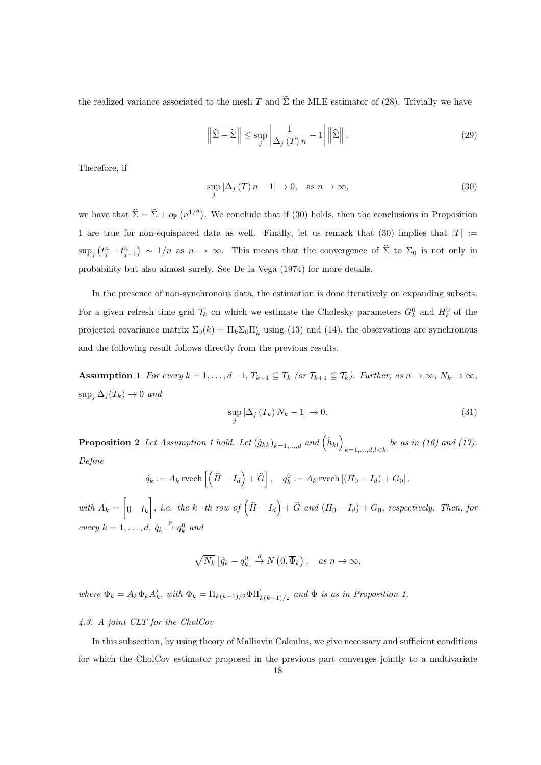the realized variance associated to the mesh $T$ and $\widetilde{\Sigma}$ the MLE estimator of (28). Trivially we have

$$\left\|\widehat{\Sigma}-\widetilde{\Sigma}\right\| \leq \sup_j \left|\frac{1}{\Delta_j(T)\,n}-1\right| \left\|\widehat{\Sigma}\right\|. \tag{29}$$

Therefore, if

$$\sup_j \left|\Delta_j(T)\,n-1\right| \to 0, \quad \text{as } n\to\infty, \tag{30}$$

we have that $\widehat{\Sigma}=\widetilde{\Sigma}+o_{\mathbb{P}}\left(n^{1/2}\right)$. We conclude that if (30) holds, then the conclusions in Proposition 1 are true for non-equispaced data as well. Finally, let us remark that (30) implies that $|T| := \sup_j\left(t_j^n-t_{j-1}^n\right) \sim 1/n$ as $n\to\infty$. This means that the convergence of $\widehat{\Sigma}$ to $\Sigma_0$ is not only in probability but also almost surely. See De la Vega (1974) for more details.

In the presence of non-synchronous data, the estimation is done iteratively on expanding subsets. For a given refresh time grid $\mathcal{T}_k$ on which we estimate the Cholesky parameters $G_k^0$ and $H_k^0$ of the projected covariance matrix $\Sigma_0(k)=\Pi_k\Sigma_0\Pi_k'$ using (13) and (14), the observations are synchronous and the following result follows directly from the previous results.

**Assumption 1** *For every $k=1,\ldots,d-1$, $T_{k+1}\subseteq T_k$ (or $\mathcal{T}_{k+1}\subseteq\mathcal{T}_k$). Further, as $n\to\infty$, $N_k\to\infty$, $\sup_j\Delta_j(T_k)\to 0$ and*

$$\sup_j \left|\Delta_j(T_k)\,N_k-1\right| \to 0. \tag{31}$$

**Proposition 2** *Let Assumption 1 hold. Let $(\hat{g}_{kk})_{k=1,\ldots,d}$ and $\left(\hat{h}_{kl}\right)_{k=1,\ldots,d,l<k}$ be as in (16) and (17). Define*

$$\hat{q}_k := A_k\,\mathrm{rvech}\left[\left(\widehat{H}-I_d\right)+\widehat{G}\right], \quad q_k^0 := A_k\,\mathrm{rvech}\left[(H_0-I_d)+G_0\right],$$

*with $A_k=\begin{bmatrix}0 & I_k\end{bmatrix}$, i.e. the $k-$th row of $\left(\widehat{H}-I_d\right)+\widehat{G}$ and $(H_0-I_d)+G_0$, respectively. Then, for every $k=1,\ldots,d$, $\hat{q}_k\xrightarrow{\mathbb{P}}q_k^0$ and*

$$\sqrt{N_k}\left[\hat{q}_k-q_k^0\right]\xrightarrow{d}N\left(0,\overline{\Phi}_k\right), \quad \text{as } n\to\infty,$$

*where $\overline{\Phi}_k=A_k\Phi_kA_k'$, with $\Phi_k=\Pi_{k(k+1)/2}\Phi\Pi_{k(k+1)/2}'$ and $\Phi$ is as in Proposition 1.*

### *4.3. A joint CLT for the CholCov*

In this subsection, by using theory of Malliavin Calculus, we give necessary and sufficient conditions for which the CholCov estimator proposed in the previous part converges jointly to a multivariate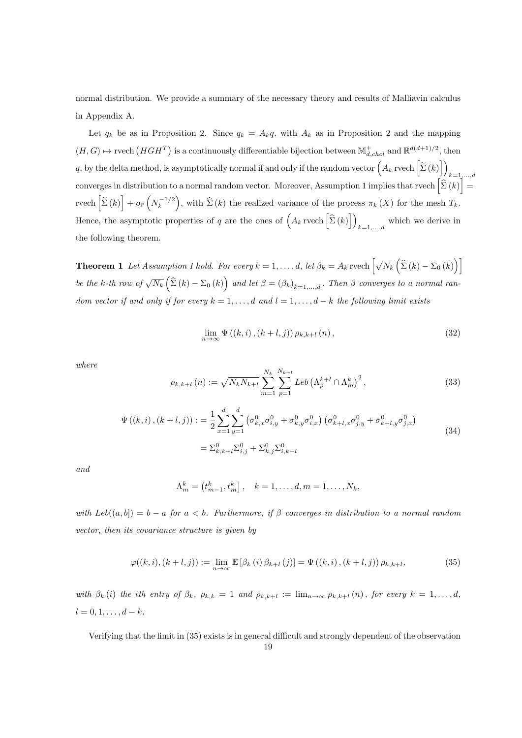normal distribution. We provide a summary of the necessary theory and results of Malliavin calculus in Appendix A.

Let $q_k$ be as in Proposition 2. Since $q_k = A_k q$, with $A_k$ as in Proposition 2 and the mapping $(H, G) \mapsto \text{rvech}\left(HGH^T\right)$ is a continuously differentiable bijection between $\mathbb{M}^+_{d,chol}$ and $\mathbb{R}^{d(d+1)/2}$, then $q$, by the delta method, is asymptotically normal if and only if the random vector $\left(A_k \,\text{rvech}\left[\widetilde{\Sigma}(k)\right]\right)_{k=1,\ldots,d}$ converges in distribution to a normal random vector. Moreover, Assumption 1 implies that $\text{rvech}\left[\widehat{\Sigma}(k)\right] = \text{rvech}\left[\widetilde{\Sigma}(k)\right] + o_{\mathbb{P}}\left(N_k^{-1/2}\right)$, with $\widehat{\Sigma}(k)$ the realized variance of the process $\pi_k(X)$ for the mesh $T_k$. Hence, the asymptotic properties of $q$ are the ones of $\left(A_k \,\text{rvech}\left[\widehat{\Sigma}(k)\right]\right)_{k=1,\ldots,d}$ which we derive in the following theorem.

**Theorem 1** *Let Assumption 1 hold. For every $k = 1, \ldots, d$, let $\beta_k = A_k \,\text{rvech}\left[\sqrt{N_k}\left(\widehat{\Sigma}(k) - \Sigma_0(k)\right)\right]$ be the $k$-th row of $\sqrt{N_k}\left(\widehat{\Sigma}(k) - \Sigma_0(k)\right)$ and let $\beta = (\beta_k)_{k=1,\ldots,d}$. Then $\beta$ converges to a normal random vector if and only if for every $k = 1, \ldots, d$ and $l = 1, \ldots, d-k$ the following limit exists*

$$\lim_{n\to\infty} \Psi\left((k,i),(k+l,j)\right)\rho_{k,k+l}(n), \tag{32}$$

*where*

$$\rho_{k,k+l}(n) := \sqrt{N_k N_{k+l}} \sum_{m=1}^{N_k} \sum_{p=1}^{N_{k+l}} Leb\left(\Lambda_p^{k+l} \cap \Lambda_m^k\right)^2, \tag{33}$$

$$\begin{aligned}
\Psi\left((k,i),(k+l,j)\right) &:= \frac{1}{2}\sum_{x=1}^{d}\sum_{y=1}^{d}\left(\sigma^0_{k,x}\sigma^0_{i,y} + \sigma^0_{k,y}\sigma^0_{i,x}\right)\left(\sigma^0_{k+l,x}\sigma^0_{j,y} + \sigma^0_{k+l,y}\sigma^0_{j,x}\right) \\
&= \Sigma^0_{k,k+l}\Sigma^0_{i,j} + \Sigma^0_{k,j}\Sigma^0_{i,k+l}
\end{aligned} \tag{34}$$

*and*

$$\Lambda_m^k = \left(t_{m-1}^k, t_m^k\right], \quad k = 1, \ldots, d, m = 1, \ldots, N_k,$$

*with $Leb((a,b]) = b - a$ for $a < b$. Furthermore, if $\beta$ converges in distribution to a normal random vector, then its covariance structure is given by*

$$\varphi((k,i),(k+l,j)) := \lim_{n\to\infty} \mathbb{E}\left[\beta_k(i)\,\beta_{k+l}(j)\right] = \Psi\left((k,i),(k+l,j)\right)\rho_{k,k+l}, \tag{35}$$

*with $\beta_k(i)$ the $i$th entry of $\beta_k$, $\rho_{k,k} = 1$ and $\rho_{k,k+l} := \lim_{n\to\infty}\rho_{k,k+l}(n)$, for every $k = 1, \ldots, d$, $l = 0, 1, \ldots, d-k$.*

Verifying that the limit in (35) exists is in general difficult and strongly dependent of the observation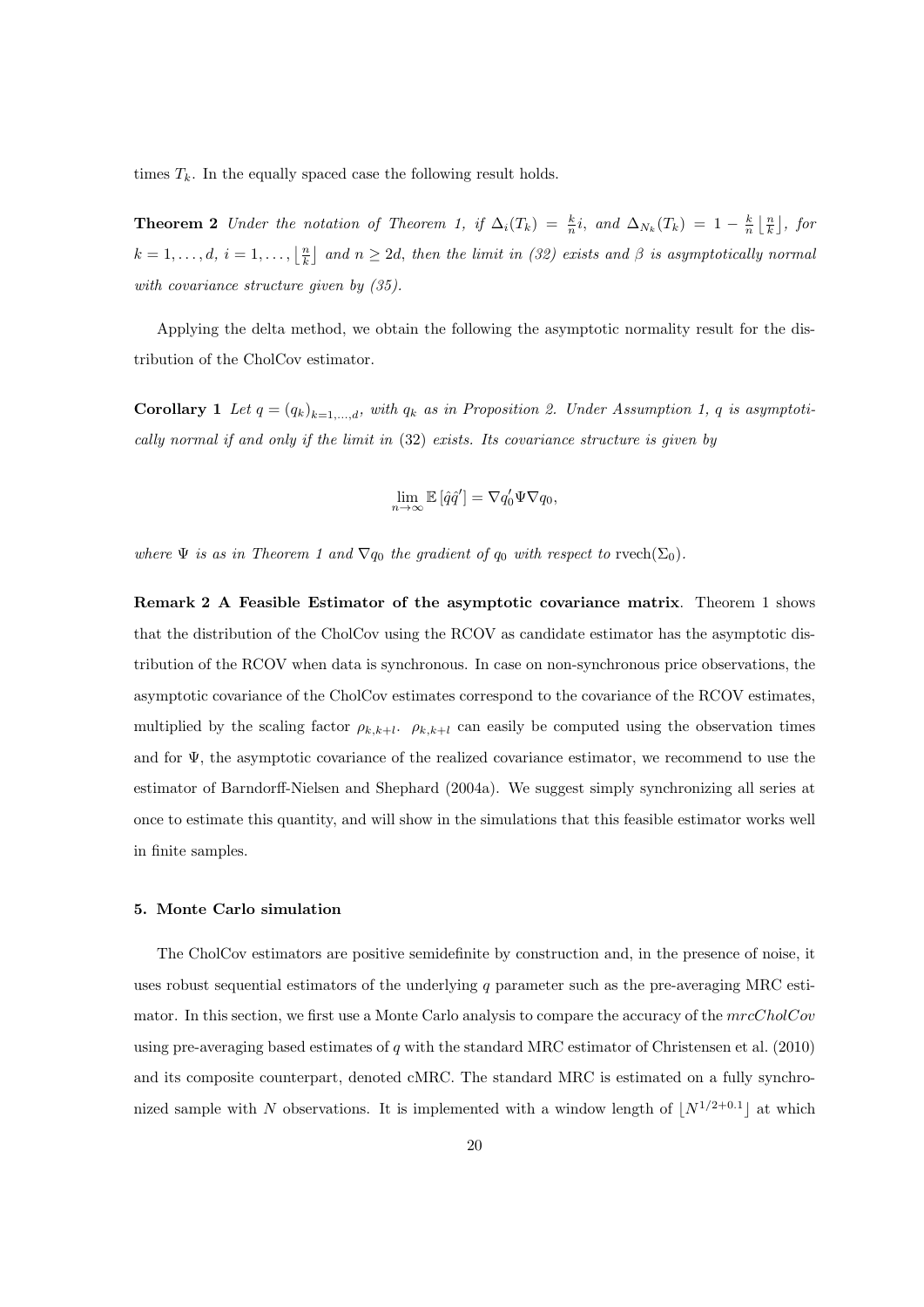times $T_k$. In the equally spaced case the following result holds.

**Theorem 2** *Under the notation of Theorem 1, if $\Delta_i(T_k) = \frac{k}{n}i$, and $\Delta_{N_k}(T_k) = 1 - \frac{k}{n}\left\lfloor \frac{n}{k} \right\rfloor$, for $k = 1, \ldots, d$, $i = 1, \ldots, \left\lfloor \frac{n}{k} \right\rfloor$ and $n \geq 2d$, then the limit in (32) exists and $\beta$ is asymptotically normal with covariance structure given by (35).*

Applying the delta method, we obtain the following the asymptotic normality result for the distribution of the CholCov estimator.

**Corollary 1** *Let $q = (q_k)_{k=1,\ldots,d}$, with $q_k$ as in Proposition 2. Under Assumption 1, $q$ is asymptotically normal if and only if the limit in* (32) *exists. Its covariance structure is given by*

$$\lim_{n\to\infty} \mathbb{E}\left[\hat{q}\hat{q}'\right] = \nabla q_0' \Psi \nabla q_0,$$

*where $\Psi$ is as in Theorem 1 and $\nabla q_0$ the gradient of $q_0$ with respect to* $\text{rvech}(\Sigma_0)$.

**Remark 2 A Feasible Estimator of the asymptotic covariance matrix**. Theorem 1 shows that the distribution of the CholCov using the RCOV as candidate estimator has the asymptotic distribution of the RCOV when data is synchronous. In case on non-synchronous price observations, the asymptotic covariance of the CholCov estimates correspond to the covariance of the RCOV estimates, multiplied by the scaling factor $\rho_{k,k+l}$. $\rho_{k,k+l}$ can easily be computed using the observation times and for $\Psi$, the asymptotic covariance of the realized covariance estimator, we recommend to use the estimator of Barndorff-Nielsen and Shephard (2004a). We suggest simply synchronizing all series at once to estimate this quantity, and will show in the simulations that this feasible estimator works well in finite samples.

### 5. Monte Carlo simulation

The CholCov estimators are positive semidefinite by construction and, in the presence of noise, it uses robust sequential estimators of the underlying $q$ parameter such as the pre-averaging MRC estimator. In this section, we first use a Monte Carlo analysis to compare the accuracy of the $mrcCholCov$ using pre-averaging based estimates of $q$ with the standard MRC estimator of Christensen et al. (2010) and its composite counterpart, denoted cMRC. The standard MRC is estimated on a fully synchronized sample with $N$ observations. It is implemented with a window length of $\lfloor N^{1/2+0.1} \rfloor$ at which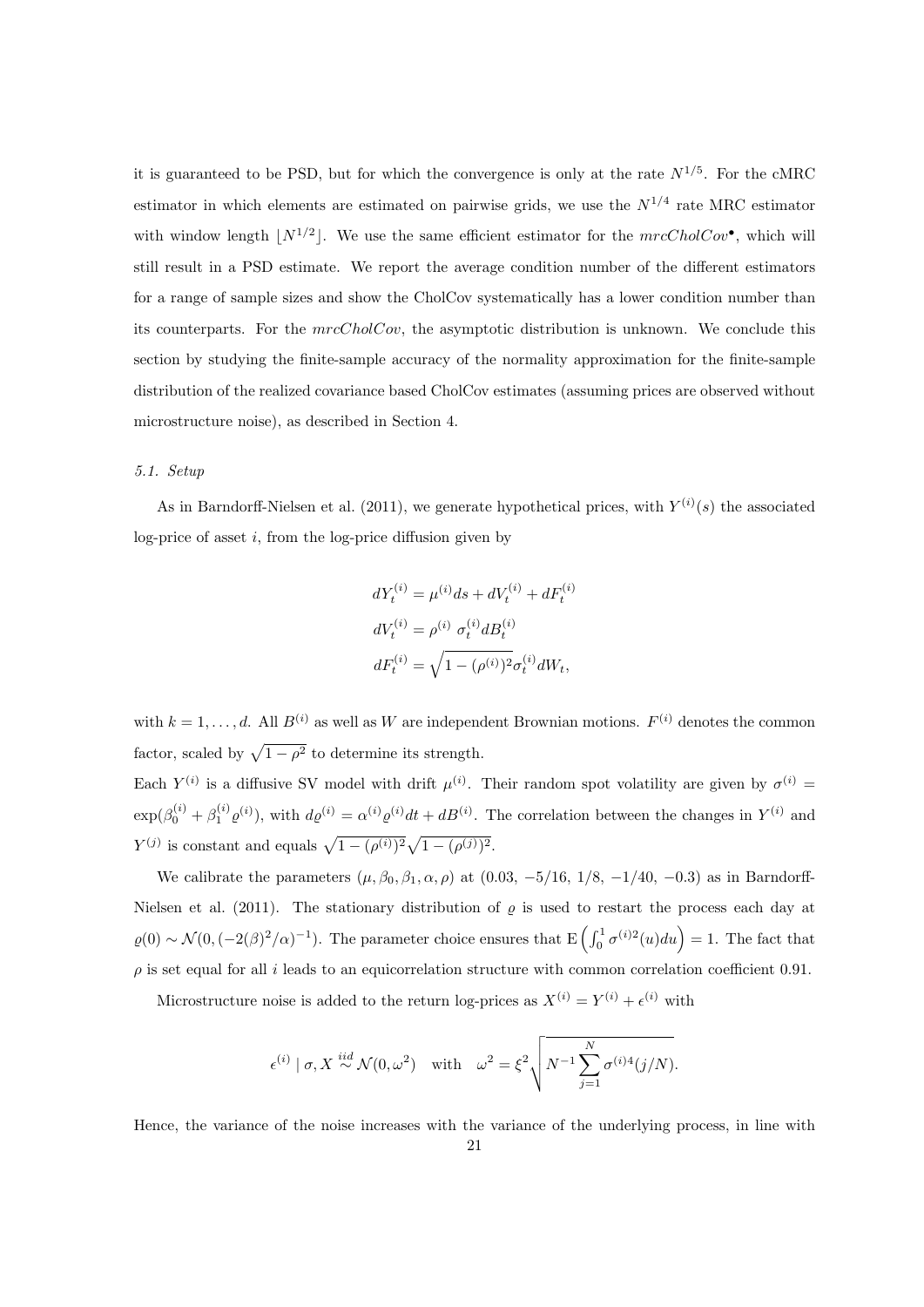it is guaranteed to be PSD, but for which the convergence is only at the rate $N^{1/5}$. For the cMRC estimator in which elements are estimated on pairwise grids, we use the $N^{1/4}$ rate MRC estimator with window length $\lfloor N^{1/2} \rfloor$. We use the same efficient estimator for the $mrcCholCov^{\bullet}$, which will still result in a PSD estimate. We report the average condition number of the different estimators for a range of sample sizes and show the CholCov systematically has a lower condition number than its counterparts. For the $mrcCholCov$, the asymptotic distribution is unknown. We conclude this section by studying the finite-sample accuracy of the normality approximation for the finite-sample distribution of the realized covariance based CholCov estimates (assuming prices are observed without microstructure noise), as described in Section 4.

### 5.1. Setup

As in Barndorff-Nielsen et al. (2011), we generate hypothetical prices, with $Y^{(i)}(s)$ the associated log-price of asset $i$, from the log-price diffusion given by

$$
\begin{aligned}
dY_t^{(i)} &= \mu^{(i)} ds + dV_t^{(i)} + dF_t^{(i)} \\
dV_t^{(i)} &= \rho^{(i)} \ \sigma_t^{(i)} dB_t^{(i)} \\
dF_t^{(i)} &= \sqrt{1 - (\rho^{(i)})^2} \sigma_t^{(i)} dW_t,
\end{aligned}
$$

with $k = 1, \ldots, d$. All $B^{(i)}$ as well as $W$ are independent Brownian motions. $F^{(i)}$ denotes the common factor, scaled by $\sqrt{1-\rho^2}$ to determine its strength.

Each $Y^{(i)}$ is a diffusive SV model with drift $\mu^{(i)}$. Their random spot volatility are given by $\sigma^{(i)} = \exp(\beta_0^{(i)} + \beta_1^{(i)} \varrho^{(i)})$, with $d\varrho^{(i)} = \alpha^{(i)} \varrho^{(i)} dt + dB^{(i)}$. The correlation between the changes in $Y^{(i)}$ and $Y^{(j)}$ is constant and equals $\sqrt{1-(\rho^{(i)})^2}\sqrt{1-(\rho^{(j)})^2}$.

We calibrate the parameters $(\mu, \beta_0, \beta_1, \alpha, \rho)$ at $(0.03, -5/16, 1/8, -1/40, -0.3)$ as in Barndorff-Nielsen et al. (2011). The stationary distribution of $\varrho$ is used to restart the process each day at $\varrho(0) \sim \mathcal{N}(0, (-2(\beta)^2/\alpha)^{-1})$. The parameter choice ensures that $\mathrm{E}\left(\int_0^1 \sigma^{(i)2}(u) du\right) = 1$. The fact that $\rho$ is set equal for all $i$ leads to an equicorrelation structure with common correlation coefficient 0.91.

Microstructure noise is added to the return log-prices as $X^{(i)} = Y^{(i)} + \epsilon^{(i)}$ with

$$
\epsilon^{(i)} \mid \sigma, X \overset{iid}{\sim} \mathcal{N}(0, \omega^2) \quad \text{with} \quad \omega^2 = \xi^2 \sqrt{N^{-1} \sum_{j=1}^{N} \sigma^{(i)4}(j/N)}.
$$

Hence, the variance of the noise increases with the variance of the underlying process, in line with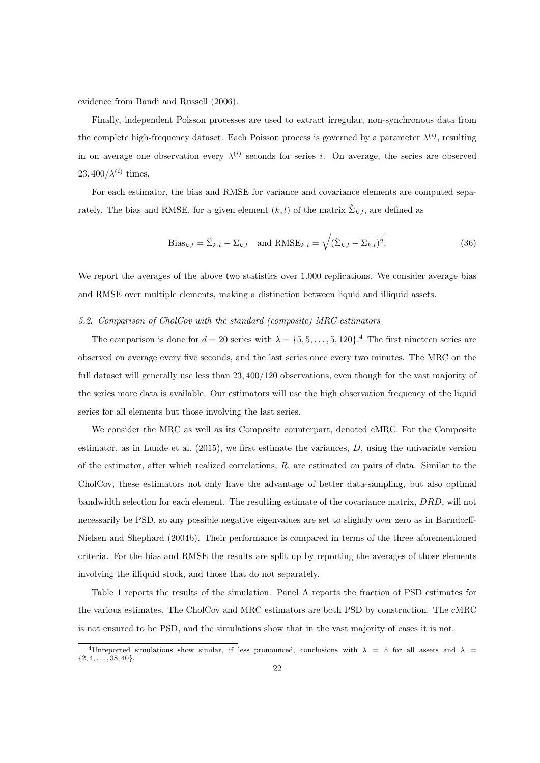evidence from Bandi and Russell (2006).

Finally, independent Poisson processes are used to extract irregular, non-synchronous data from the complete high-frequency dataset. Each Poisson process is governed by a parameter $\lambda^{(i)}$, resulting in on average one observation every $\lambda^{(i)}$ seconds for series $i$. On average, the series are observed $23,400/\lambda^{(i)}$ times.

For each estimator, the bias and RMSE for variance and covariance elements are computed separately. The bias and RMSE, for a given element $(k,l)$ of the matrix $\hat{\Sigma}_{k,l}$, are defined as

$$\text{Bias}_{k,l} = \hat{\Sigma}_{k,l} - \Sigma_{k,l} \quad \text{and } \text{RMSE}_{k,l} = \sqrt{(\hat{\Sigma}_{k,l} - \Sigma_{k,l})^2}. \tag{36}$$

We report the averages of the above two statistics over 1.000 replications. We consider average bias and RMSE over multiple elements, making a distinction between liquid and illiquid assets.

*5.2. Comparison of CholCov with the standard (composite) MRC estimators*

The comparison is done for $d = 20$ series with $\lambda = \{5, 5, \ldots, 5, 120\}$.[4] The first nineteen series are observed on average every five seconds, and the last series once every two minutes. The MRC on the full dataset will generally use less than $23,400/120$ observations, even though for the vast majority of the series more data is available. Our estimators will use the high observation frequency of the liquid series for all elements but those involving the last series.

We consider the MRC as well as its Composite counterpart, denoted cMRC. For the Composite estimator, as in Lunde et al. (2015), we first estimate the variances, $D$, using the univariate version of the estimator, after which realized correlations, $R$, are estimated on pairs of data. Similar to the CholCov, these estimators not only have the advantage of better data-sampling, but also optimal bandwidth selection for each element. The resulting estimate of the covariance matrix, $DRD$, will not necessarily be PSD, so any possible negative eigenvalues are set to slightly over zero as in Barndorff-Nielsen and Shephard (2004b). Their performance is compared in terms of the three aforementioned criteria. For the bias and RMSE the results are split up by reporting the averages of those elements involving the illiquid stock, and those that do not separately.

Table 1 reports the results of the simulation. Panel A reports the fraction of PSD estimates for the various estimates. The CholCov and MRC estimators are both PSD by construction. The cMRC is not ensured to be PSD, and the simulations show that in the vast majority of cases it is not.

[4] Unreported simulations show similar, if less pronounced, conclusions with $\lambda = 5$ for all assets and $\lambda = \{2, 4, \ldots, 38, 40\}$.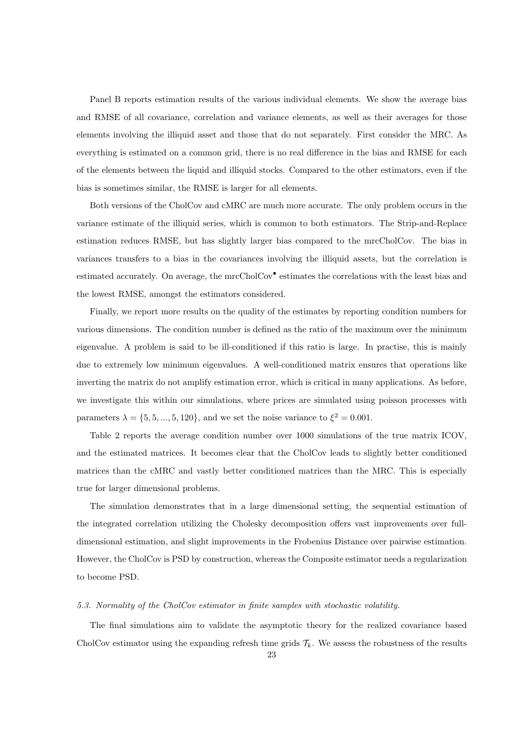Panel B reports estimation results of the various individual elements. We show the average bias and RMSE of all covariance, correlation and variance elements, as well as their averages for those elements involving the illiquid asset and those that do not separately. First consider the MRC. As everything is estimated on a common grid, there is no real difference in the bias and RMSE for each of the elements between the liquid and illiquid stocks. Compared to the other estimators, even if the bias is sometimes similar, the RMSE is larger for all elements.

Both versions of the CholCov and cMRC are much more accurate. The only problem occurs in the variance estimate of the illiquid series, which is common to both estimators. The Strip-and-Replace estimation reduces RMSE, but has slightly larger bias compared to the mrcCholCov. The bias in variances transfers to a bias in the covariances involving the illiquid assets, but the correlation is estimated accurately. On average, the mrcCholCov$^{\bullet}$ estimates the correlations with the least bias and the lowest RMSE, amongst the estimators considered.

Finally, we report more results on the quality of the estimates by reporting condition numbers for various dimensions. The condition number is defined as the ratio of the maximum over the minimum eigenvalue. A problem is said to be ill-conditioned if this ratio is large. In practise, this is mainly due to extremely low minimum eigenvalues. A well-conditioned matrix ensures that operations like inverting the matrix do not amplify estimation error, which is critical in many applications. As before, we investigate this within our simulations, where prices are simulated using poisson processes with parameters $\lambda = \{5, 5, ..., 5, 120\}$, and we set the noise variance to $\xi^2 = 0.001$.

Table 2 reports the average condition number over 1000 simulations of the true matrix ICOV, and the estimated matrices. It becomes clear that the CholCov leads to slightly better conditioned matrices than the cMRC and vastly better conditioned matrices than the MRC. This is especially true for larger dimensional problems.

The simulation demonstrates that in a large dimensional setting, the sequential estimation of the integrated correlation utilizing the Cholesky decomposition offers vast improvements over full-dimensional estimation, and slight improvements in the Frobenius Distance over pairwise estimation. However, the CholCov is PSD by construction, whereas the Composite estimator needs a regularization to become PSD.

### *5.3. Normality of the CholCov estimator in finite samples with stochastic volatility.*

The final simulations aim to validate the asymptotic theory for the realized covariance based CholCov estimator using the expanding refresh time grids $\mathcal{T}_k$. We assess the robustness of the results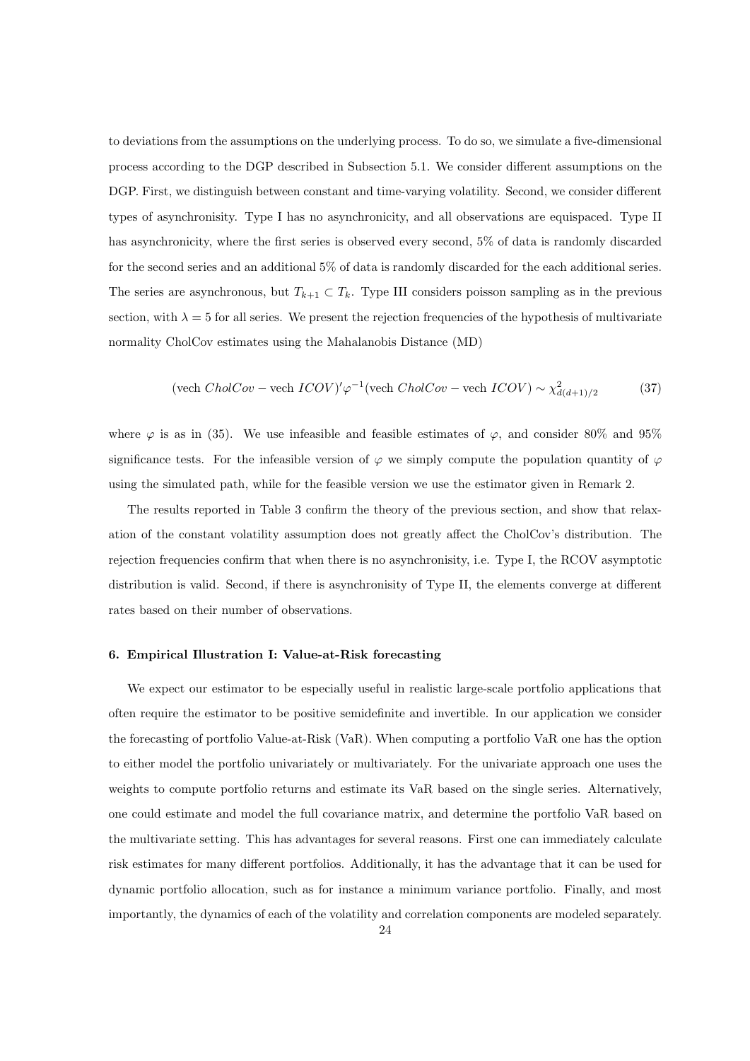to deviations from the assumptions on the underlying process. To do so, we simulate a five-dimensional process according to the DGP described in Subsection 5.1. We consider different assumptions on the DGP. First, we distinguish between constant and time-varying volatility. Second, we consider different types of asynchronisity. Type I has no asynchronicity, and all observations are equispaced. Type II has asynchronicity, where the first series is observed every second, 5% of data is randomly discarded for the second series and an additional 5% of data is randomly discarded for the each additional series. The series are asynchronous, but $T_{k+1} \subset T_k$. Type III considers poisson sampling as in the previous section, with $\lambda = 5$ for all series. We present the rejection frequencies of the hypothesis of multivariate normality CholCov estimates using the Mahalanobis Distance (MD)

$$(\text{vech } CholCov - \text{vech } ICOV)'\varphi^{-1}(\text{vech } CholCov - \text{vech } ICOV) \sim \chi^2_{d(d+1)/2} \tag{37}$$

where $\varphi$ is as in (35). We use infeasible and feasible estimates of $\varphi$, and consider 80% and 95% significance tests. For the infeasible version of $\varphi$ we simply compute the population quantity of $\varphi$ using the simulated path, while for the feasible version we use the estimator given in Remark 2.

The results reported in Table 3 confirm the theory of the previous section, and show that relaxation of the constant volatility assumption does not greatly affect the CholCov's distribution. The rejection frequencies confirm that when there is no asynchronisity, i.e. Type I, the RCOV asymptotic distribution is valid. Second, if there is asynchronisity of Type II, the elements converge at different rates based on their number of observations.

### 6. Empirical Illustration I: Value-at-Risk forecasting

We expect our estimator to be especially useful in realistic large-scale portfolio applications that often require the estimator to be positive semidefinite and invertible. In our application we consider the forecasting of portfolio Value-at-Risk (VaR). When computing a portfolio VaR one has the option to either model the portfolio univariately or multivariately. For the univariate approach one uses the weights to compute portfolio returns and estimate its VaR based on the single series. Alternatively, one could estimate and model the full covariance matrix, and determine the portfolio VaR based on the multivariate setting. This has advantages for several reasons. First one can immediately calculate risk estimates for many different portfolios. Additionally, it has the advantage that it can be used for dynamic portfolio allocation, such as for instance a minimum variance portfolio. Finally, and most importantly, the dynamics of each of the volatility and correlation components are modeled separately.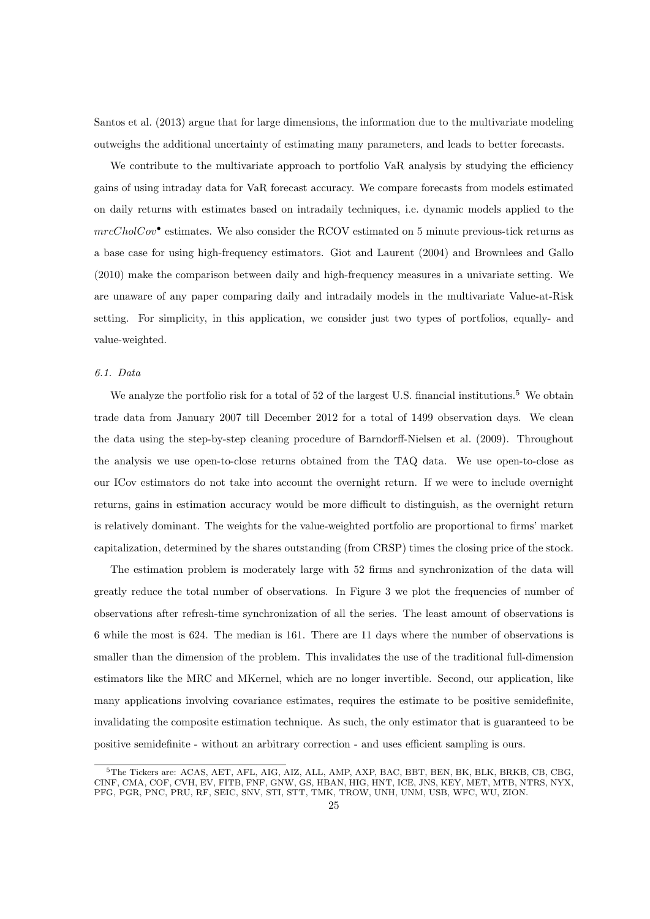Santos et al. (2013) argue that for large dimensions, the information due to the multivariate modeling outweighs the additional uncertainty of estimating many parameters, and leads to better forecasts.

We contribute to the multivariate approach to portfolio VaR analysis by studying the efficiency gains of using intraday data for VaR forecast accuracy. We compare forecasts from models estimated on daily returns with estimates based on intradaily techniques, i.e. dynamic models applied to the $mrcCholCov^{\bullet}$ estimates. We also consider the RCOV estimated on 5 minute previous-tick returns as a base case for using high-frequency estimators. Giot and Laurent (2004) and Brownlees and Gallo (2010) make the comparison between daily and high-frequency measures in a univariate setting. We are unaware of any paper comparing daily and intradaily models in the multivariate Value-at-Risk setting. For simplicity, in this application, we consider just two types of portfolios, equally- and value-weighted.

### *6.1. Data*

We analyze the portfolio risk for a total of 52 of the largest U.S. financial institutions.[5] We obtain trade data from January 2007 till December 2012 for a total of 1499 observation days. We clean the data using the step-by-step cleaning procedure of Barndorff-Nielsen et al. (2009). Throughout the analysis we use open-to-close returns obtained from the TAQ data. We use open-to-close as our ICov estimators do not take into account the overnight return. If we were to include overnight returns, gains in estimation accuracy would be more difficult to distinguish, as the overnight return is relatively dominant. The weights for the value-weighted portfolio are proportional to firms' market capitalization, determined by the shares outstanding (from CRSP) times the closing price of the stock.

The estimation problem is moderately large with 52 firms and synchronization of the data will greatly reduce the total number of observations. In Figure 3 we plot the frequencies of number of observations after refresh-time synchronization of all the series. The least amount of observations is 6 while the most is 624. The median is 161. There are 11 days where the number of observations is smaller than the dimension of the problem. This invalidates the use of the traditional full-dimension estimators like the MRC and MKernel, which are no longer invertible. Second, our application, like many applications involving covariance estimates, requires the estimate to be positive semidefinite, invalidating the composite estimation technique. As such, the only estimator that is guaranteed to be positive semidefinite - without an arbitrary correction - and uses efficient sampling is ours.

[5] The Tickers are: ACAS, AET, AFL, AIG, AIZ, ALL, AMP, AXP, BAC, BBT, BEN, BK, BLK, BRKB, CB, CBG, CINF, CMA, COF, CVH, EV, FITB, FNF, GNW, GS, HBAN, HIG, HNT, ICE, JNS, KEY, MET, MTB, NTRS, NYX, PFG, PGR, PNC, PRU, RF, SEIC, SNV, STI, STT, TMK, TROW, UNH, UNM, USB, WFC, WU, ZION.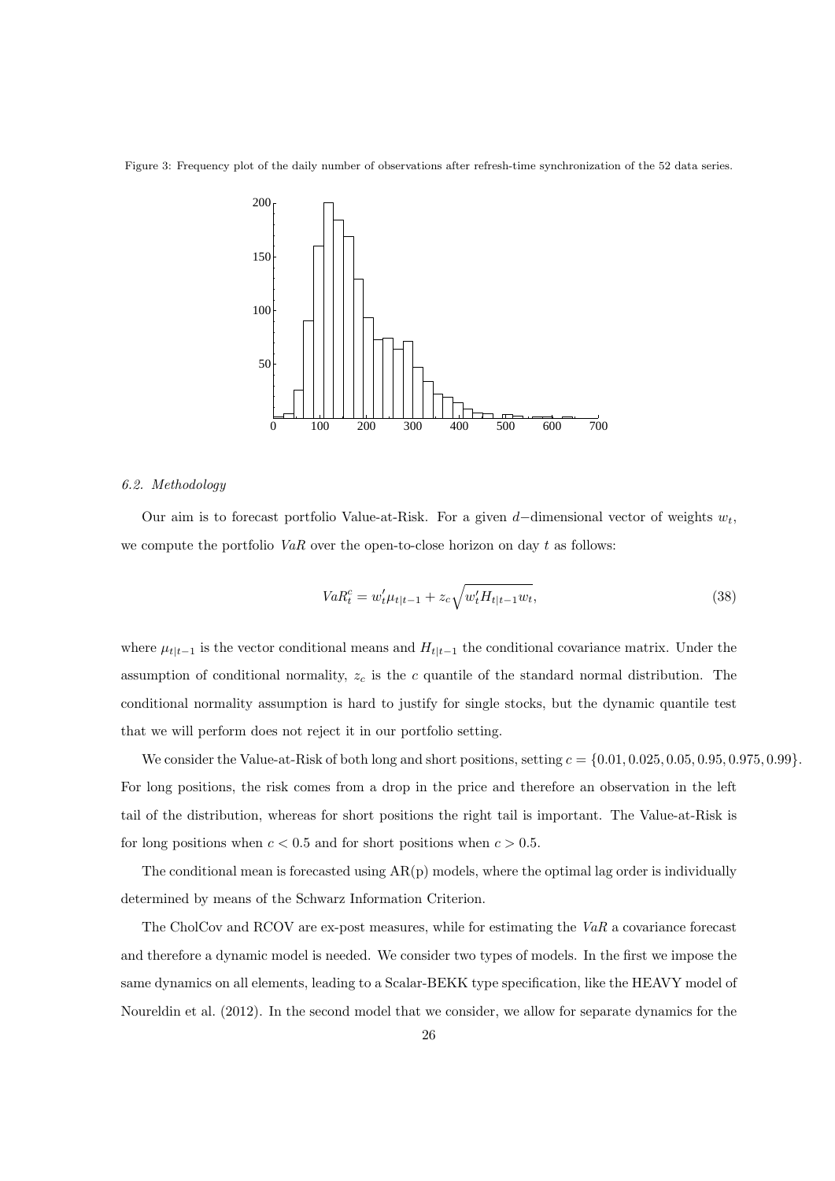Figure 3: Frequency plot of the daily number of observations after refresh-time synchronization of the 52 data series.

### 6.2. Methodology

Our aim is to forecast portfolio Value-at-Risk. For a given $d-$dimensional vector of weights $w_t$, we compute the portfolio $VaR$ over the open-to-close horizon on day $t$ as follows:

$$VaR_t^c = w_t' \mu_{t|t-1} + z_c \sqrt{w_t' H_{t|t-1} w_t}, \tag{38}$$

where $\mu_{t|t-1}$ is the vector conditional means and $H_{t|t-1}$ the conditional covariance matrix. Under the assumption of conditional normality, $z_c$ is the $c$ quantile of the standard normal distribution. The conditional normality assumption is hard to justify for single stocks, but the dynamic quantile test that we will perform does not reject it in our portfolio setting.

We consider the Value-at-Risk of both long and short positions, setting $c = \{0.01, 0.025, 0.05, 0.95, 0.975, 0.99\}$. For long positions, the risk comes from a drop in the price and therefore an observation in the left tail of the distribution, whereas for short positions the right tail is important. The Value-at-Risk is for long positions when $c < 0.5$ and for short positions when $c > 0.5$.

The conditional mean is forecasted using AR(p) models, where the optimal lag order is individually determined by means of the Schwarz Information Criterion.

The CholCov and RCOV are ex-post measures, while for estimating the $VaR$ a covariance forecast and therefore a dynamic model is needed. We consider two types of models. In the first we impose the same dynamics on all elements, leading to a Scalar-BEKK type specification, like the HEAVY model of Noureldin et al. (2012). In the second model that we consider, we allow for separate dynamics for the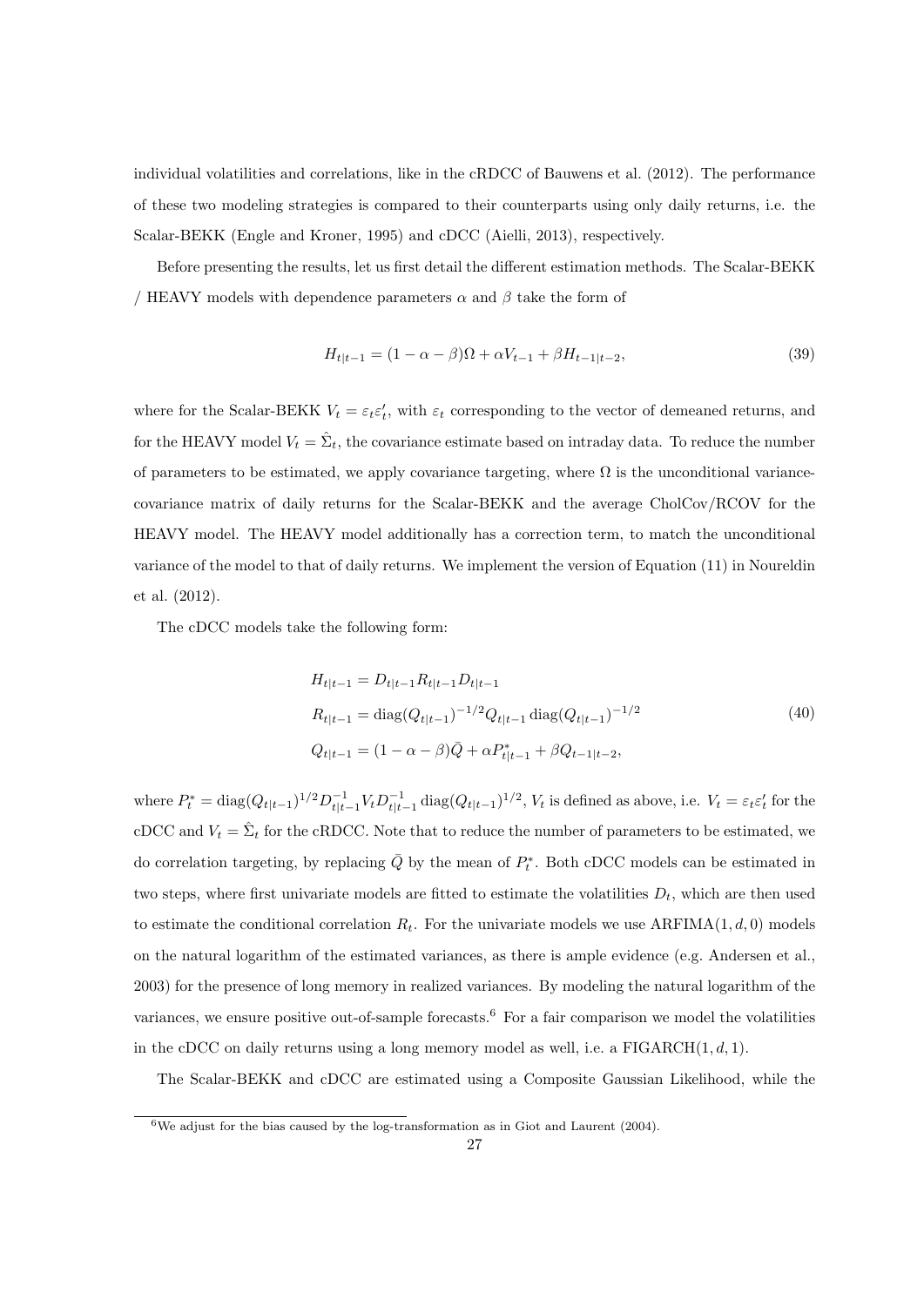individual volatilities and correlations, like in the cRDCC of Bauwens et al. (2012). The performance of these two modeling strategies is compared to their counterparts using only daily returns, i.e. the Scalar-BEKK (Engle and Kroner, 1995) and cDCC (Aielli, 2013), respectively.

Before presenting the results, let us first detail the different estimation methods. The Scalar-BEKK / HEAVY models with dependence parameters $\alpha$ and $\beta$ take the form of

$$H_{t|t-1} = (1 - \alpha - \beta)\Omega + \alpha V_{t-1} + \beta H_{t-1|t-2}, \tag{39}$$

where for the Scalar-BEKK $V_t = \varepsilon_t \varepsilon_t'$, with $\varepsilon_t$ corresponding to the vector of demeaned returns, and for the HEAVY model $V_t = \hat{\Sigma}_t$, the covariance estimate based on intraday data. To reduce the number of parameters to be estimated, we apply covariance targeting, where $\Omega$ is the unconditional variance-covariance matrix of daily returns for the Scalar-BEKK and the average CholCov/RCOV for the HEAVY model. The HEAVY model additionally has a correction term, to match the unconditional variance of the model to that of daily returns. We implement the version of Equation (11) in Noureldin et al. (2012).

The cDCC models take the following form:

$$\begin{aligned}
H_{t|t-1} &= D_{t|t-1} R_{t|t-1} D_{t|t-1} \\
R_{t|t-1} &= \operatorname{diag}(Q_{t|t-1})^{-1/2} Q_{t|t-1} \operatorname{diag}(Q_{t|t-1})^{-1/2} \\
Q_{t|t-1} &= (1 - \alpha - \beta)\bar{Q} + \alpha P^*_{t|t-1} + \beta Q_{t-1|t-2},
\end{aligned} \tag{40}$$

where $P^*_t = \operatorname{diag}(Q_{t|t-1})^{1/2} D^{-1}_{t|t-1} V_t D^{-1}_{t|t-1} \operatorname{diag}(Q_{t|t-1})^{1/2}$, $V_t$ is defined as above, i.e. $V_t = \varepsilon_t \varepsilon_t'$ for the cDCC and $V_t = \hat{\Sigma}_t$ for the cRDCC. Note that to reduce the number of parameters to be estimated, we do correlation targeting, by replacing $\bar{Q}$ by the mean of $P^*_t$. Both cDCC models can be estimated in two steps, where first univariate models are fitted to estimate the volatilities $D_t$, which are then used to estimate the conditional correlation $R_t$. For the univariate models we use ARFIMA$(1, d, 0)$ models on the natural logarithm of the estimated variances, as there is ample evidence (e.g. Andersen et al., 2003) for the presence of long memory in realized variances. By modeling the natural logarithm of the variances, we ensure positive out-of-sample forecasts.[6] For a fair comparison we model the volatilities in the cDCC on daily returns using a long memory model as well, i.e. a FIGARCH$(1, d, 1)$.

The Scalar-BEKK and cDCC are estimated using a Composite Gaussian Likelihood, while the

[6] We adjust for the bias caused by the log-transformation as in Giot and Laurent (2004).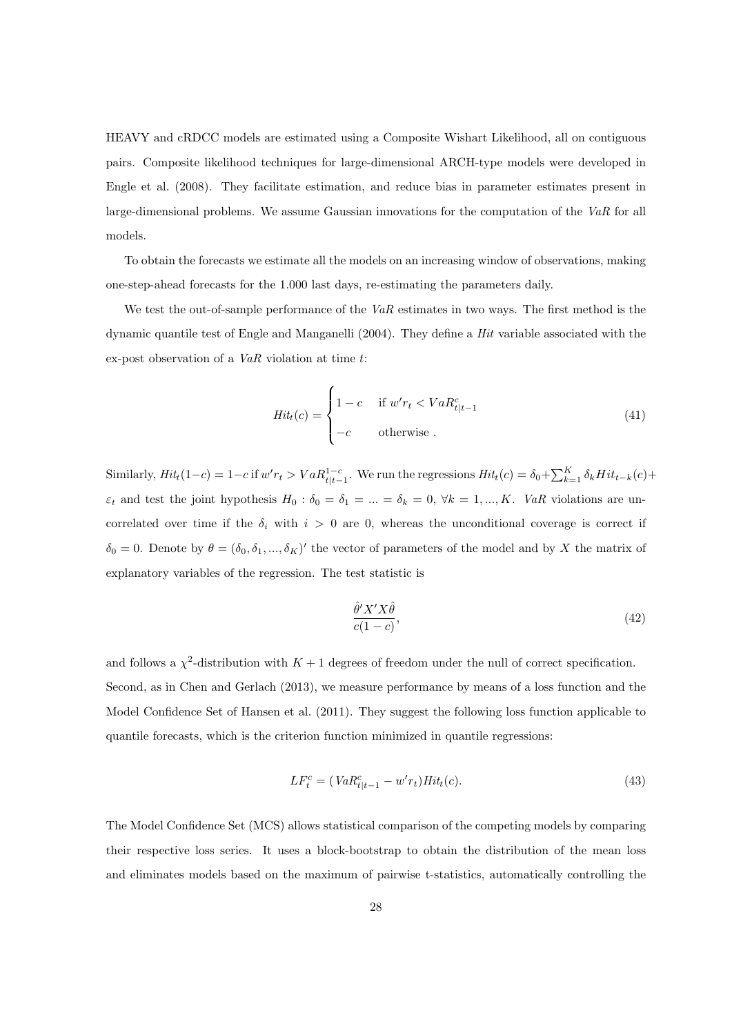HEAVY and cRDCC models are estimated using a Composite Wishart Likelihood, all on contiguous pairs. Composite likelihood techniques for large-dimensional ARCH-type models were developed in Engle et al. (2008). They facilitate estimation, and reduce bias in parameter estimates present in large-dimensional problems. We assume Gaussian innovations for the computation of the *VaR* for all models.

To obtain the forecasts we estimate all the models on an increasing window of observations, making one-step-ahead forecasts for the 1.000 last days, re-estimating the parameters daily.

We test the out-of-sample performance of the *VaR* estimates in two ways. The first method is the dynamic quantile test of Engle and Manganelli (2004). They define a *Hit* variable associated with the ex-post observation of a *VaR* violation at time $t$:

$$Hit_t(c) = \begin{cases} 1-c & \text{if } w'r_t < VaR^c_{t|t-1} \\ -c & \text{otherwise .} \end{cases} \tag{41}$$

Similarly, $Hit_t(1-c) = 1-c$ if $w'r_t > VaR^{1-c}_{t|t-1}$. We run the regressions $Hit_t(c) = \delta_0 + \sum_{k=1}^{K} \delta_k Hit_{t-k}(c) + \varepsilon_t$ and test the joint hypothesis $H_0 : \delta_0 = \delta_1 = ... = \delta_k = 0$, $\forall k = 1, ..., K$. *VaR* violations are uncorrelated over time if the $\delta_i$ with $i > 0$ are 0, whereas the unconditional coverage is correct if $\delta_0 = 0$. Denote by $\theta = (\delta_0, \delta_1, ..., \delta_K)'$ the vector of parameters of the model and by $X$ the matrix of explanatory variables of the regression. The test statistic is

$$\frac{\hat{\theta}' X' X \hat{\theta}}{c(1-c)}, \tag{42}$$

and follows a $\chi^2$-distribution with $K+1$ degrees of freedom under the null of correct specification. Second, as in Chen and Gerlach (2013), we measure performance by means of a loss function and the Model Confidence Set of Hansen et al. (2011). They suggest the following loss function applicable to quantile forecasts, which is the criterion function minimized in quantile regressions:

$$LF^c_t = (VaR^c_{t|t-1} - w'r_t) Hit_t(c). \tag{43}$$

The Model Confidence Set (MCS) allows statistical comparison of the competing models by comparing their respective loss series. It uses a block-bootstrap to obtain the distribution of the mean loss and eliminates models based on the maximum of pairwise t-statistics, automatically controlling the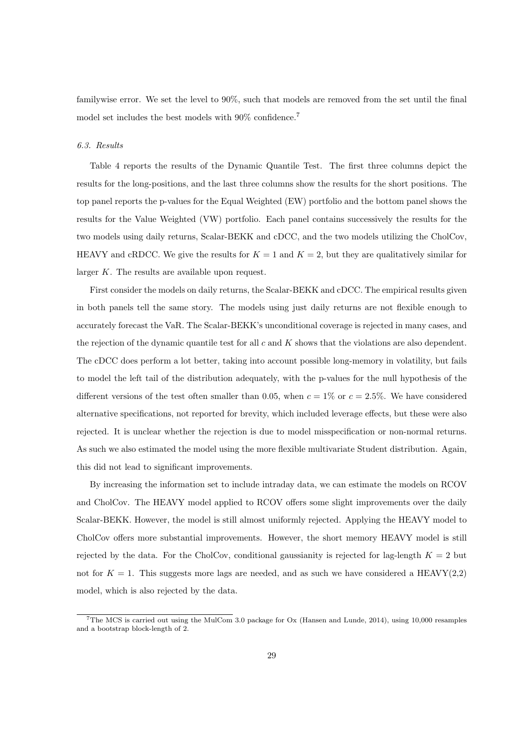familywise error. We set the level to 90%, such that models are removed from the set until the final model set includes the best models with 90% confidence.[7]

### *6.3. Results*

Table 4 reports the results of the Dynamic Quantile Test. The first three columns depict the results for the long-positions, and the last three columns show the results for the short positions. The top panel reports the p-values for the Equal Weighted (EW) portfolio and the bottom panel shows the results for the Value Weighted (VW) portfolio. Each panel contains successively the results for the two models using daily returns, Scalar-BEKK and cDCC, and the two models utilizing the CholCov, HEAVY and cRDCC. We give the results for $K = 1$ and $K = 2$, but they are qualitatively similar for larger $K$. The results are available upon request.

First consider the models on daily returns, the Scalar-BEKK and cDCC. The empirical results given in both panels tell the same story. The models using just daily returns are not flexible enough to accurately forecast the VaR. The Scalar-BEKK's unconditional coverage is rejected in many cases, and the rejection of the dynamic quantile test for all $c$ and $K$ shows that the violations are also dependent. The cDCC does perform a lot better, taking into account possible long-memory in volatility, but fails to model the left tail of the distribution adequately, with the p-values for the null hypothesis of the different versions of the test often smaller than 0.05, when $c = 1\%$ or $c = 2.5\%$. We have considered alternative specifications, not reported for brevity, which included leverage effects, but these were also rejected. It is unclear whether the rejection is due to model misspecification or non-normal returns. As such we also estimated the model using the more flexible multivariate Student distribution. Again, this did not lead to significant improvements.

By increasing the information set to include intraday data, we can estimate the models on RCOV and CholCov. The HEAVY model applied to RCOV offers some slight improvements over the daily Scalar-BEKK. However, the model is still almost uniformly rejected. Applying the HEAVY model to CholCov offers more substantial improvements. However, the short memory HEAVY model is still rejected by the data. For the CholCov, conditional gaussianity is rejected for lag-length $K = 2$ but not for $K = 1$. This suggests more lags are needed, and as such we have considered a HEAVY(2,2) model, which is also rejected by the data.

[7] The MCS is carried out using the MulCom 3.0 package for Ox (Hansen and Lunde, 2014), using 10,000 resamples and a bootstrap block-length of 2.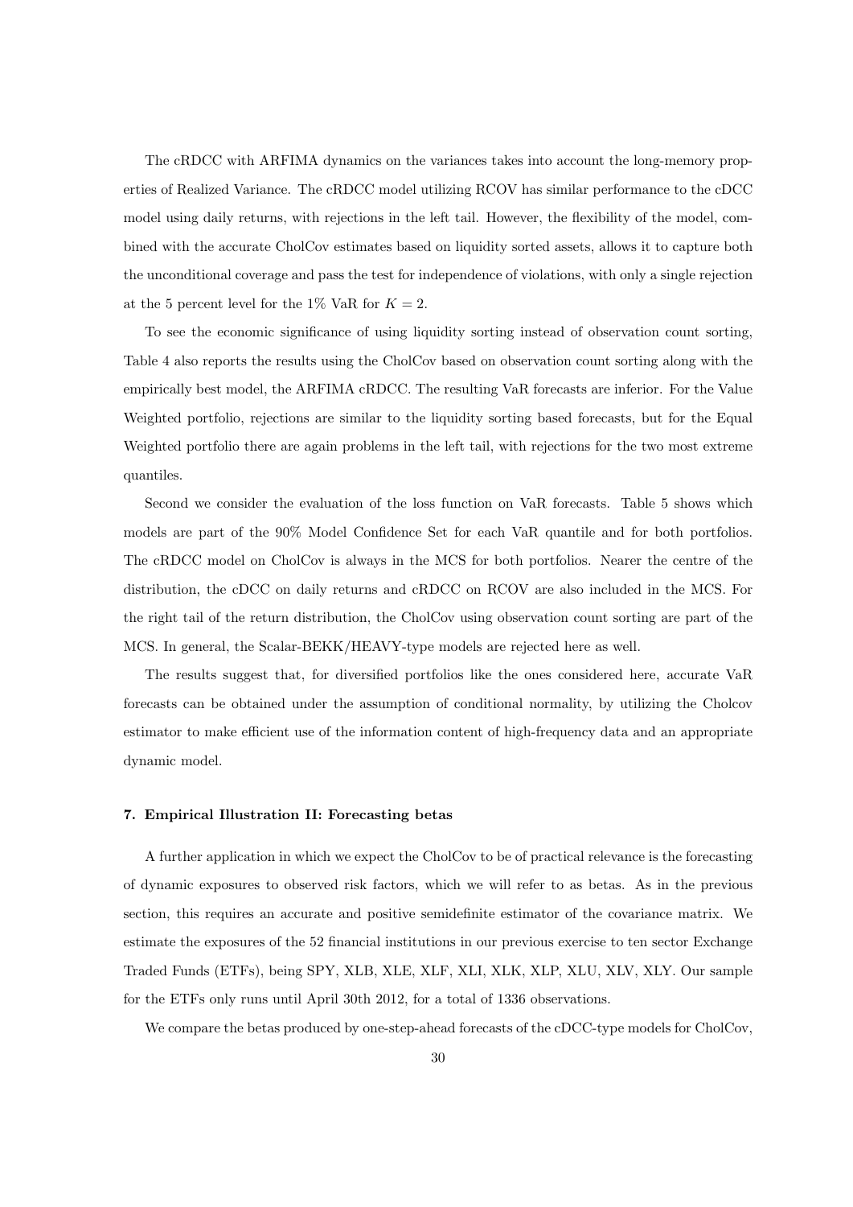The cRDCC with ARFIMA dynamics on the variances takes into account the long-memory properties of Realized Variance. The cRDCC model utilizing RCOV has similar performance to the cDCC model using daily returns, with rejections in the left tail. However, the flexibility of the model, combined with the accurate CholCov estimates based on liquidity sorted assets, allows it to capture both the unconditional coverage and pass the test for independence of violations, with only a single rejection at the 5 percent level for the 1% VaR for $K = 2$.

To see the economic significance of using liquidity sorting instead of observation count sorting, Table 4 also reports the results using the CholCov based on observation count sorting along with the empirically best model, the ARFIMA cRDCC. The resulting VaR forecasts are inferior. For the Value Weighted portfolio, rejections are similar to the liquidity sorting based forecasts, but for the Equal Weighted portfolio there are again problems in the left tail, with rejections for the two most extreme quantiles.

Second we consider the evaluation of the loss function on VaR forecasts. Table 5 shows which models are part of the 90% Model Confidence Set for each VaR quantile and for both portfolios. The cRDCC model on CholCov is always in the MCS for both portfolios. Nearer the centre of the distribution, the cDCC on daily returns and cRDCC on RCOV are also included in the MCS. For the right tail of the return distribution, the CholCov using observation count sorting are part of the MCS. In general, the Scalar-BEKK/HEAVY-type models are rejected here as well.

The results suggest that, for diversified portfolios like the ones considered here, accurate VaR forecasts can be obtained under the assumption of conditional normality, by utilizing the Cholcov estimator to make efficient use of the information content of high-frequency data and an appropriate dynamic model.

## 7. Empirical Illustration II: Forecasting betas

A further application in which we expect the CholCov to be of practical relevance is the forecasting of dynamic exposures to observed risk factors, which we will refer to as betas. As in the previous section, this requires an accurate and positive semidefinite estimator of the covariance matrix. We estimate the exposures of the 52 financial institutions in our previous exercise to ten sector Exchange Traded Funds (ETFs), being SPY, XLB, XLE, XLF, XLI, XLK, XLP, XLU, XLV, XLY. Our sample for the ETFs only runs until April 30th 2012, for a total of 1336 observations.

We compare the betas produced by one-step-ahead forecasts of the cDCC-type models for CholCov,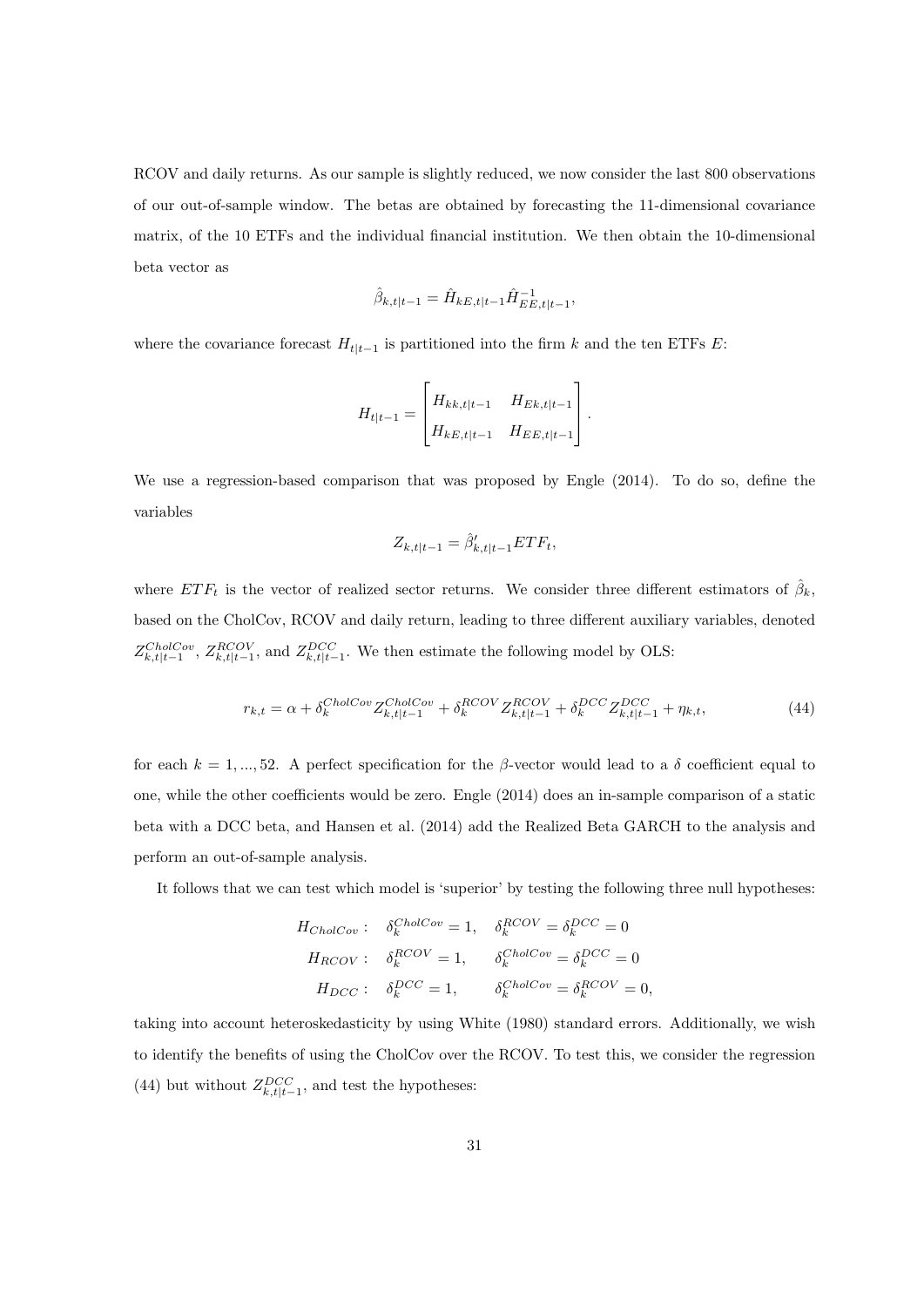RCOV and daily returns. As our sample is slightly reduced, we now consider the last 800 observations of our out-of-sample window. The betas are obtained by forecasting the 11-dimensional covariance matrix, of the 10 ETFs and the individual financial institution. We then obtain the 10-dimensional beta vector as

$$\hat{\beta}_{k,t|t-1} = \hat{H}_{kE,t|t-1}\hat{H}^{-1}_{EE,t|t-1},$$

where the covariance forecast $H_{t|t-1}$ is partitioned into the firm $k$ and the ten ETFs $E$:

$$H_{t|t-1} = \begin{bmatrix} H_{kk,t|t-1} & H_{Ek,t|t-1} \\ H_{kE,t|t-1} & H_{EE,t|t-1} \end{bmatrix}.$$

We use a regression-based comparison that was proposed by Engle (2014). To do so, define the variables

$$Z_{k,t|t-1} = \hat{\beta}'_{k,t|t-1} ETF_t,$$

where $ETF_t$ is the vector of realized sector returns. We consider three different estimators of $\hat{\beta}_k$, based on the CholCov, RCOV and daily return, leading to three different auxiliary variables, denoted $Z^{CholCov}_{k,t|t-1}$, $Z^{RCOV}_{k,t|t-1}$, and $Z^{DCC}_{k,t|t-1}$. We then estimate the following model by OLS:

$$r_{k,t} = \alpha + \delta^{CholCov}_k Z^{CholCov}_{k,t|t-1} + \delta^{RCOV}_k Z^{RCOV}_{k,t|t-1} + \delta^{DCC}_k Z^{DCC}_{k,t|t-1} + \eta_{k,t}, \tag{44}$$

for each $k = 1, ..., 52$. A perfect specification for the $\beta$-vector would lead to a $\delta$ coefficient equal to one, while the other coefficients would be zero. Engle (2014) does an in-sample comparison of a static beta with a DCC beta, and Hansen et al. (2014) add the Realized Beta GARCH to the analysis and perform an out-of-sample analysis.

It follows that we can test which model is 'superior' by testing the following three null hypotheses:

$$\begin{aligned} H_{CholCov}: &\quad \delta^{CholCov}_k = 1, \quad \delta^{RCOV}_k = \delta^{DCC}_k = 0 \\ H_{RCOV}: &\quad \delta^{RCOV}_k = 1, \quad\ \ \ \delta^{CholCov}_k = \delta^{DCC}_k = 0 \\ H_{DCC}: &\quad \delta^{DCC}_k = 1, \quad\ \ \ \ \delta^{CholCov}_k = \delta^{RCOV}_k = 0, \end{aligned}$$

taking into account heteroskedasticity by using White (1980) standard errors. Additionally, we wish to identify the benefits of using the CholCov over the RCOV. To test this, we consider the regression (44) but without $Z^{DCC}_{k,t|t-1}$, and test the hypotheses: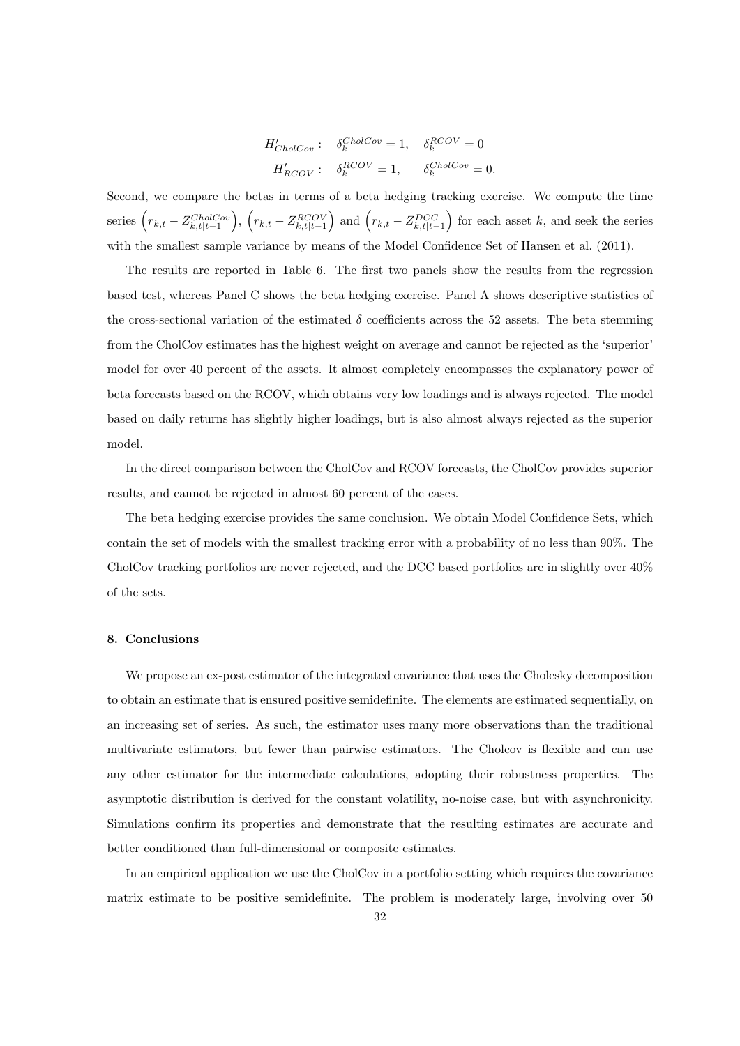$$H'_{CholCov}: \quad \delta_k^{CholCov} = 1, \quad \delta_k^{RCOV} = 0$$
$$H'_{RCOV}: \quad \delta_k^{RCOV} = 1, \qquad \delta_k^{CholCov} = 0.$$

Second, we compare the betas in terms of a beta hedging tracking exercise. We compute the time series $\left(r_{k,t} - Z_{k,t|t-1}^{CholCov}\right)$, $\left(r_{k,t} - Z_{k,t|t-1}^{RCOV}\right)$ and $\left(r_{k,t} - Z_{k,t|t-1}^{DCC}\right)$ for each asset $k$, and seek the series with the smallest sample variance by means of the Model Confidence Set of Hansen et al. (2011).

The results are reported in Table 6. The first two panels show the results from the regression based test, whereas Panel C shows the beta hedging exercise. Panel A shows descriptive statistics of the cross-sectional variation of the estimated $\delta$ coefficients across the 52 assets. The beta stemming from the CholCov estimates has the highest weight on average and cannot be rejected as the 'superior' model for over 40 percent of the assets. It almost completely encompasses the explanatory power of beta forecasts based on the RCOV, which obtains very low loadings and is always rejected. The model based on daily returns has slightly higher loadings, but is also almost always rejected as the superior model.

In the direct comparison between the CholCov and RCOV forecasts, the CholCov provides superior results, and cannot be rejected in almost 60 percent of the cases.

The beta hedging exercise provides the same conclusion. We obtain Model Confidence Sets, which contain the set of models with the smallest tracking error with a probability of no less than 90%. The CholCov tracking portfolios are never rejected, and the DCC based portfolios are in slightly over 40% of the sets.

## 8. Conclusions

We propose an ex-post estimator of the integrated covariance that uses the Cholesky decomposition to obtain an estimate that is ensured positive semidefinite. The elements are estimated sequentially, on an increasing set of series. As such, the estimator uses many more observations than the traditional multivariate estimators, but fewer than pairwise estimators. The Cholcov is flexible and can use any other estimator for the intermediate calculations, adopting their robustness properties. The asymptotic distribution is derived for the constant volatility, no-noise case, but with asynchronicity. Simulations confirm its properties and demonstrate that the resulting estimates are accurate and better conditioned than full-dimensional or composite estimates.

In an empirical application we use the CholCov in a portfolio setting which requires the covariance matrix estimate to be positive semidefinite. The problem is moderately large, involving over 50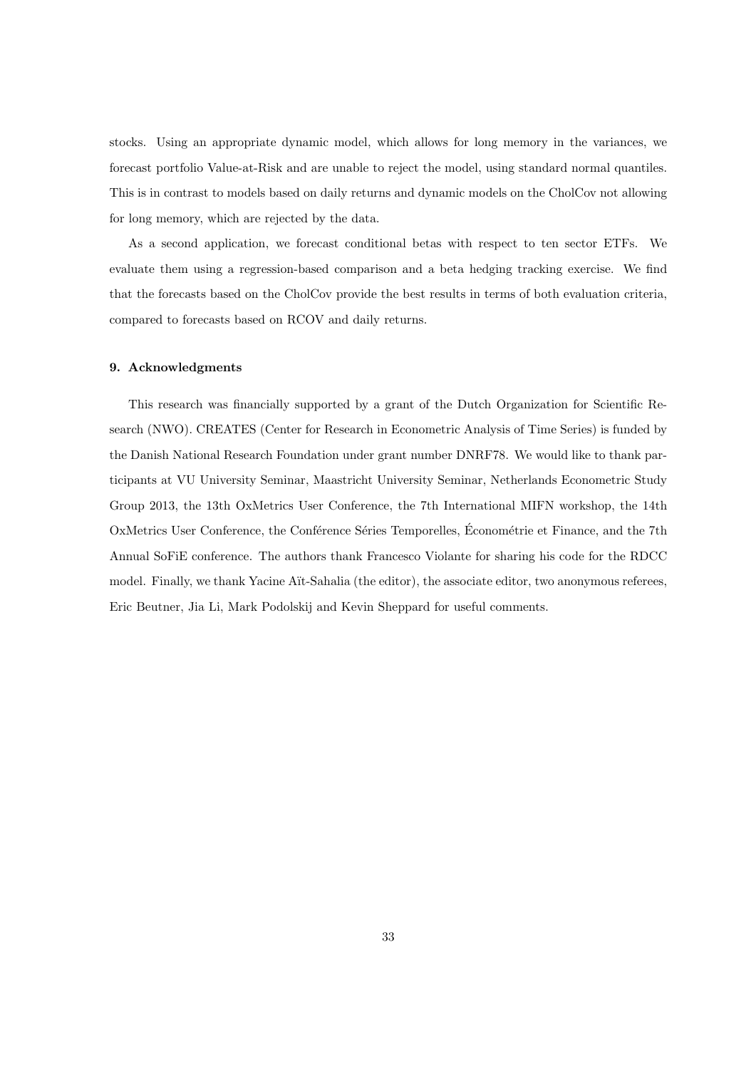stocks. Using an appropriate dynamic model, which allows for long memory in the variances, we forecast portfolio Value-at-Risk and are unable to reject the model, using standard normal quantiles. This is in contrast to models based on daily returns and dynamic models on the CholCov not allowing for long memory, which are rejected by the data.

As a second application, we forecast conditional betas with respect to ten sector ETFs. We evaluate them using a regression-based comparison and a beta hedging tracking exercise. We find that the forecasts based on the CholCov provide the best results in terms of both evaluation criteria, compared to forecasts based on RCOV and daily returns.

### 9. Acknowledgments

This research was financially supported by a grant of the Dutch Organization for Scientific Research (NWO). CREATES (Center for Research in Econometric Analysis of Time Series) is funded by the Danish National Research Foundation under grant number DNRF78. We would like to thank participants at VU University Seminar, Maastricht University Seminar, Netherlands Econometric Study Group 2013, the 13th OxMetrics User Conference, the 7th International MIFN workshop, the 14th OxMetrics User Conference, the Conférence Séries Temporelles, Économétrie et Finance, and the 7th Annual SoFiE conference. The authors thank Francesco Violante for sharing his code for the RDCC model. Finally, we thank Yacine Aït-Sahalia (the editor), the associate editor, two anonymous referees, Eric Beutner, Jia Li, Mark Podolskij and Kevin Sheppard for useful comments.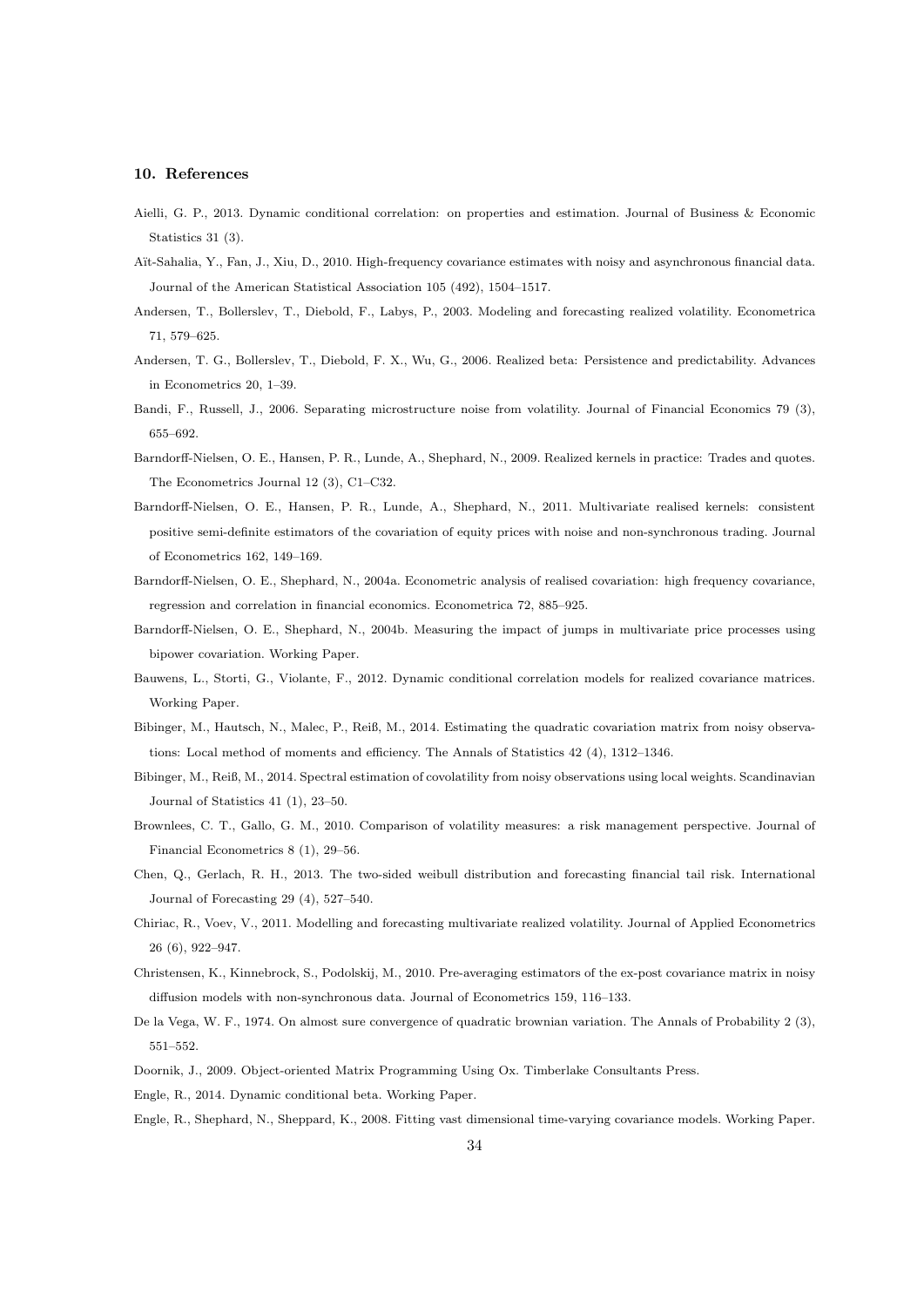## 10. References

Aielli, G. P., 2013. Dynamic conditional correlation: on properties and estimation. Journal of Business & Economic Statistics 31 (3).

Aït-Sahalia, Y., Fan, J., Xiu, D., 2010. High-frequency covariance estimates with noisy and asynchronous financial data. Journal of the American Statistical Association 105 (492), 1504–1517.

Andersen, T., Bollerslev, T., Diebold, F., Labys, P., 2003. Modeling and forecasting realized volatility. Econometrica 71, 579–625.

Andersen, T. G., Bollerslev, T., Diebold, F. X., Wu, G., 2006. Realized beta: Persistence and predictability. Advances in Econometrics 20, 1–39.

Bandi, F., Russell, J., 2006. Separating microstructure noise from volatility. Journal of Financial Economics 79 (3), 655–692.

Barndorff-Nielsen, O. E., Hansen, P. R., Lunde, A., Shephard, N., 2009. Realized kernels in practice: Trades and quotes. The Econometrics Journal 12 (3), C1–C32.

Barndorff-Nielsen, O. E., Hansen, P. R., Lunde, A., Shephard, N., 2011. Multivariate realised kernels: consistent positive semi-definite estimators of the covariation of equity prices with noise and non-synchronous trading. Journal of Econometrics 162, 149–169.

Barndorff-Nielsen, O. E., Shephard, N., 2004a. Econometric analysis of realised covariation: high frequency covariance, regression and correlation in financial economics. Econometrica 72, 885–925.

Barndorff-Nielsen, O. E., Shephard, N., 2004b. Measuring the impact of jumps in multivariate price processes using bipower covariation. Working Paper.

Bauwens, L., Storti, G., Violante, F., 2012. Dynamic conditional correlation models for realized covariance matrices. Working Paper.

Bibinger, M., Hautsch, N., Malec, P., Reiß, M., 2014. Estimating the quadratic covariation matrix from noisy observations: Local method of moments and efficiency. The Annals of Statistics 42 (4), 1312–1346.

Bibinger, M., Reiß, M., 2014. Spectral estimation of covolatility from noisy observations using local weights. Scandinavian Journal of Statistics 41 (1), 23–50.

Brownlees, C. T., Gallo, G. M., 2010. Comparison of volatility measures: a risk management perspective. Journal of Financial Econometrics 8 (1), 29–56.

Chen, Q., Gerlach, R. H., 2013. The two-sided weibull distribution and forecasting financial tail risk. International Journal of Forecasting 29 (4), 527–540.

Chiriac, R., Voev, V., 2011. Modelling and forecasting multivariate realized volatility. Journal of Applied Econometrics 26 (6), 922–947.

Christensen, K., Kinnebrock, S., Podolskij, M., 2010. Pre-averaging estimators of the ex-post covariance matrix in noisy diffusion models with non-synchronous data. Journal of Econometrics 159, 116–133.

De la Vega, W. F., 1974. On almost sure convergence of quadratic brownian variation. The Annals of Probability 2 (3), 551–552.

Doornik, J., 2009. Object-oriented Matrix Programming Using Ox. Timberlake Consultants Press.

Engle, R., 2014. Dynamic conditional beta. Working Paper.

Engle, R., Shephard, N., Sheppard, K., 2008. Fitting vast dimensional time-varying covariance models. Working Paper.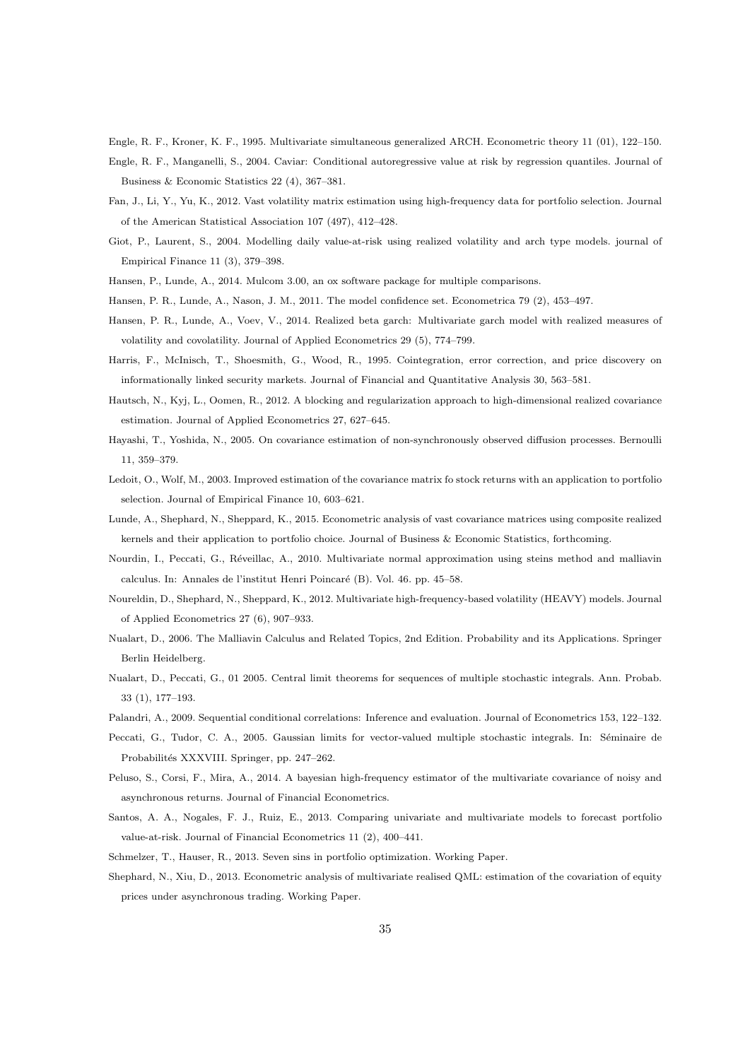Engle, R. F., Kroner, K. F., 1995. Multivariate simultaneous generalized ARCH. Econometric theory 11 (01), 122–150.

Engle, R. F., Manganelli, S., 2004. Caviar: Conditional autoregressive value at risk by regression quantiles. Journal of Business & Economic Statistics 22 (4), 367–381.

Fan, J., Li, Y., Yu, K., 2012. Vast volatility matrix estimation using high-frequency data for portfolio selection. Journal of the American Statistical Association 107 (497), 412–428.

Giot, P., Laurent, S., 2004. Modelling daily value-at-risk using realized volatility and arch type models. journal of Empirical Finance 11 (3), 379–398.

Hansen, P., Lunde, A., 2014. Mulcom 3.00, an ox software package for multiple comparisons.

Hansen, P. R., Lunde, A., Nason, J. M., 2011. The model confidence set. Econometrica 79 (2), 453–497.

Hansen, P. R., Lunde, A., Voev, V., 2014. Realized beta garch: Multivariate garch model with realized measures of volatility and covolatility. Journal of Applied Econometrics 29 (5), 774–799.

Harris, F., McInisch, T., Shoesmith, G., Wood, R., 1995. Cointegration, error correction, and price discovery on informationally linked security markets. Journal of Financial and Quantitative Analysis 30, 563–581.

Hautsch, N., Kyj, L., Oomen, R., 2012. A blocking and regularization approach to high-dimensional realized covariance estimation. Journal of Applied Econometrics 27, 627–645.

Hayashi, T., Yoshida, N., 2005. On covariance estimation of non-synchronously observed diffusion processes. Bernoulli 11, 359–379.

Ledoit, O., Wolf, M., 2003. Improved estimation of the covariance matrix fo stock returns with an application to portfolio selection. Journal of Empirical Finance 10, 603–621.

Lunde, A., Shephard, N., Sheppard, K., 2015. Econometric analysis of vast covariance matrices using composite realized kernels and their application to portfolio choice. Journal of Business & Economic Statistics, forthcoming.

Nourdin, I., Peccati, G., Réveillac, A., 2010. Multivariate normal approximation using steins method and malliavin calculus. In: Annales de l'institut Henri Poincaré (B). Vol. 46. pp. 45–58.

Noureldin, D., Shephard, N., Sheppard, K., 2012. Multivariate high-frequency-based volatility (HEAVY) models. Journal of Applied Econometrics 27 (6), 907–933.

Nualart, D., 2006. The Malliavin Calculus and Related Topics, 2nd Edition. Probability and its Applications. Springer Berlin Heidelberg.

Nualart, D., Peccati, G., 01 2005. Central limit theorems for sequences of multiple stochastic integrals. Ann. Probab. 33 (1), 177–193.

Palandri, A., 2009. Sequential conditional correlations: Inference and evaluation. Journal of Econometrics 153, 122–132.

Peccati, G., Tudor, C. A., 2005. Gaussian limits for vector-valued multiple stochastic integrals. In: Séminaire de Probabilités XXXVIII. Springer, pp. 247–262.

Peluso, S., Corsi, F., Mira, A., 2014. A bayesian high-frequency estimator of the multivariate covariance of noisy and asynchronous returns. Journal of Financial Econometrics.

Santos, A. A., Nogales, F. J., Ruiz, E., 2013. Comparing univariate and multivariate models to forecast portfolio value-at-risk. Journal of Financial Econometrics 11 (2), 400–441.

Schmelzer, T., Hauser, R., 2013. Seven sins in portfolio optimization. Working Paper.

Shephard, N., Xiu, D., 2013. Econometric analysis of multivariate realised QML: estimation of the covariation of equity prices under asynchronous trading. Working Paper.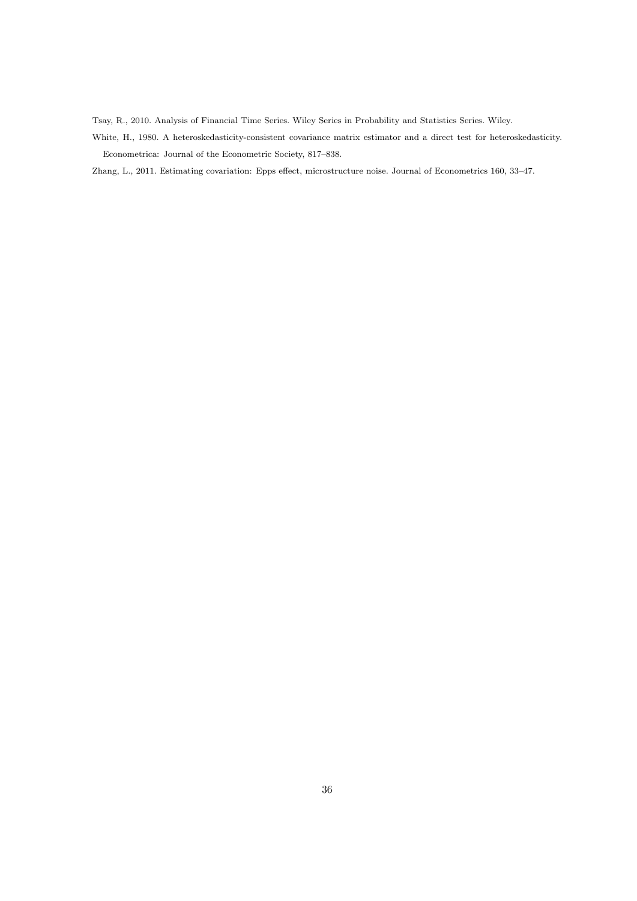Tsay, R., 2010. Analysis of Financial Time Series. Wiley Series in Probability and Statistics Series. Wiley.

White, H., 1980. A heteroskedasticity-consistent covariance matrix estimator and a direct test for heteroskedasticity. Econometrica: Journal of the Econometric Society, 817–838.

Zhang, L., 2011. Estimating covariation: Epps effect, microstructure noise. Journal of Econometrics 160, 33–47.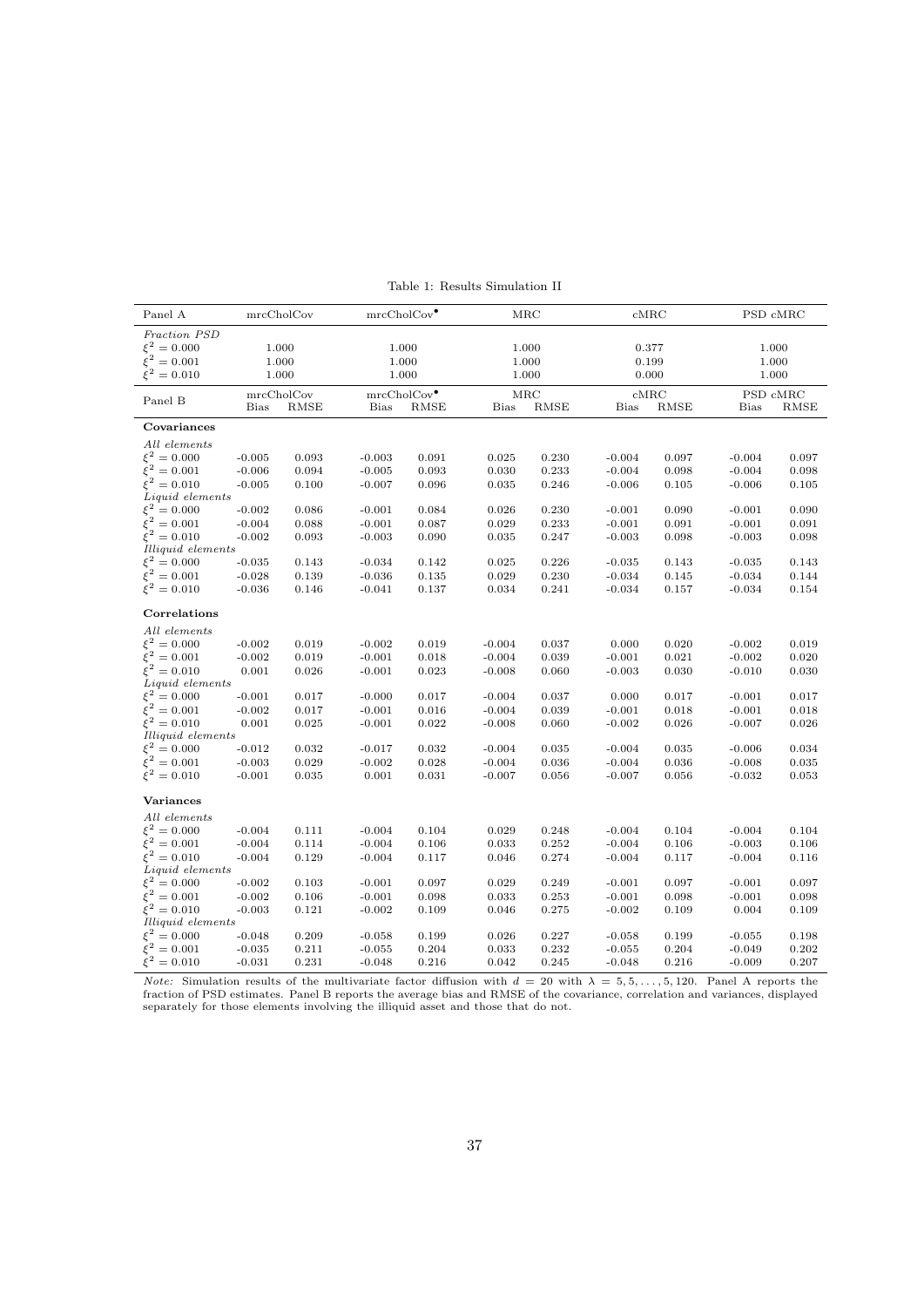Table 1: Results Simulation II

| Panel A | mrcCholCov | | mrcCholCov$^\bullet$ | | MRC | | cMRC | | PSD cMRC | |
|---|---|---|---|---|---|---|---|---|---|---|
| *Fraction PSD* | | | | | | | | | | |
| $\xi^2 = 0.000$ | 1.000 | | 1.000 | | 1.000 | | 0.377 | | 1.000 | |
| $\xi^2 = 0.001$ | 1.000 | | 1.000 | | 1.000 | | 0.199 | | 1.000 | |
| $\xi^2 = 0.010$ | 1.000 | | 1.000 | | 1.000 | | 0.000 | | 1.000 | |
| **Panel B** | **mrcCholCov** | | **mrcCholCov$^\bullet$** | | **MRC** | | **cMRC** | | **PSD cMRC** | |
| | Bias | RMSE | Bias | RMSE | Bias | RMSE | Bias | RMSE | Bias | RMSE |
| **Covariances** | | | | | | | | | | |
| *All elements* | | | | | | | | | | |
| $\xi^2 = 0.000$ | -0.005 | 0.093 | -0.003 | 0.091 | 0.025 | 0.230 | -0.004 | 0.097 | -0.004 | 0.097 |
| $\xi^2 = 0.001$ | -0.006 | 0.094 | -0.005 | 0.093 | 0.030 | 0.233 | -0.004 | 0.098 | -0.004 | 0.098 |
| $\xi^2 = 0.010$ | -0.005 | 0.100 | -0.007 | 0.096 | 0.035 | 0.246 | -0.006 | 0.105 | -0.006 | 0.105 |
| *Liquid elements* | | | | | | | | | | |
| $\xi^2 = 0.000$ | -0.002 | 0.086 | -0.001 | 0.084 | 0.026 | 0.230 | -0.001 | 0.090 | -0.001 | 0.090 |
| $\xi^2 = 0.001$ | -0.004 | 0.088 | -0.001 | 0.087 | 0.029 | 0.233 | -0.001 | 0.091 | -0.001 | 0.091 |
| $\xi^2 = 0.010$ | -0.002 | 0.093 | -0.003 | 0.090 | 0.035 | 0.247 | -0.003 | 0.098 | -0.003 | 0.098 |
| *Illiquid elements* | | | | | | | | | | |
| $\xi^2 = 0.000$ | -0.035 | 0.143 | -0.034 | 0.142 | 0.025 | 0.226 | -0.035 | 0.143 | -0.035 | 0.143 |
| $\xi^2 = 0.001$ | -0.028 | 0.139 | -0.036 | 0.135 | 0.029 | 0.230 | -0.034 | 0.145 | -0.034 | 0.144 |
| $\xi^2 = 0.010$ | -0.036 | 0.146 | -0.041 | 0.137 | 0.034 | 0.241 | -0.034 | 0.157 | -0.034 | 0.154 |
| **Correlations** | | | | | | | | | | |
| *All elements* | | | | | | | | | | |
| $\xi^2 = 0.000$ | -0.002 | 0.019 | -0.002 | 0.019 | -0.004 | 0.037 | 0.000 | 0.020 | -0.002 | 0.019 |
| $\xi^2 = 0.001$ | -0.002 | 0.019 | -0.001 | 0.018 | -0.004 | 0.039 | -0.001 | 0.021 | -0.002 | 0.020 |
| $\xi^2 = 0.010$ | 0.001 | 0.026 | -0.001 | 0.023 | -0.008 | 0.060 | -0.003 | 0.030 | -0.010 | 0.030 |
| *Liquid elements* | | | | | | | | | | |
| $\xi^2 = 0.000$ | -0.001 | 0.017 | -0.000 | 0.017 | -0.004 | 0.037 | 0.000 | 0.017 | -0.001 | 0.017 |
| $\xi^2 = 0.001$ | -0.002 | 0.017 | -0.001 | 0.016 | -0.004 | 0.039 | -0.001 | 0.018 | -0.001 | 0.018 |
| $\xi^2 = 0.010$ | 0.001 | 0.025 | -0.001 | 0.022 | -0.008 | 0.060 | -0.002 | 0.026 | -0.007 | 0.026 |
| *Illiquid elements* | | | | | | | | | | |
| $\xi^2 = 0.000$ | -0.012 | 0.032 | -0.017 | 0.032 | -0.004 | 0.035 | -0.004 | 0.035 | -0.006 | 0.034 |
| $\xi^2 = 0.001$ | -0.003 | 0.029 | -0.002 | 0.028 | -0.004 | 0.036 | -0.004 | 0.036 | -0.008 | 0.035 |
| $\xi^2 = 0.010$ | -0.001 | 0.035 | 0.001 | 0.031 | -0.007 | 0.056 | -0.007 | 0.056 | -0.032 | 0.053 |
| **Variances** | | | | | | | | | | |
| *All elements* | | | | | | | | | | |
| $\xi^2 = 0.000$ | -0.004 | 0.111 | -0.004 | 0.104 | 0.029 | 0.248 | -0.004 | 0.104 | -0.004 | 0.104 |
| $\xi^2 = 0.001$ | -0.004 | 0.114 | -0.004 | 0.106 | 0.033 | 0.252 | -0.004 | 0.106 | -0.003 | 0.106 |
| $\xi^2 = 0.010$ | -0.004 | 0.129 | -0.004 | 0.117 | 0.046 | 0.274 | -0.004 | 0.117 | -0.004 | 0.116 |
| *Liquid elements* | | | | | | | | | | |
| $\xi^2 = 0.000$ | -0.002 | 0.103 | -0.001 | 0.097 | 0.029 | 0.249 | -0.001 | 0.097 | -0.001 | 0.097 |
| $\xi^2 = 0.001$ | -0.002 | 0.106 | -0.001 | 0.098 | 0.033 | 0.253 | -0.001 | 0.098 | -0.001 | 0.098 |
| $\xi^2 = 0.010$ | -0.003 | 0.121 | -0.002 | 0.109 | 0.046 | 0.275 | -0.002 | 0.109 | 0.004 | 0.109 |
| *Illiquid elements* | | | | | | | | | | |
| $\xi^2 = 0.000$ | -0.048 | 0.209 | -0.058 | 0.199 | 0.026 | 0.227 | -0.058 | 0.199 | -0.055 | 0.198 |
| $\xi^2 = 0.001$ | -0.035 | 0.211 | -0.055 | 0.204 | 0.033 | 0.232 | -0.055 | 0.204 | -0.049 | 0.202 |
| $\xi^2 = 0.010$ | -0.031 | 0.231 | -0.048 | 0.216 | 0.042 | 0.245 | -0.048 | 0.216 | -0.009 | 0.207 |

*Note:* Simulation results of the multivariate factor diffusion with $d = 20$ with $\lambda = 5, 5, \ldots, 5, 120$. Panel A reports the fraction of PSD estimates. Panel B reports the average bias and RMSE of the covariance, correlation and variances, displayed separately for those elements involving the illiquid asset and those that do not.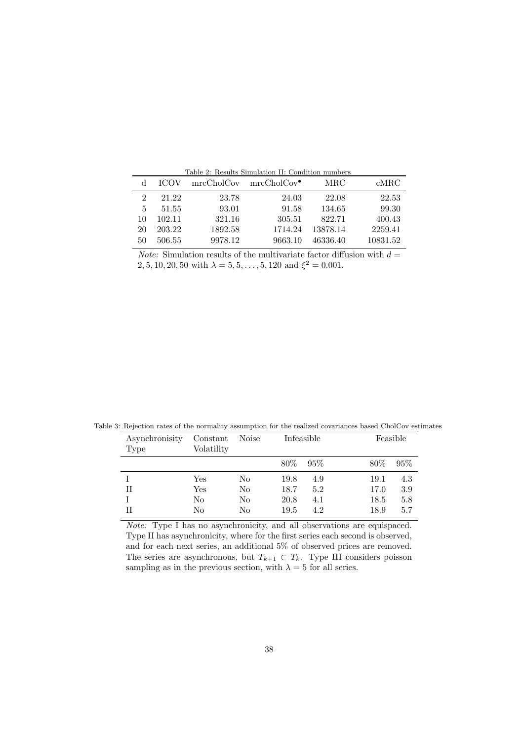Table 2: Results Simulation II: Condition numbers

| d | ICOV | mrcCholCov | mrcCholCov$^{\bullet}$ | MRC | cMRC |
|---|---|---|---|---|---|
| 2 | 21.22 | 23.78 | 24.03 | 22.08 | 22.53 |
| 5 | 51.55 | 93.01 | 91.58 | 134.65 | 99.30 |
| 10 | 102.11 | 321.16 | 305.51 | 822.71 | 400.43 |
| 20 | 203.22 | 1892.58 | 1714.24 | 13878.14 | 2259.41 |
| 50 | 506.55 | 9978.12 | 9663.10 | 46336.40 | 10831.52 |

*Note:* Simulation results of the multivariate factor diffusion with $d = 2, 5, 10, 20, 50$ with $\lambda = 5, 5, \ldots, 5, 120$ and $\xi^2 = 0.001$.

Table 3: Rejection rates of the normality assumption for the realized covariances based CholCov estimates

| Asynchronisity Type | Constant Volatility | Noise | Infeasible | | Feasible | |
|---|---|---|---|---|---|---|
| | | | 80% | 95% | 80% | 95% |
| I | Yes | No | 19.8 | 4.9 | 19.1 | 4.3 |
| II | Yes | No | 18.7 | 5.2 | 17.0 | 3.9 |
| I | No | No | 20.8 | 4.1 | 18.5 | 5.8 |
| II | No | No | 19.5 | 4.2 | 18.9 | 5.7 |

*Note:* Type I has no asynchronicity, and all observations are equispaced. Type II has asynchronicity, where for the first series each second is observed, and for each next series, an additional 5% of observed prices are removed. The series are asynchronous, but $T_{k+1} \subset T_k$. Type III considers poisson sampling as in the previous section, with $\lambda = 5$ for all series.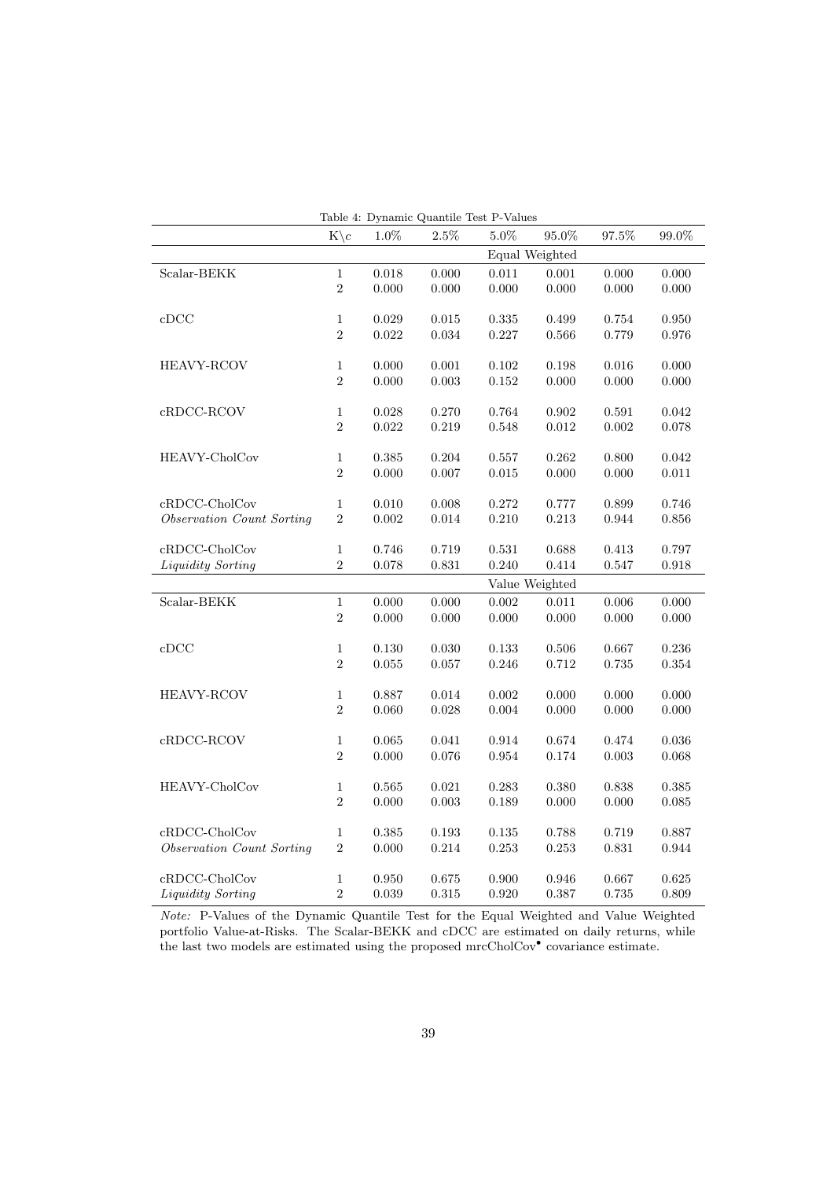Table 4: Dynamic Quantile Test P-Values

| | K\c | 1.0% | 2.5% | 5.0% | 95.0% | 97.5% | 99.0% |
|---|---|---|---|---|---|---|---|
| | | | | Equal Weighted | | | |
| Scalar-BEKK | 1 | 0.018 | 0.000 | 0.011 | 0.001 | 0.000 | 0.000 |
| | 2 | 0.000 | 0.000 | 0.000 | 0.000 | 0.000 | 0.000 |
| cDCC | 1 | 0.029 | 0.015 | 0.335 | 0.499 | 0.754 | 0.950 |
| | 2 | 0.022 | 0.034 | 0.227 | 0.566 | 0.779 | 0.976 |
| HEAVY-RCOV | 1 | 0.000 | 0.001 | 0.102 | 0.198 | 0.016 | 0.000 |
| | 2 | 0.000 | 0.003 | 0.152 | 0.000 | 0.000 | 0.000 |
| cRDCC-RCOV | 1 | 0.028 | 0.270 | 0.764 | 0.902 | 0.591 | 0.042 |
| | 2 | 0.022 | 0.219 | 0.548 | 0.012 | 0.002 | 0.078 |
| HEAVY-CholCov | 1 | 0.385 | 0.204 | 0.557 | 0.262 | 0.800 | 0.042 |
| | 2 | 0.000 | 0.007 | 0.015 | 0.000 | 0.000 | 0.011 |
| cRDCC-CholCov | 1 | 0.010 | 0.008 | 0.272 | 0.777 | 0.899 | 0.746 |
| *Observation Count Sorting* | 2 | 0.002 | 0.014 | 0.210 | 0.213 | 0.944 | 0.856 |
| cRDCC-CholCov | 1 | 0.746 | 0.719 | 0.531 | 0.688 | 0.413 | 0.797 |
| *Liquidity Sorting* | 2 | 0.078 | 0.831 | 0.240 | 0.414 | 0.547 | 0.918 |
| | | | | Value Weighted | | | |
| Scalar-BEKK | 1 | 0.000 | 0.000 | 0.002 | 0.011 | 0.006 | 0.000 |
| | 2 | 0.000 | 0.000 | 0.000 | 0.000 | 0.000 | 0.000 |
| cDCC | 1 | 0.130 | 0.030 | 0.133 | 0.506 | 0.667 | 0.236 |
| | 2 | 0.055 | 0.057 | 0.246 | 0.712 | 0.735 | 0.354 |
| HEAVY-RCOV | 1 | 0.887 | 0.014 | 0.002 | 0.000 | 0.000 | 0.000 |
| | 2 | 0.060 | 0.028 | 0.004 | 0.000 | 0.000 | 0.000 |
| cRDCC-RCOV | 1 | 0.065 | 0.041 | 0.914 | 0.674 | 0.474 | 0.036 |
| | 2 | 0.000 | 0.076 | 0.954 | 0.174 | 0.003 | 0.068 |
| HEAVY-CholCov | 1 | 0.565 | 0.021 | 0.283 | 0.380 | 0.838 | 0.385 |
| | 2 | 0.000 | 0.003 | 0.189 | 0.000 | 0.000 | 0.085 |
| cRDCC-CholCov | 1 | 0.385 | 0.193 | 0.135 | 0.788 | 0.719 | 0.887 |
| *Observation Count Sorting* | 2 | 0.000 | 0.214 | 0.253 | 0.253 | 0.831 | 0.944 |
| cRDCC-CholCov | 1 | 0.950 | 0.675 | 0.900 | 0.946 | 0.667 | 0.625 |
| *Liquidity Sorting* | 2 | 0.039 | 0.315 | 0.920 | 0.387 | 0.735 | 0.809 |

*Note:* P-Values of the Dynamic Quantile Test for the Equal Weighted and Value Weighted portfolio Value-at-Risks. The Scalar-BEKK and cDCC are estimated on daily returns, while the last two models are estimated using the proposed mrcCholCov$^{\bullet}$ covariance estimate.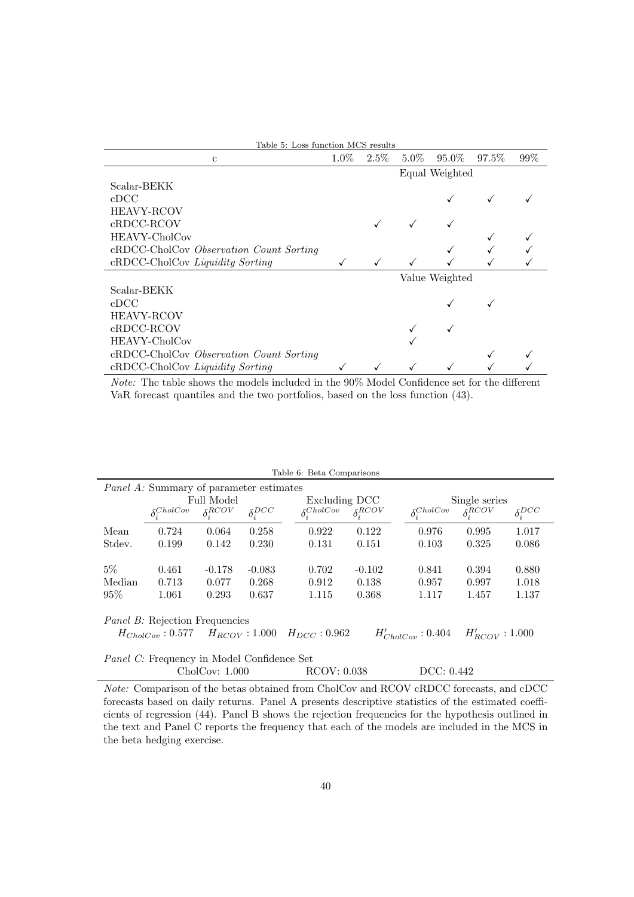Table 5: Loss function MCS results

| c | 1.0% | 2.5% | 5.0% | 95.0% | 97.5% | 99% |
|---|---|---|---|---|---|---|
| | | | Equal Weighted | | | |
| Scalar-BEKK | | | | | | |
| cDCC | | | | ✓ | ✓ | ✓ |
| HEAVY-RCOV | | | | | | |
| cRDCC-RCOV | | ✓ | ✓ | ✓ | | |
| HEAVY-CholCov | | | | | ✓ | ✓ |
| cRDCC-CholCov *Observation Count Sorting* | | | | ✓ | ✓ | ✓ |
| cRDCC-CholCov *Liquidity Sorting* | ✓ | ✓ | ✓ | ✓ | ✓ | ✓ |
| | | | Value Weighted | | | |
| Scalar-BEKK | | | | | | |
| cDCC | | | | ✓ | ✓ | |
| HEAVY-RCOV | | | | | | |
| cRDCC-RCOV | | | ✓ | ✓ | | |
| HEAVY-CholCov | | | ✓ | | | |
| cRDCC-CholCov *Observation Count Sorting* | | | | | ✓ | ✓ |
| cRDCC-CholCov *Liquidity Sorting* | ✓ | ✓ | ✓ | ✓ | ✓ | ✓ |

*Note:* The table shows the models included in the 90% Model Confidence set for the different VaR forecast quantiles and the two portfolios, based on the loss function (43).

Table 6: Beta Comparisons

*Panel A:* Summary of parameter estimates

| | Full Model | | | Excluding DCC | | Single series | | |
|---|---|---|---|---|---|---|---|---|
| | $\delta_i^{CholCov}$ | $\delta_i^{RCOV}$ | $\delta_i^{DCC}$ | $\delta_i^{CholCov}$ | $\delta_i^{RCOV}$ | $\delta_i^{CholCov}$ | $\delta_i^{RCOV}$ | $\delta_i^{DCC}$ |
| Mean | 0.724 | 0.064 | 0.258 | 0.922 | 0.122 | 0.976 | 0.995 | 1.017 |
| Stdev. | 0.199 | 0.142 | 0.230 | 0.131 | 0.151 | 0.103 | 0.325 | 0.086 |
| 5% | 0.461 | -0.178 | -0.083 | 0.702 | -0.102 | 0.841 | 0.394 | 0.880 |
| Median | 0.713 | 0.077 | 0.268 | 0.912 | 0.138 | 0.957 | 0.997 | 1.018 |
| 95% | 1.061 | 0.293 | 0.637 | 1.115 | 0.368 | 1.117 | 1.457 | 1.137 |

*Panel B:* Rejection Frequencies

$H_{CholCov}: 0.577$ $\quad H_{RCOV}: 1.000$ $\quad H_{DCC}: 0.962$ $\quad H'_{CholCov}: 0.404$ $\quad H'_{RCOV}: 1.000$

*Panel C:* Frequency in Model Confidence Set

CholCov: 1.000 $\quad$ RCOV: 0.038 $\quad$ DCC: 0.442

*Note:* Comparison of the betas obtained from CholCov and RCOV cRDCC forecasts, and cDCC forecasts based on daily returns. Panel A presents descriptive statistics of the estimated coefficients of regression (44). Panel B shows the rejection frequencies for the hypothesis outlined in the text and Panel C reports the frequency that each of the models are included in the MCS in the beta hedging exercise.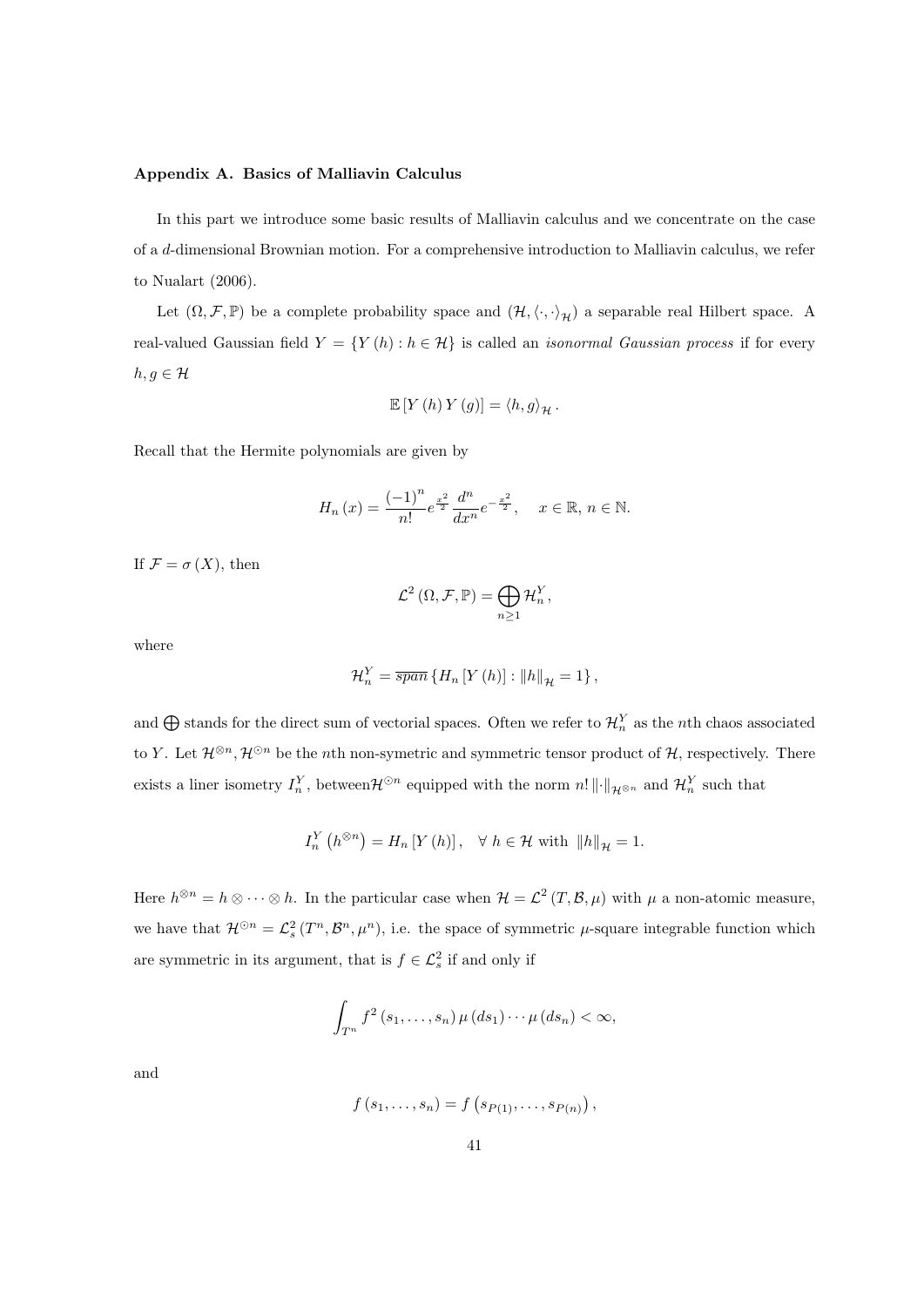**Appendix A. Basics of Malliavin Calculus**

In this part we introduce some basic results of Malliavin calculus and we concentrate on the case of a $d$-dimensional Brownian motion. For a comprehensive introduction to Malliavin calculus, we refer to Nualart (2006).

Let $(\Omega, \mathcal{F}, \mathbb{P})$ be a complete probability space and $(\mathcal{H}, \langle \cdot, \cdot \rangle_{\mathcal{H}})$ a separable real Hilbert space. A real-valued Gaussian field $Y = \{Y(h) : h \in \mathcal{H}\}$ is called an *isonormal Gaussian process* if for every $h, g \in \mathcal{H}$

$$\mathbb{E}\left[Y(h)\, Y(g)\right] = \langle h, g \rangle_{\mathcal{H}}.$$

Recall that the Hermite polynomials are given by

$$H_n(x) = \frac{(-1)^n}{n!} e^{\frac{x^2}{2}} \frac{d^n}{dx^n} e^{-\frac{x^2}{2}}, \quad x \in \mathbb{R},\, n \in \mathbb{N}.$$

If $\mathcal{F} = \sigma(X)$, then

$$\mathcal{L}^2(\Omega, \mathcal{F}, \mathbb{P}) = \bigoplus_{n \geq 1} \mathcal{H}_n^Y,$$

where

$$\mathcal{H}_n^Y = \overline{span}\left\{H_n\left[Y(h)\right] : \|h\|_{\mathcal{H}} = 1\right\},$$

and $\bigoplus$ stands for the direct sum of vectorial spaces. Often we refer to $\mathcal{H}_n^Y$ as the $n$th chaos associated to $Y$. Let $\mathcal{H}^{\otimes n}, \mathcal{H}^{\odot n}$ be the $n$th non-symetric and symmetric tensor product of $\mathcal{H}$, respectively. There exists a liner isometry $I_n^Y$, between$\mathcal{H}^{\odot n}$ equipped with the norm $n! \|\cdot\|_{\mathcal{H}^{\otimes n}}$ and $\mathcal{H}_n^Y$ such that

$$I_n^Y\left(h^{\otimes n}\right) = H_n\left[Y(h)\right], \quad \forall\, h \in \mathcal{H} \text{ with } \|h\|_{\mathcal{H}} = 1.$$

Here $h^{\otimes n} = h \otimes \cdots \otimes h$. In the particular case when $\mathcal{H} = \mathcal{L}^2(T, \mathcal{B}, \mu)$ with $\mu$ a non-atomic measure, we have that $\mathcal{H}^{\odot n} = \mathcal{L}_s^2(T^n, \mathcal{B}^n, \mu^n)$, i.e. the space of symmetric $\mu$-square integrable function which are symmetric in its argument, that is $f \in \mathcal{L}_s^2$ if and only if

$$\int_{T^n} f^2(s_1, \ldots, s_n)\, \mu(ds_1) \cdots \mu(ds_n) < \infty,$$

and

$$f(s_1, \ldots, s_n) = f\left(s_{P(1)}, \ldots, s_{P(n)}\right),$$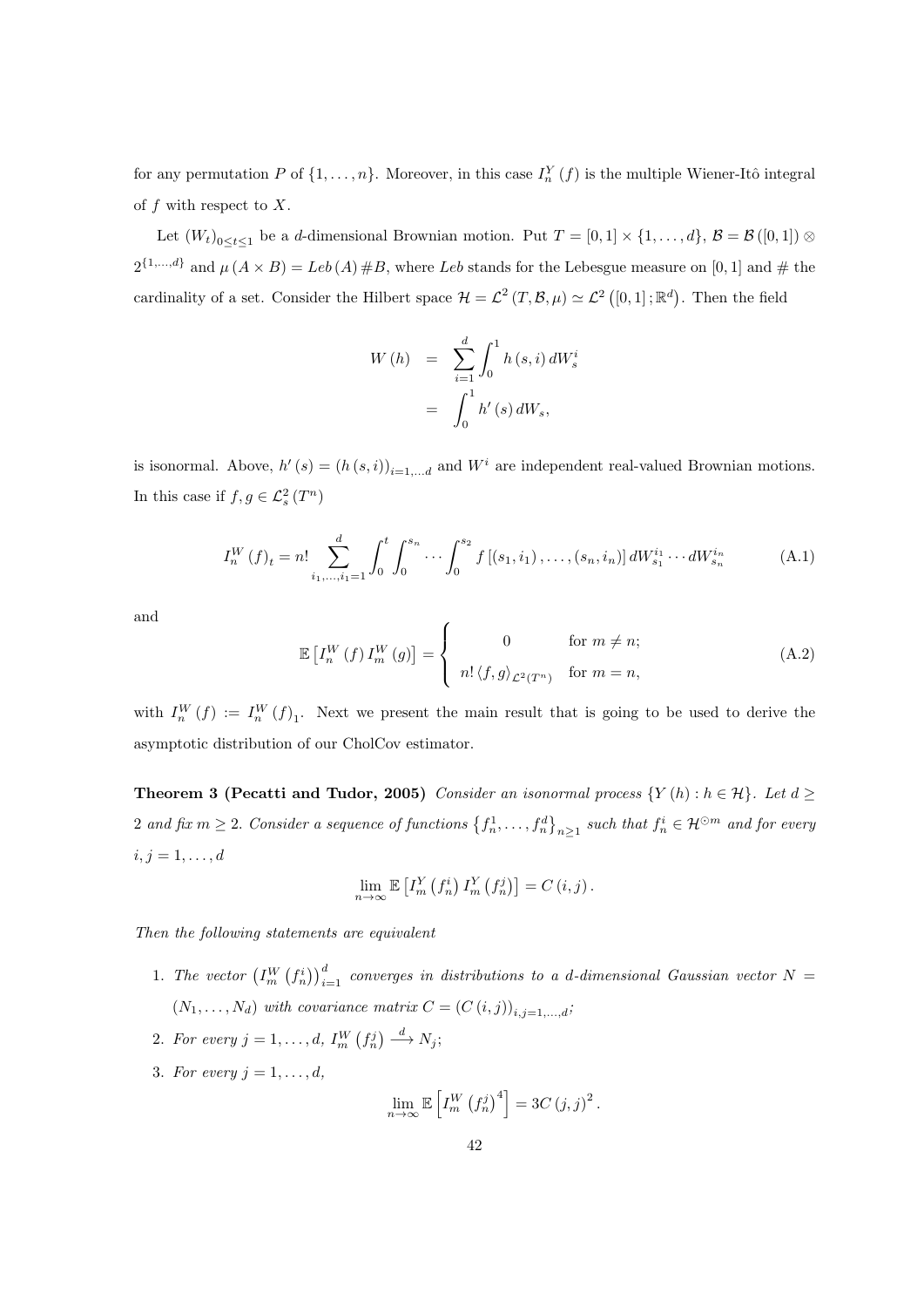for any permutation $P$ of $\{1, \ldots, n\}$. Moreover, in this case $I_n^Y(f)$ is the multiple Wiener-Itô integral of $f$ with respect to $X$.

Let $(W_t)_{0 \leq t \leq 1}$ be a $d$-dimensional Brownian motion. Put $T = [0,1] \times \{1, \ldots, d\}$, $\mathcal{B} = \mathcal{B}([0,1]) \otimes 2^{\{1,\ldots,d\}}$ and $\mu(A \times B) = Leb(A) \# B$, where $Leb$ stands for the Lebesgue measure on $[0,1]$ and $\#$ the cardinality of a set. Consider the Hilbert space $\mathcal{H} = \mathcal{L}^2(T, \mathcal{B}, \mu) \simeq \mathcal{L}^2([0,1]; \mathbb{R}^d)$. Then the field

$$
\begin{aligned}
W(h) &= \sum_{i=1}^{d} \int_0^1 h(s,i)\, dW_s^i \\
&= \int_0^1 h'(s)\, dW_s,
\end{aligned}
$$

is isonormal. Above, $h'(s) = (h(s,i))_{i=1,\ldots d}$ and $W^i$ are independent real-valued Brownian motions. In this case if $f, g \in \mathcal{L}_s^2(T^n)$

$$
I_n^W(f)_t = n! \sum_{i_1,\ldots,i_1=1}^{d} \int_0^t \int_0^{s_n} \cdots \int_0^{s_2} f[(s_1,i_1), \ldots, (s_n,i_n)]\, dW_{s_1}^{i_1} \cdots dW_{s_n}^{i_n} \tag{A.1}
$$

and

$$
\mathbb{E}\left[I_n^W(f)\, I_m^W(g)\right] = \begin{cases} 0 & \text{for } m \neq n; \\ n! \langle f, g \rangle_{\mathcal{L}^2(T^n)} & \text{for } m = n, \end{cases} \tag{A.2}
$$

with $I_n^W(f) := I_n^W(f)_1$. Next we present the main result that is going to be used to derive the asymptotic distribution of our CholCov estimator.

**Theorem 3 (Pecatti and Tudor, 2005)** *Consider an isonormal process $\{Y(h) : h \in \mathcal{H}\}$. Let $d \geq 2$ and fix $m \geq 2$. Consider a sequence of functions $\{f_n^1, \ldots, f_n^d\}_{n \geq 1}$ such that $f_n^i \in \mathcal{H}^{\odot m}$ and for every $i, j = 1, \ldots, d$*

$$
\lim_{n \to \infty} \mathbb{E}\left[I_m^Y(f_n^i)\, I_m^Y(f_n^j)\right] = C(i,j).
$$

*Then the following statements are equivalent*

1. *The vector $\left(I_m^W(f_n^i)\right)_{i=1}^d$ converges in distributions to a $d$-dimensional Gaussian vector $N = (N_1, \ldots, N_d)$ with covariance matrix $C = (C(i,j))_{i,j=1,\ldots,d}$;*
2. *For every $j = 1, \ldots, d$, $I_m^W(f_n^j) \xrightarrow{d} N_j$;*
3. *For every $j = 1, \ldots, d$,*

$$
\lim_{n \to \infty} \mathbb{E}\left[I_m^W(f_n^j)^4\right] = 3C(j,j)^2.
$$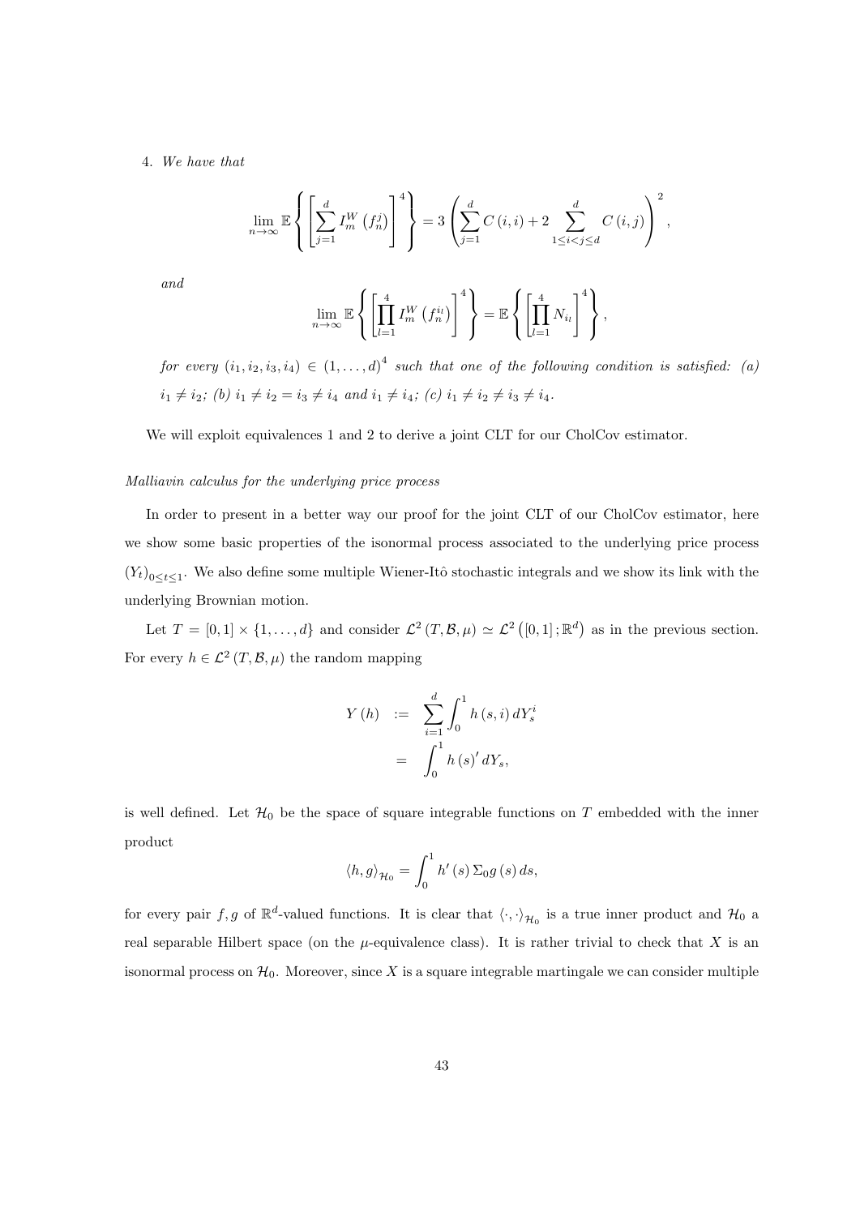4. *We have that*

$$\lim_{n\to\infty} \mathbb{E}\left\{\left[\sum_{j=1}^{d} I_m^W\left(f_n^j\right)\right]^4\right\} = 3\left(\sum_{j=1}^{d} C(i,i) + 2\sum_{1\le i<j\le d}^{d} C(i,j)\right)^2,$$

*and*

$$\lim_{n\to\infty} \mathbb{E}\left\{\left[\prod_{l=1}^{4} I_m^W\left(f_n^{i_l}\right)\right]^4\right\} = \mathbb{E}\left\{\left[\prod_{l=1}^{4} N_{i_l}\right]^4\right\},$$

*for every $(i_1,i_2,i_3,i_4)\in(1,\ldots,d)^4$ such that one of the following condition is satisfied: (a) $i_1\neq i_2$; (b) $i_1\neq i_2=i_3\neq i_4$ and $i_1\neq i_4$; (c) $i_1\neq i_2\neq i_3\neq i_4$.*

We will exploit equivalences 1 and 2 to derive a joint CLT for our CholCov estimator.

*Malliavin calculus for the underlying price process*

In order to present in a better way our proof for the joint CLT of our CholCov estimator, here we show some basic properties of the isonormal process associated to the underlying price process $(Y_t)_{0\le t\le 1}$. We also define some multiple Wiener-Itô stochastic integrals and we show its link with the underlying Brownian motion.

Let $T=[0,1]\times\{1,\ldots,d\}$ and consider $\mathcal{L}^2(T,\mathcal{B},\mu)\simeq\mathcal{L}^2\left([0,1];\mathbb{R}^d\right)$ as in the previous section. For every $h\in\mathcal{L}^2(T,\mathcal{B},\mu)$ the random mapping

$$\begin{aligned} Y(h) &:= \sum_{i=1}^{d}\int_0^1 h(s,i)\,dY_s^i \\ &= \int_0^1 h(s)'\,dY_s, \end{aligned}$$

is well defined. Let $\mathcal{H}_0$ be the space of square integrable functions on $T$ embedded with the inner product

$$\langle h,g\rangle_{\mathcal{H}_0} = \int_0^1 h'(s)\,\Sigma_0 g(s)\,ds,$$

for every pair $f,g$ of $\mathbb{R}^d$-valued functions. It is clear that $\langle\cdot,\cdot\rangle_{\mathcal{H}_0}$ is a true inner product and $\mathcal{H}_0$ a real separable Hilbert space (on the $\mu$-equivalence class). It is rather trivial to check that $X$ is an isonormal process on $\mathcal{H}_0$. Moreover, since $X$ is a square integrable martingale we can consider multiple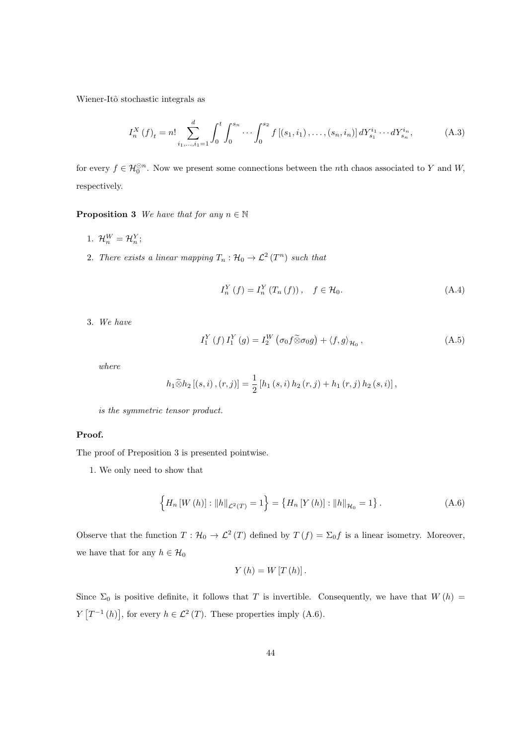Wiener-Itô stochastic integrals as

$$
I_n^X(f)_t = n! \sum_{i_1,\ldots,i_1=1}^{d} \int_0^t \int_0^{s_n} \cdots \int_0^{s_2} f\left[(s_1,i_1),\ldots,(s_n,i_n)\right] dY_{s_1}^{i_1} \cdots dY_{s_n}^{i_n}, \tag{A.3}
$$

for every $f \in \mathcal{H}_0^{\odot n}$. Now we present some connections between the $n$th chaos associated to $Y$ and $W$, respectively.

**Proposition 3** *We have that for any $n \in \mathbb{N}$*

1. $\mathcal{H}_n^W = \mathcal{H}_n^Y$;
2. *There exists a linear mapping $T_n : \mathcal{H}_0 \to \mathcal{L}^2(T^n)$ such that*

$$
I_n^Y(f) = I_n^Y(T_n(f)), \quad f \in \mathcal{H}_0. \tag{A.4}
$$

3. *We have*

$$
I_1^Y(f)\, I_1^Y(g) = I_2^W\left(\sigma_0 f \widetilde{\otimes} \sigma_0 g\right) + \langle f, g\rangle_{\mathcal{H}_0}, \tag{A.5}
$$

*where*

$$
h_1 \widetilde{\otimes} h_2\left[(s,i),(r,j)\right] = \frac{1}{2}\left[h_1(s,i)\,h_2(r,j) + h_1(r,j)\,h_2(s,i)\right],
$$

*is the symmetric tensor product.*

**Proof.**

The proof of Preposition 3 is presented pointwise.

1. We only need to show that

$$
\left\{ H_n\left[W(h)\right] : \|h\|_{\mathcal{L}^2(T)} = 1 \right\} = \left\{ H_n\left[Y(h)\right] : \|h\|_{\mathcal{H}_0} = 1 \right\}. \tag{A.6}
$$

Observe that the function $T : \mathcal{H}_0 \to \mathcal{L}^2(T)$ defined by $T(f) = \Sigma_0 f$ is a linear isometry. Moreover, we have that for any $h \in \mathcal{H}_0$

$$
Y(h) = W\left[T(h)\right].
$$

Since $\Sigma_0$ is positive definite, it follows that $T$ is invertible. Consequently, we have that $W(h) = Y\left[T^{-1}(h)\right]$, for every $h \in \mathcal{L}^2(T)$. These properties imply (A.6).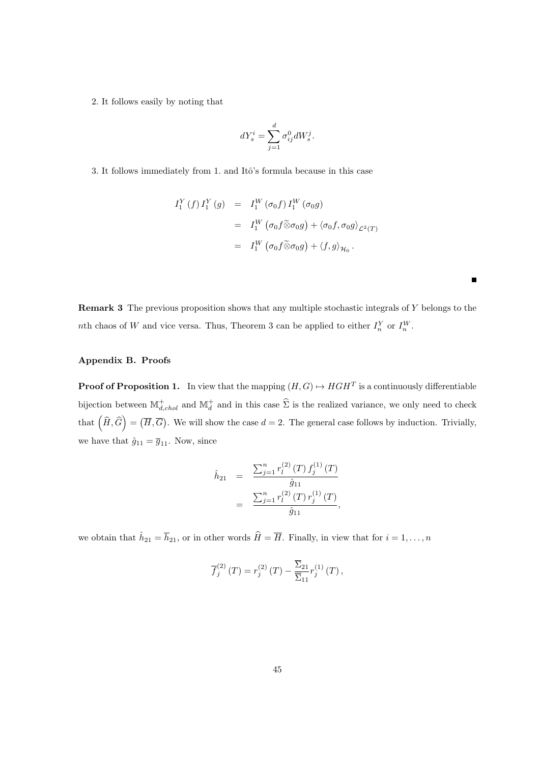2. It follows easily by noting that

$$dY_s^i = \sum_{j=1}^{d} \sigma_{ij}^0 dW_s^j.$$

3. It follows immediately from 1. and Itô's formula because in this case

$$\begin{aligned}
I_1^Y(f) I_1^Y(g) &= I_1^W(\sigma_0 f) I_1^W(\sigma_0 g) \\
&= I_1^W\left(\sigma_0 f \widetilde{\otimes} \sigma_0 g\right) + \langle \sigma_0 f, \sigma_0 g \rangle_{\mathcal{L}^2(T)} \\
&= I_1^W\left(\sigma_0 f \widetilde{\otimes} \sigma_0 g\right) + \langle f, g \rangle_{\mathcal{H}_0}.
\end{aligned}$$

■

**Remark 3** The previous proposition shows that any multiple stochastic integrals of $Y$ belongs to the $n$th chaos of $W$ and vice versa. Thus, Theorem 3 can be applied to either $I_n^Y$ or $I_n^W$.

## Appendix B. Proofs

**Proof of Proposition 1.** In view that the mapping $(H, G) \mapsto HGH^T$ is a continuously differentiable bijection between $\mathbb{M}_{d,chol}^+$ and $\mathbb{M}_d^+$ and in this case $\widehat{\Sigma}$ is the realized variance, we only need to check that $\left(\widehat{H}, \widehat{G}\right) = \left(\overline{H}, \overline{G}\right)$. We will show the case $d = 2$. The general case follows by induction. Trivially, we have that $\hat{g}_{11} = \overline{g}_{11}$. Now, since

$$\begin{aligned}
\hat{h}_{21} &= \frac{\sum_{j=1}^{n} r_l^{(2)}(T) f_j^{(1)}(T)}{\hat{g}_{11}} \\
&= \frac{\sum_{j=1}^{n} r_l^{(2)}(T) r_j^{(1)}(T)}{\hat{g}_{11}},
\end{aligned}$$

we obtain that $\hat{h}_{21} = \overline{h}_{21}$, or in other words $\widehat{H} = \overline{H}$. Finally, in view that for $i = 1, \ldots, n$

$$\overline{f}_j^{(2)}(T) = r_j^{(2)}(T) - \frac{\overline{\Sigma}_{21}}{\overline{\Sigma}_{11}} r_j^{(1)}(T),$$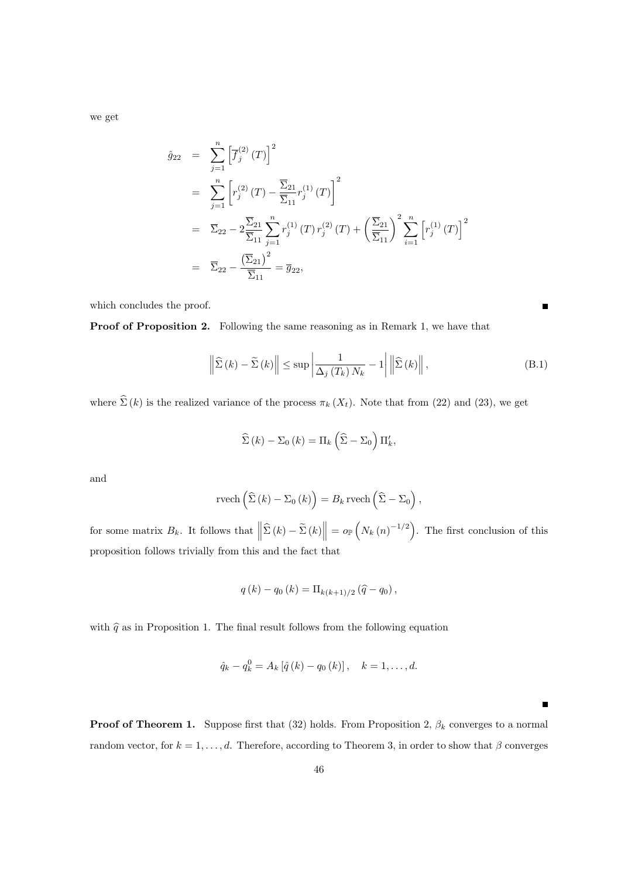we get

$$
\begin{aligned}
\hat{g}_{22} &= \sum_{j=1}^{n} \left[ \overline{f}_j^{(2)}(T) \right]^2 \\
&= \sum_{j=1}^{n} \left[ r_j^{(2)}(T) - \frac{\overline{\Sigma}_{21}}{\overline{\Sigma}_{11}} r_j^{(1)}(T) \right]^2 \\
&= \overline{\Sigma}_{22} - 2 \frac{\overline{\Sigma}_{21}}{\overline{\Sigma}_{11}} \sum_{j=1}^{n} r_j^{(1)}(T)\, r_j^{(2)}(T) + \left( \frac{\overline{\Sigma}_{21}}{\overline{\Sigma}_{11}} \right)^2 \sum_{i=1}^{n} \left[ r_j^{(1)}(T) \right]^2 \\
&= \overline{\Sigma}_{22} - \frac{\left( \overline{\Sigma}_{21} \right)^2}{\overline{\Sigma}_{11}} = \overline{g}_{22},
\end{aligned}
$$

which concludes the proof. ∎

**Proof of Proposition 2.** Following the same reasoning as in Remark 1, we have that

$$
\left\| \widehat{\Sigma}(k) - \widetilde{\Sigma}(k) \right\| \leq \sup \left| \frac{1}{\Delta_j(T_k)\, N_k} - 1 \right| \left\| \widehat{\Sigma}(k) \right\|, \tag{B.1}
$$

where $\widehat{\Sigma}(k)$ is the realized variance of the process $\pi_k(X_t)$. Note that from (22) and (23), we get

$$
\widehat{\Sigma}(k) - \Sigma_0(k) = \Pi_k \left( \widehat{\Sigma} - \Sigma_0 \right) \Pi_k',
$$

and

$$
\operatorname{rvech}\left( \widehat{\Sigma}(k) - \Sigma_0(k) \right) = B_k \operatorname{rvech}\left( \widehat{\Sigma} - \Sigma_0 \right),
$$

for some matrix $B_k$. It follows that $\left\| \widehat{\Sigma}(k) - \widetilde{\Sigma}(k) \right\| = o_{\mathbb{P}}\left( N_k(n)^{-1/2} \right)$. The first conclusion of this proposition follows trivially from this and the fact that

$$
q(k) - q_0(k) = \Pi_{k(k+1)/2} \left( \widehat{q} - q_0 \right),
$$

with $\widehat{q}$ as in Proposition 1. The final result follows from the following equation

$$
\hat{q}_k - q_k^0 = A_k \left[ \hat{q}(k) - q_0(k) \right], \quad k = 1, \ldots, d.
$$

∎

**Proof of Theorem 1.** Suppose first that (32) holds. From Proposition 2, $\beta_k$ converges to a normal random vector, for $k = 1, \ldots, d$. Therefore, according to Theorem 3, in order to show that $\beta$ converges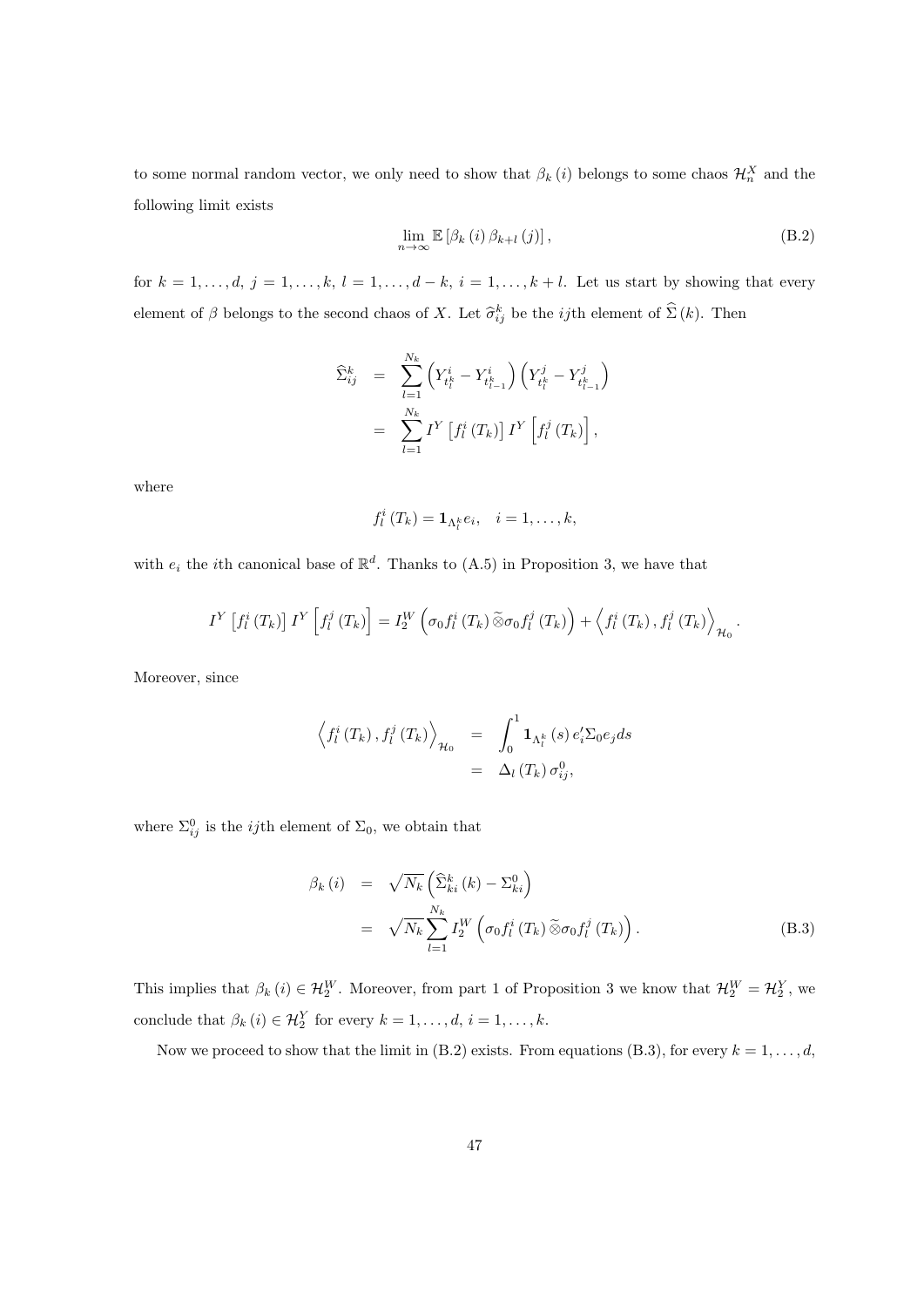to some normal random vector, we only need to show that $\beta_k(i)$ belongs to some chaos $\mathcal{H}_n^X$ and the following limit exists

$$\lim_{n\to\infty} \mathbb{E}\left[\beta_k(i)\,\beta_{k+l}(j)\right], \tag{B.2}$$

for $k = 1, \ldots, d$, $j = 1, \ldots, k$, $l = 1, \ldots, d-k$, $i = 1, \ldots, k+l$. Let us start by showing that every element of $\beta$ belongs to the second chaos of $X$. Let $\widehat{\sigma}_{ij}^k$ be the $ij$th element of $\widehat{\Sigma}(k)$. Then

$$\begin{aligned}
\widehat{\Sigma}_{ij}^k &= \sum_{l=1}^{N_k} \left(Y_{t_l^k}^i - Y_{t_{l-1}^k}^i\right)\left(Y_{t_l^k}^j - Y_{t_{l-1}^k}^j\right) \\
&= \sum_{l=1}^{N_k} I^Y\left[f_l^i(T_k)\right] I^Y\left[f_l^j(T_k)\right],
\end{aligned}$$

where

$$f_l^i(T_k) = \mathbf{1}_{\Lambda_l^k} e_i, \quad i = 1, \ldots, k,$$

with $e_i$ the $i$th canonical base of $\mathbb{R}^d$. Thanks to (A.5) in Proposition 3, we have that

$$I^Y\left[f_l^i(T_k)\right] I^Y\left[f_l^j(T_k)\right] = I_2^W\left(\sigma_0 f_l^i(T_k)\,\widetilde{\otimes}\,\sigma_0 f_l^j(T_k)\right) + \left\langle f_l^i(T_k), f_l^j(T_k)\right\rangle_{\mathcal{H}_0}.$$

Moreover, since

$$\begin{aligned}
\left\langle f_l^i(T_k), f_l^j(T_k)\right\rangle_{\mathcal{H}_0} &= \int_0^1 \mathbf{1}_{\Lambda_l^k}(s)\, e_i' \Sigma_0 e_j\, ds \\
&= \Delta_l(T_k)\,\sigma_{ij}^0,
\end{aligned}$$

where $\Sigma_{ij}^0$ is the $ij$th element of $\Sigma_0$, we obtain that

$$\begin{aligned}
\beta_k(i) &= \sqrt{N_k}\left(\widehat{\Sigma}_{ki}^k(k) - \Sigma_{ki}^0\right) \\
&= \sqrt{N_k}\sum_{l=1}^{N_k} I_2^W\left(\sigma_0 f_l^i(T_k)\,\widetilde{\otimes}\,\sigma_0 f_l^j(T_k)\right).
\end{aligned} \tag{B.3}$$

This implies that $\beta_k(i) \in \mathcal{H}_2^W$. Moreover, from part 1 of Proposition 3 we know that $\mathcal{H}_2^W = \mathcal{H}_2^Y$, we conclude that $\beta_k(i) \in \mathcal{H}_2^Y$ for every $k = 1, \ldots, d$, $i = 1, \ldots, k$.

Now we proceed to show that the limit in (B.2) exists. From equations (B.3), for every $k = 1, \ldots, d$,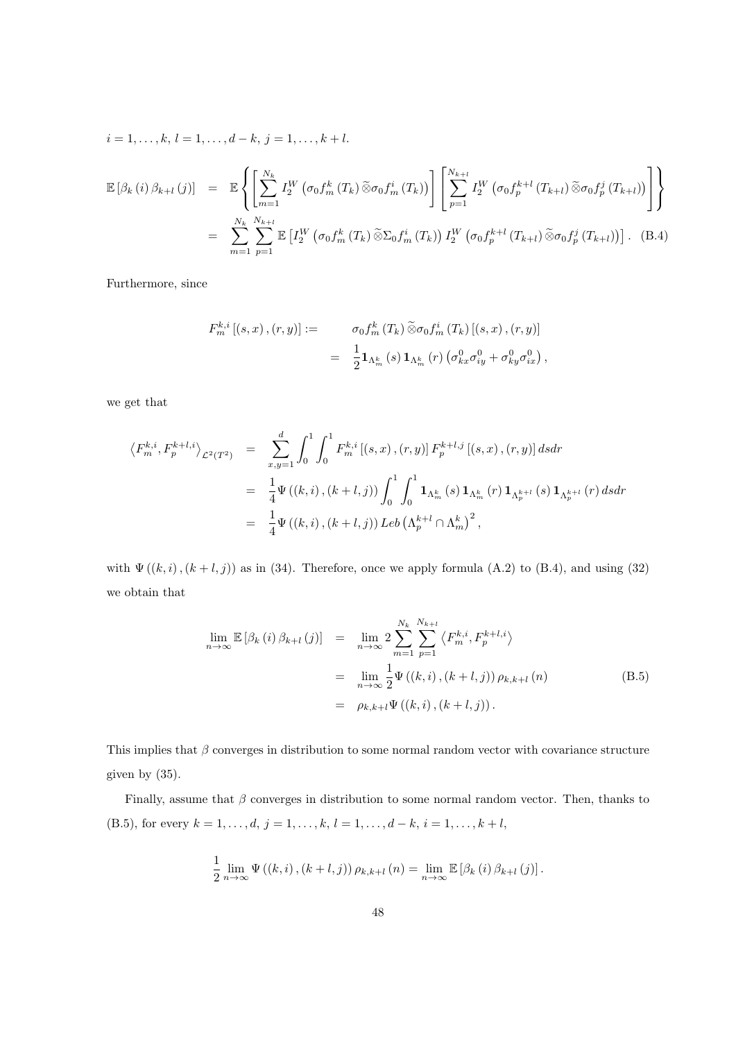$i=1,\ldots,k$, $l=1,\ldots,d-k$, $j=1,\ldots,k+l$.

$$
\begin{aligned}
\mathbb{E}\left[\beta_k(i)\,\beta_{k+l}(j)\right] &= \mathbb{E}\left\{\left[\sum_{m=1}^{N_k} I_2^W\left(\sigma_0 f_m^k\left(T_k\right)\widetilde{\otimes}\sigma_0 f_m^i\left(T_k\right)\right)\right]\left[\sum_{p=1}^{N_{k+l}} I_2^W\left(\sigma_0 f_p^{k+l}\left(T_{k+l}\right)\widetilde{\otimes}\sigma_0 f_p^j\left(T_{k+l}\right)\right)\right]\right\} \\
&= \sum_{m=1}^{N_k}\sum_{p=1}^{N_{k+l}} \mathbb{E}\left[I_2^W\left(\sigma_0 f_m^k\left(T_k\right)\widetilde{\otimes}\Sigma_0 f_m^i\left(T_k\right)\right) I_2^W\left(\sigma_0 f_p^{k+l}\left(T_{k+l}\right)\widetilde{\otimes}\sigma_0 f_p^j\left(T_{k+l}\right)\right)\right]. \quad \text{(B.4)}
\end{aligned}
$$

Furthermore, since

$$
\begin{aligned}
F_m^{k,i}\left[(s,x),(r,y)\right] :=& \quad \sigma_0 f_m^k\left(T_k\right)\widetilde{\otimes}\sigma_0 f_m^i\left(T_k\right)\left[(s,x),(r,y)\right] \\
=& \quad \frac{1}{2}\mathbf{1}_{\Lambda_m^k}(s)\,\mathbf{1}_{\Lambda_m^k}(r)\left(\sigma_{kx}^0\sigma_{iy}^0+\sigma_{ky}^0\sigma_{ix}^0\right),
\end{aligned}
$$

we get that

$$
\begin{aligned}
\left\langle F_m^{k,i},F_p^{k+l,i}\right\rangle_{\mathcal{L}^2(T^2)} &= \sum_{x,y=1}^{d}\int_0^1\int_0^1 F_m^{k,i}\left[(s,x),(r,y)\right]F_p^{k+l,j}\left[(s,x),(r,y)\right]dsdr \\
&= \frac{1}{4}\Psi\left((k,i),(k+l,j)\right)\int_0^1\int_0^1 \mathbf{1}_{\Lambda_m^k}(s)\,\mathbf{1}_{\Lambda_m^k}(r)\,\mathbf{1}_{\Lambda_p^{k+l}}(s)\,\mathbf{1}_{\Lambda_p^{k+l}}(r)\,dsdr \\
&= \frac{1}{4}\Psi\left((k,i),(k+l,j)\right)Leb\left(\Lambda_p^{k+l}\cap\Lambda_m^k\right)^2,
\end{aligned}
$$

with $\Psi\left((k,i),(k+l,j)\right)$ as in (34). Therefore, once we apply formula (A.2) to (B.4), and using (32) we obtain that

$$
\begin{aligned}
\lim_{n\to\infty}\mathbb{E}\left[\beta_k(i)\,\beta_{k+l}(j)\right] &= \lim_{n\to\infty} 2\sum_{m=1}^{N_k}\sum_{p=1}^{N_{k+l}}\left\langle F_m^{k,i},F_p^{k+l,i}\right\rangle \\
&= \lim_{n\to\infty}\frac{1}{2}\Psi\left((k,i),(k+l,j)\right)\rho_{k,k+l}(n) \qquad \text{(B.5)} \\
&= \rho_{k,k+l}\Psi\left((k,i),(k+l,j)\right).
\end{aligned}
$$

This implies that $\beta$ converges in distribution to some normal random vector with covariance structure given by (35).

Finally, assume that $\beta$ converges in distribution to some normal random vector. Then, thanks to (B.5), for every $k=1,\ldots,d$, $j=1,\ldots,k$, $l=1,\ldots,d-k$, $i=1,\ldots,k+l$,

$$
\frac{1}{2}\lim_{n\to\infty}\Psi\left((k,i),(k+l,j)\right)\rho_{k,k+l}(n) = \lim_{n\to\infty}\mathbb{E}\left[\beta_k(i)\,\beta_{k+l}(j)\right].
$$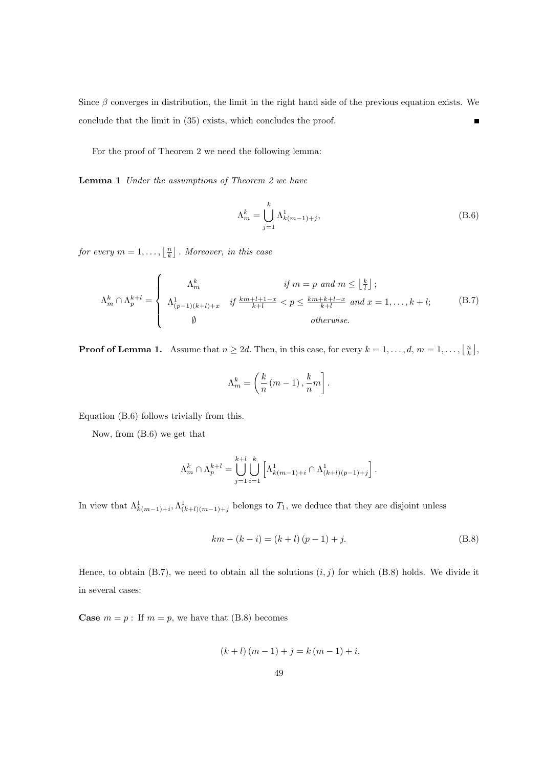Since $\beta$ converges in distribution, the limit in the right hand side of the previous equation exists. We conclude that the limit in (35) exists, which concludes the proof. ∎

For the proof of Theorem 2 we need the following lemma:

**Lemma 1** *Under the assumptions of Theorem 2 we have*

$$\Lambda_m^k = \bigcup_{j=1}^{k} \Lambda_{k(m-1)+j}^1, \tag{B.6}$$

*for every* $m = 1, \ldots, \left\lfloor \frac{n}{k} \right\rfloor$. *Moreover, in this case*

$$\Lambda_m^k \cap \Lambda_p^{k+l} = \begin{cases} \Lambda_m^k & \text{if } m = p \text{ and } m \leq \left\lfloor \frac{k}{l} \right\rfloor; \\ \Lambda_{(p-1)(k+l)+x}^1 & \text{if } \frac{km+l+1-x}{k+l} < p \leq \frac{km+k+l-x}{k+l} \text{ and } x = 1, \ldots, k+l; \\ \emptyset & \text{otherwise.} \end{cases} \tag{B.7}$$

**Proof of Lemma 1.** Assume that $n \geq 2d$. Then, in this case, for every $k = 1, \ldots, d$, $m = 1, \ldots, \left\lfloor \frac{n}{k} \right\rfloor$,

$$\Lambda_m^k = \left( \frac{k}{n}(m-1), \frac{k}{n}m \right].$$

Equation (B.6) follows trivially from this.

Now, from (B.6) we get that

$$\Lambda_m^k \cap \Lambda_p^{k+l} = \bigcup_{j=1}^{k+l} \bigcup_{i=1}^{k} \left[ \Lambda_{k(m-1)+i}^1 \cap \Lambda_{(k+l)(p-1)+j}^1 \right].$$

In view that $\Lambda_{k(m-1)+i}^1, \Lambda_{(k+l)(m-1)+j}^1$ belongs to $T_1$, we deduce that they are disjoint unless

$$km - (k-i) = (k+l)(p-1) + j. \tag{B.8}$$

Hence, to obtain (B.7), we need to obtain all the solutions $(i, j)$ for which (B.8) holds. We divide it in several cases:

**Case** $m = p$ **:** If $m = p$, we have that (B.8) becomes

$$(k+l)(m-1) + j = k(m-1) + i,$$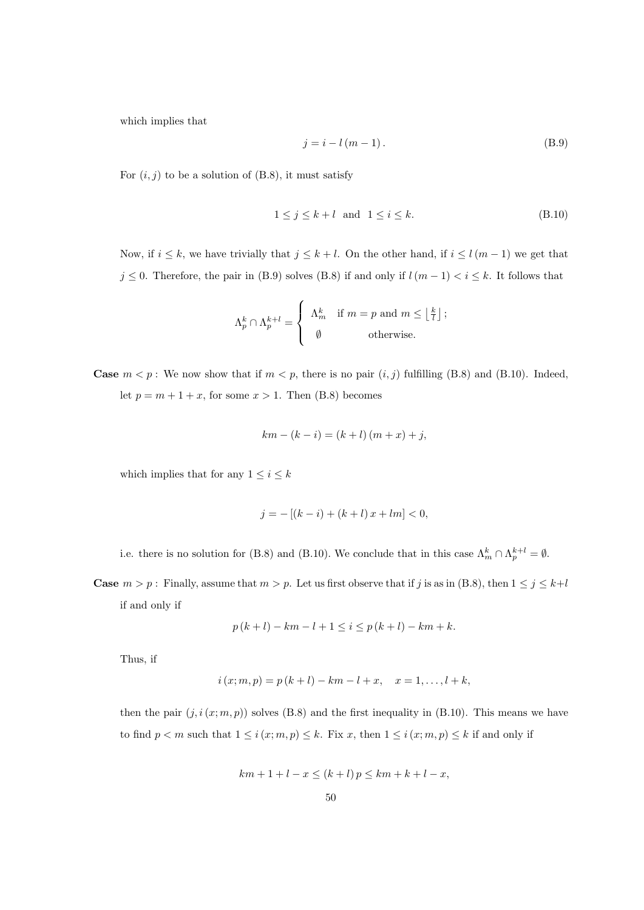which implies that

$$j = i - l\,(m-1)\,. \tag{B.9}$$

For $(i,j)$ to be a solution of (B.8), it must satisfy

$$1 \leq j \leq k+l \ \text{ and } \ 1 \leq i \leq k. \tag{B.10}$$

Now, if $i \leq k$, we have trivially that $j \leq k+l$. On the other hand, if $i \leq l\,(m-1)$ we get that $j \leq 0$. Therefore, the pair in (B.9) solves (B.8) if and only if $l\,(m-1) < i \leq k$. It follows that

$$\Lambda_p^k \cap \Lambda_p^{k+l} = \begin{cases} \Lambda_m^k & \text{if } m = p \text{ and } m \leq \left\lfloor \frac{k}{l} \right\rfloor ; \\ \emptyset & \text{otherwise.} \end{cases}$$

**Case** $m < p$ **:** We now show that if $m < p$, there is no pair $(i,j)$ fulfilling (B.8) and (B.10). Indeed, let $p = m + 1 + x$, for some $x > 1$. Then (B.8) becomes

$$km - (k-i) = (k+l)\,(m+x) + j,$$

which implies that for any $1 \leq i \leq k$

$$j = -\left[(k-i) + (k+l)\,x + lm\right] < 0,$$

i.e. there is no solution for (B.8) and (B.10). We conclude that in this case $\Lambda_m^k \cap \Lambda_p^{k+l} = \emptyset$.

**Case** $m > p$ **:** Finally, assume that $m > p$. Let us first observe that if $j$ is as in (B.8), then $1 \leq j \leq k+l$ if and only if

$$p\,(k+l) - km - l + 1 \leq i \leq p\,(k+l) - km + k.$$

Thus, if

$$i\,(x; m, p) = p\,(k+l) - km - l + x, \quad x = 1, \ldots, l+k,$$

then the pair $(j, i\,(x; m, p))$ solves (B.8) and the first inequality in (B.10). This means we have to find $p < m$ such that $1 \leq i\,(x; m, p) \leq k$. Fix $x$, then $1 \leq i\,(x; m, p) \leq k$ if and only if

$$km + 1 + l - x \leq (k+l)\,p \leq km + k + l - x,$$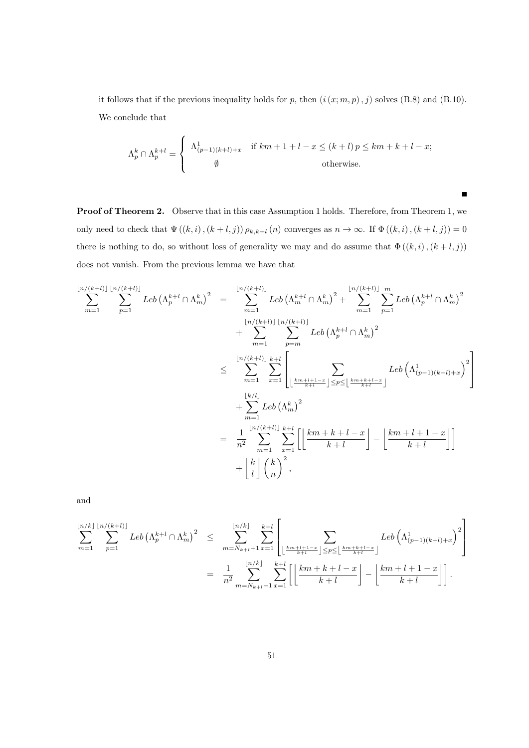it follows that if the previous inequality holds for $p$, then $(i(x;m,p), j)$ solves (B.8) and (B.10). We conclude that

$$
\Lambda_p^k \cap \Lambda_p^{k+l} = \begin{cases} \Lambda^1_{(p-1)(k+l)+x} & \text{if } km+1+l-x \leq (k+l)\,p \leq km+k+l-x; \\ \emptyset & \text{otherwise.} \end{cases}
$$

■

**Proof of Theorem 2.** Observe that in this case Assumption 1 holds. Therefore, from Theorem 1, we only need to check that $\Psi((k,i),(k+l,j))\,\rho_{k,k+l}(n)$ converges as $n \to \infty$. If $\Phi((k,i),(k+l,j)) = 0$ there is nothing to do, so without loss of generality we may and do assume that $\Phi((k,i),(k+l,j))$ does not vanish. From the previous lemma we have that

$$
\begin{aligned}
\sum_{m=1}^{\lfloor n/(k+l)\rfloor} \sum_{p=1}^{\lfloor n/(k+l)\rfloor} Leb\left(\Lambda_p^{k+l} \cap \Lambda_m^k\right)^2 &= \sum_{m=1}^{\lfloor n/(k+l)\rfloor} Leb\left(\Lambda_m^{k+l} \cap \Lambda_m^k\right)^2 + \sum_{m=1}^{\lfloor n/(k+l)\rfloor} \sum_{p=1}^{m} Leb\left(\Lambda_p^{k+l} \cap \Lambda_m^k\right)^2 \\
&\quad + \sum_{m=1}^{\lfloor n/(k+l)\rfloor} \sum_{p=m}^{\lfloor n/(k+l)\rfloor} Leb\left(\Lambda_p^{k+l} \cap \Lambda_m^k\right)^2 \\
&\leq \sum_{m=1}^{\lfloor n/(k+l)\rfloor} \sum_{x=1}^{k+l} \left[ \sum_{\left\lfloor \frac{km+l+1-x}{k+l} \right\rfloor \leq p \leq \left\lfloor \frac{km+k+l-x}{k+l} \right\rfloor} Leb\left(\Lambda^1_{(p-1)(k+l)+x}\right)^2 \right] \\
&\quad + \sum_{m=1}^{\lfloor k/l \rfloor} Leb\left(\Lambda_m^k\right)^2 \\
&= \frac{1}{n^2} \sum_{m=1}^{\lfloor n/(k+l)\rfloor} \sum_{x=1}^{k+l} \left[ \left\lfloor \frac{km+k+l-x}{k+l} \right\rfloor - \left\lfloor \frac{km+l+1-x}{k+l} \right\rfloor \right] \\
&\quad + \left\lfloor \frac{k}{l} \right\rfloor \left(\frac{k}{n}\right)^2,
\end{aligned}
$$

and

$$
\begin{aligned}
\sum_{m=1}^{\lfloor n/k \rfloor} \sum_{p=1}^{\lfloor n/(k+l)\rfloor} Leb\left(\Lambda_p^{k+l} \cap \Lambda_m^k\right)^2 &\leq \sum_{m=N_{k+l}+1}^{\lfloor n/k \rfloor} \sum_{x=1}^{k+l} \left[ \sum_{\left\lfloor \frac{km+l+1-x}{k+l} \right\rfloor \leq p \leq \left\lfloor \frac{km+k+l-x}{k+l} \right\rfloor} Leb\left(\Lambda^1_{(p-1)(k+l)+x}\right)^2 \right] \\
&= \frac{1}{n^2} \sum_{m=N_{k+l}+1}^{\lfloor n/k \rfloor} \sum_{x=1}^{k+l} \left[ \left\lfloor \frac{km+k+l-x}{k+l} \right\rfloor - \left\lfloor \frac{km+l+1-x}{k+l} \right\rfloor \right].
\end{aligned}
$$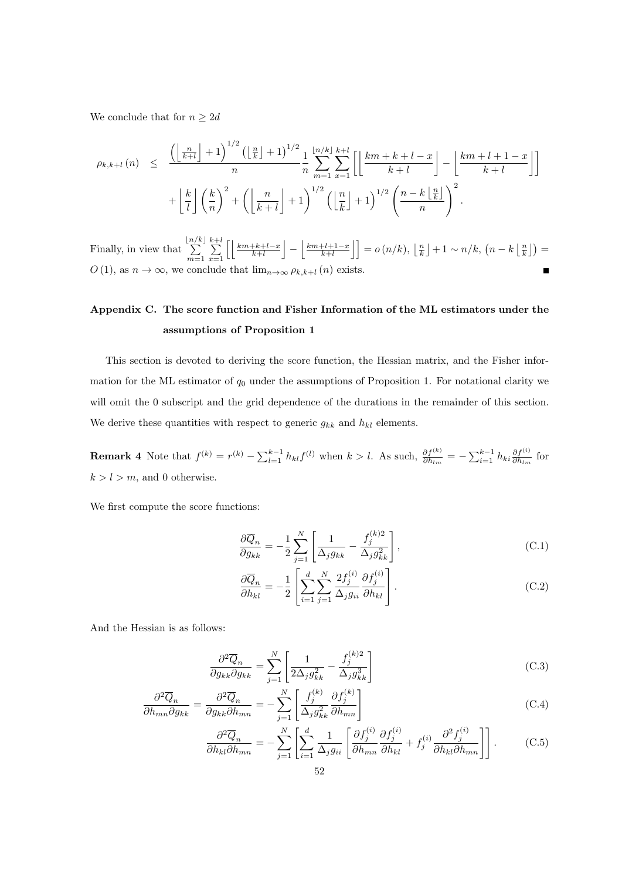We conclude that for $n \geq 2d$

$$
\begin{aligned}
\rho_{k,k+l}(n) \quad \leq \quad & \frac{\left(\left\lfloor \frac{n}{k+l}\right\rfloor + 1\right)^{1/2}\left(\left\lfloor \frac{n}{k}\right\rfloor + 1\right)^{1/2}}{n} \frac{1}{n} \sum_{m=1}^{\lfloor n/k \rfloor} \sum_{x=1}^{k+l} \left[ \left\lfloor \frac{km+k+l-x}{k+l} \right\rfloor - \left\lfloor \frac{km+l+1-x}{k+l} \right\rfloor \right] \\
& + \left\lfloor \frac{k}{l} \right\rfloor \left(\frac{k}{n}\right)^2 + \left(\left\lfloor \frac{n}{k+l}\right\rfloor + 1\right)^{1/2}\left(\left\lfloor \frac{n}{k}\right\rfloor + 1\right)^{1/2} \left(\frac{n - k\left\lfloor \frac{n}{k}\right\rfloor}{n}\right)^2 .
\end{aligned}
$$

Finally, in view that $\sum_{m=1}^{\lfloor n/k \rfloor} \sum_{x=1}^{k+l} \left[ \left\lfloor \frac{km+k+l-x}{k+l} \right\rfloor - \left\lfloor \frac{km+l+1-x}{k+l} \right\rfloor \right] = o(n/k)$, $\left\lfloor \frac{n}{k} \right\rfloor + 1 \sim n/k$, $\left(n - k\left\lfloor \frac{n}{k}\right\rfloor\right) = O(1)$, as $n \to \infty$, we conclude that $\lim_{n\to\infty} \rho_{k,k+l}(n)$ exists. ∎

## Appendix C. The score function and Fisher Information of the ML estimators under the assumptions of Proposition 1

This section is devoted to deriving the score function, the Hessian matrix, and the Fisher information for the ML estimator of $q_0$ under the assumptions of Proposition 1. For notational clarity we will omit the 0 subscript and the grid dependence of the durations in the remainder of this section. We derive these quantities with respect to generic $g_{kk}$ and $h_{kl}$ elements.

**Remark 4** Note that $f^{(k)} = r^{(k)} - \sum_{l=1}^{k-1} h_{kl} f^{(l)}$ when $k > l$. As such, $\frac{\partial f^{(k)}}{\partial h_{lm}} = -\sum_{i=1}^{k-1} h_{ki} \frac{\partial f^{(i)}}{\partial h_{lm}}$ for $k > l > m$, and 0 otherwise.

We first compute the score functions:

$$
\frac{\partial \overline{Q}_n}{\partial g_{kk}} = -\frac{1}{2} \sum_{j=1}^{N} \left[ \frac{1}{\Delta_j g_{kk}} - \frac{f_j^{(k)2}}{\Delta_j g_{kk}^2} \right], \tag{C.1}
$$

$$
\frac{\partial \overline{Q}_n}{\partial h_{kl}} = -\frac{1}{2} \left[ \sum_{i=1}^{d} \sum_{j=1}^{N} \frac{2 f_j^{(i)}}{\Delta_j g_{ii}} \frac{\partial f_j^{(i)}}{\partial h_{kl}} \right]. \tag{C.2}
$$

And the Hessian is as follows:

$$
\frac{\partial^2 \overline{Q}_n}{\partial g_{kk} \partial g_{kk}} = \sum_{j=1}^{N} \left[ \frac{1}{2 \Delta_j g_{kk}^2} - \frac{f_j^{(k)2}}{\Delta_j g_{kk}^3} \right] \tag{C.3}
$$

$$
\frac{\partial^2 \overline{Q}_n}{\partial h_{mn} \partial g_{kk}} = \frac{\partial^2 \overline{Q}_n}{\partial g_{kk} \partial h_{mn}} = -\sum_{j=1}^{N} \left[ \frac{f_j^{(k)}}{\Delta_j g_{kk}^2} \frac{\partial f_j^{(k)}}{\partial h_{mn}} \right] \tag{C.4}
$$

$$
\frac{\partial^2 \overline{Q}_n}{\partial h_{kl} \partial h_{mn}} = -\sum_{j=1}^{N} \left[ \sum_{i=1}^{d} \frac{1}{\Delta_j g_{ii}} \left[ \frac{\partial f_j^{(i)}}{\partial h_{mn}} \frac{\partial f_j^{(i)}}{\partial h_{kl}} + f_j^{(i)} \frac{\partial^2 f_j^{(i)}}{\partial h_{kl} \partial h_{mn}} \right] \right]. \tag{C.5}
$$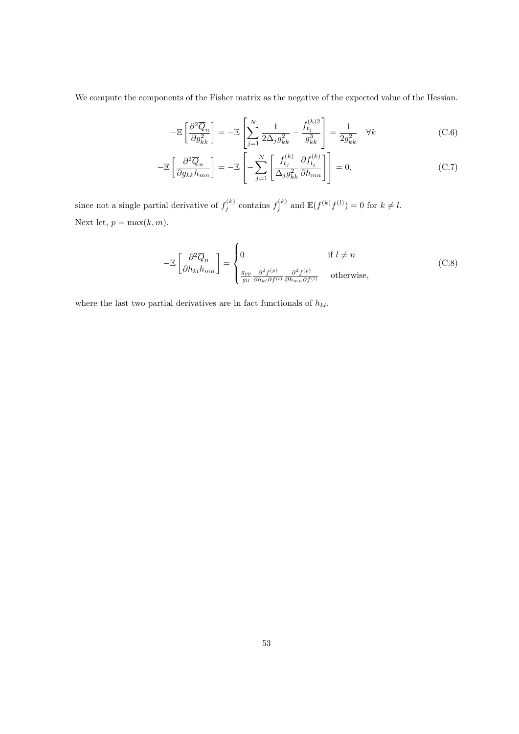We compute the components of the Fisher matrix as the negative of the expected value of the Hessian.

$$
-\mathbb{E}\left[\frac{\partial^2 \overline{Q}_n}{\partial g_{kk}^2}\right] = -\mathbb{E}\left[\sum_{j=1}^{N} \frac{1}{2\Delta_j g_{kk}^2} - \frac{f_{t_j}^{(k)2}}{g_{kk}^3}\right] = \frac{1}{2g_{kk}^2} \quad \forall k \tag{C.6}
$$

$$
-\mathbb{E}\left[\frac{\partial^2 \overline{Q}_n}{\partial g_{kk} h_{mn}}\right] = -\mathbb{E}\left[-\sum_{j=1}^{N}\left[\frac{f_{t_j}^{(k)}}{\Delta_j g_{kk}^2}\frac{\partial f_{t_j}^{(k)}}{\partial h_{mn}}\right]\right] = 0, \tag{C.7}
$$

since not a single partial derivative of $f_j^{(k)}$ contains $f_j^{(k)}$ and $\mathbb{E}(f^{(k)} f^{(l)}) = 0$ for $k \neq l$.

Next let, $p = \max(k, m)$.

$$
-\mathbb{E}\left[\frac{\partial^2 \overline{Q}_n}{\partial h_{kl} h_{mn}}\right] = \begin{cases} 0 & \text{if } l \neq n \\ \frac{g_{pp}}{g_{ll}} \frac{\partial^2 f^{(p)}}{\partial h_{kl} \partial f^{(l)}} \frac{\partial^2 f^{(p)}}{\partial h_{mn} \partial f^{(l)}} & \text{otherwise,} \end{cases} \tag{C.8}
$$

where the last two partial derivatives are in fact functionals of $h_{kl}$.